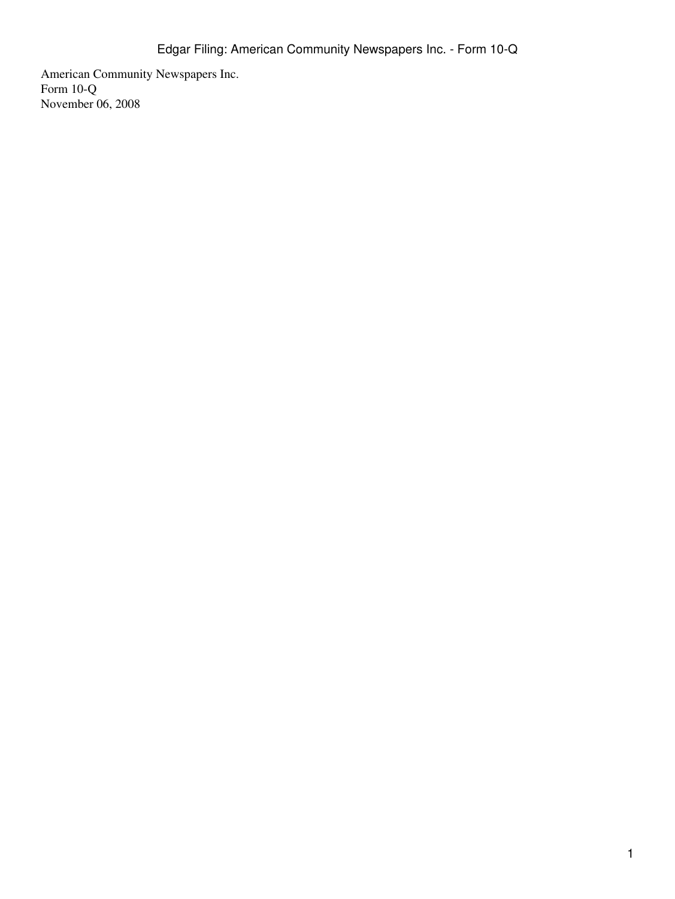American Community Newspapers Inc.
Form 10-Q
November 06, 2008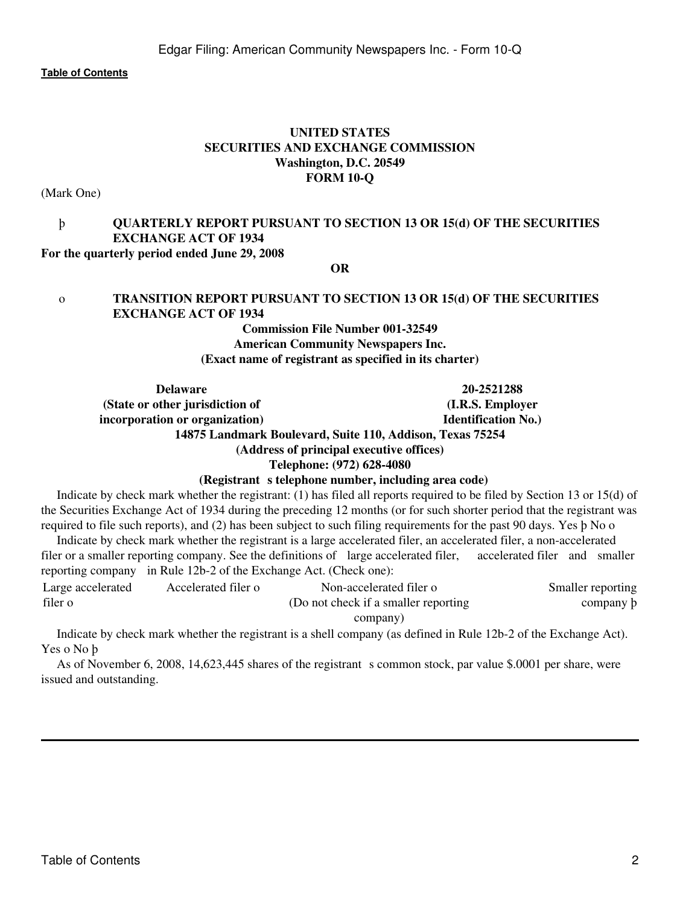**UNITED STATES**
**SECURITIES AND EXCHANGE COMMISSION**
**Washington, D.C. 20549**
**FORM 10-Q**

(Mark One)

þ **QUARTERLY REPORT PURSUANT TO SECTION 13 OR 15(d) OF THE SECURITIES EXCHANGE ACT OF 1934**

**For the quarterly period ended June 29, 2008**

**OR**

o **TRANSITION REPORT PURSUANT TO SECTION 13 OR 15(d) OF THE SECURITIES EXCHANGE ACT OF 1934**

**Commission File Number 001-32549**

**American Community Newspapers Inc.**
**(Exact name of registrant as specified in its charter)**

| **Delaware** | **20-2521288** |
|---|---|
| **(State or other jurisdiction of incorporation or organization)** | **(I.R.S. Employer Identification No.)** |

**14875 Landmark Boulevard, Suite 110, Addison, Texas 75254**
**(Address of principal executive offices)**
**Telephone: (972) 628-4080**
**(Registrant s telephone number, including area code)**

Indicate by check mark whether the registrant: (1) has filed all reports required to be filed by Section 13 or 15(d) of the Securities Exchange Act of 1934 during the preceding 12 months (or for such shorter period that the registrant was required to file such reports), and (2) has been subject to such filing requirements for the past 90 days. Yes þ No o

Indicate by check mark whether the registrant is a large accelerated filer, an accelerated filer, a non-accelerated filer or a smaller reporting company. See the definitions of large accelerated filer, accelerated filer and smaller reporting company in Rule 12b-2 of the Exchange Act. (Check one):

| Large accelerated filer o | Accelerated filer o | Non-accelerated filer o (Do not check if a smaller reporting company) | Smaller reporting company þ |
|---|---|---|---|

Indicate by check mark whether the registrant is a shell company (as defined in Rule 12b-2 of the Exchange Act). Yes o No þ

As of November 6, 2008, 14,623,445 shares of the registrant s common stock, par value $.0001 per share, were issued and outstanding.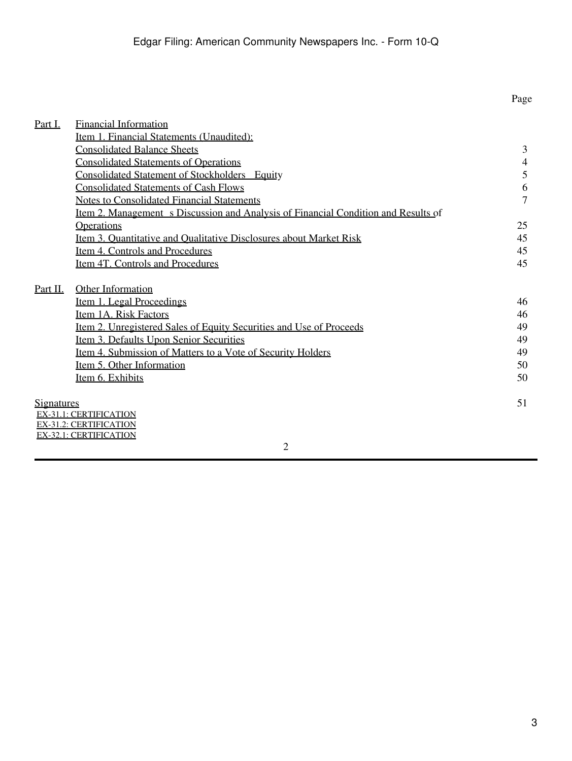| | | Page |
|---|---|---|
| Part I. | Financial Information | |
| | Item 1. Financial Statements (Unaudited): | |
| | Consolidated Balance Sheets | 3 |
| | Consolidated Statements of Operations | 4 |
| | Consolidated Statement of Stockholders Equity | 5 |
| | Consolidated Statements of Cash Flows | 6 |
| | Notes to Consolidated Financial Statements | 7 |
| | Item 2. Management s Discussion and Analysis of Financial Condition and Results of Operations | 25 |
| | Item 3. Quantitative and Qualitative Disclosures about Market Risk | 45 |
| | Item 4. Controls and Procedures | 45 |
| | Item 4T. Controls and Procedures | 45 |
| Part II. | Other Information | |
| | Item 1. Legal Proceedings | 46 |
| | Item 1A. Risk Factors | 46 |
| | Item 2. Unregistered Sales of Equity Securities and Use of Proceeds | 49 |
| | Item 3. Defaults Upon Senior Securities | 49 |
| | Item 4. Submission of Matters to a Vote of Security Holders | 49 |
| | Item 5. Other Information | 50 |
| | Item 6. Exhibits | 50 |
| Signatures | | 51 |

EX-31.1: CERTIFICATION
EX-31.2: CERTIFICATION
EX-32.1: CERTIFICATION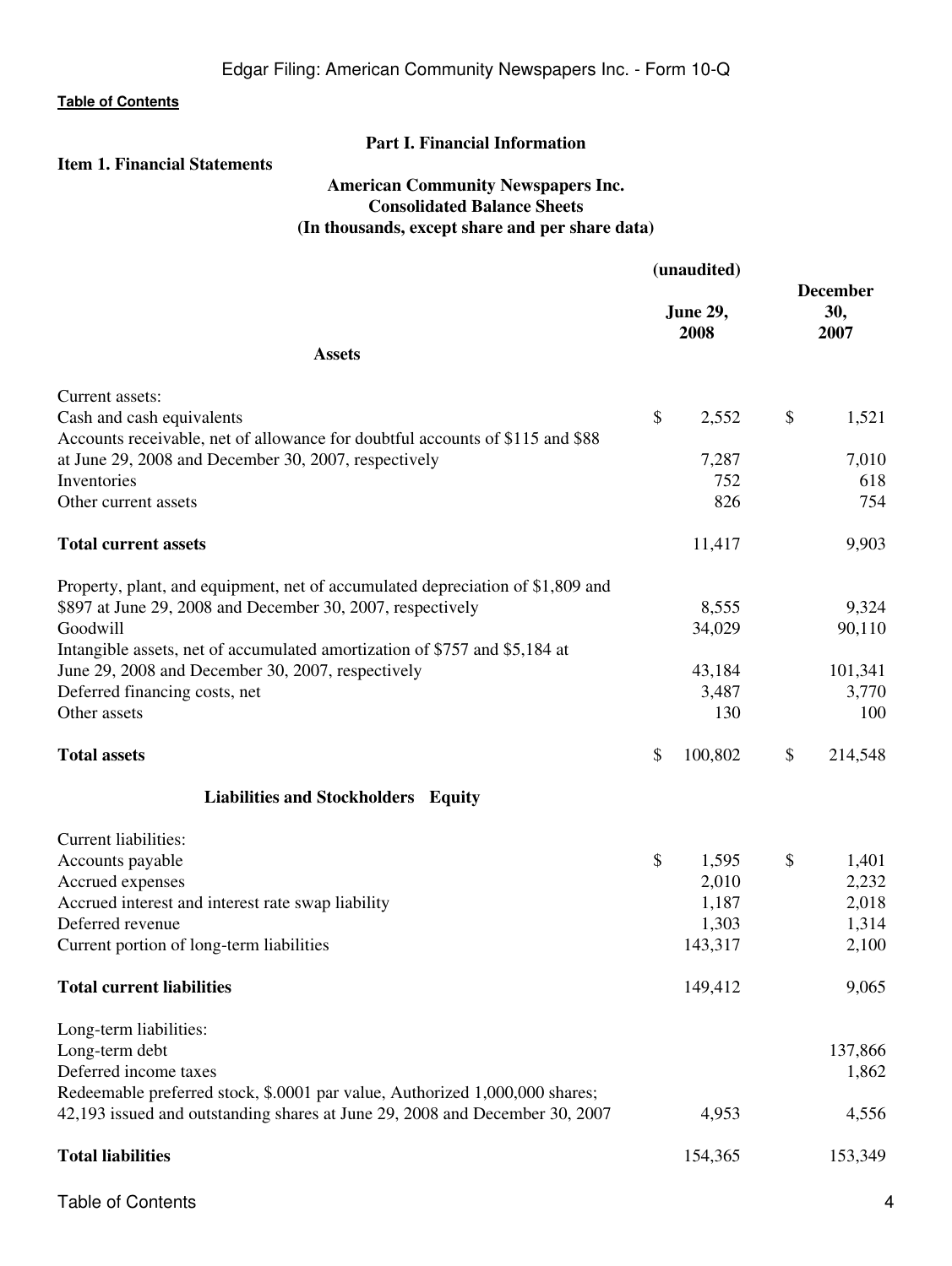[Table of Contents](#)

## Part I. Financial Information

### Item 1. Financial Statements

**American Community Newspapers Inc.**
**Consolidated Balance Sheets**
**(In thousands, except share and per share data)**

| | (unaudited) June 29, 2008 | December 30, 2007 |
|---|---|---|
| **Assets** | | |
| Current assets: | | |
| Cash and cash equivalents | $ 2,552 | $ 1,521 |
| Accounts receivable, net of allowance for doubtful accounts of $115 and $88 at June 29, 2008 and December 30, 2007, respectively | 7,287 | 7,010 |
| Inventories | 752 | 618 |
| Other current assets | 826 | 754 |
| **Total current assets** | 11,417 | 9,903 |
| Property, plant, and equipment, net of accumulated depreciation of $1,809 and $897 at June 29, 2008 and December 30, 2007, respectively | 8,555 | 9,324 |
| Goodwill | 34,029 | 90,110 |
| Intangible assets, net of accumulated amortization of $757 and $5,184 at June 29, 2008 and December 30, 2007, respectively | 43,184 | 101,341 |
| Deferred financing costs, net | 3,487 | 3,770 |
| Other assets | 130 | 100 |
| **Total assets** | $ 100,802 | $ 214,548 |
| **Liabilities and Stockholders Equity** | | |
| Current liabilities: | | |
| Accounts payable | $ 1,595 | $ 1,401 |
| Accrued expenses | 2,010 | 2,232 |
| Accrued interest and interest rate swap liability | 1,187 | 2,018 |
| Deferred revenue | 1,303 | 1,314 |
| Current portion of long-term liabilities | 143,317 | 2,100 |
| **Total current liabilities** | 149,412 | 9,065 |
| Long-term liabilities: | | |
| Long-term debt | | 137,866 |
| Deferred income taxes | | 1,862 |
| Redeemable preferred stock, $.0001 par value, Authorized 1,000,000 shares; 42,193 issued and outstanding shares at June 29, 2008 and December 30, 2007 | 4,953 | 4,556 |
| **Total liabilities** | 154,365 | 153,349 |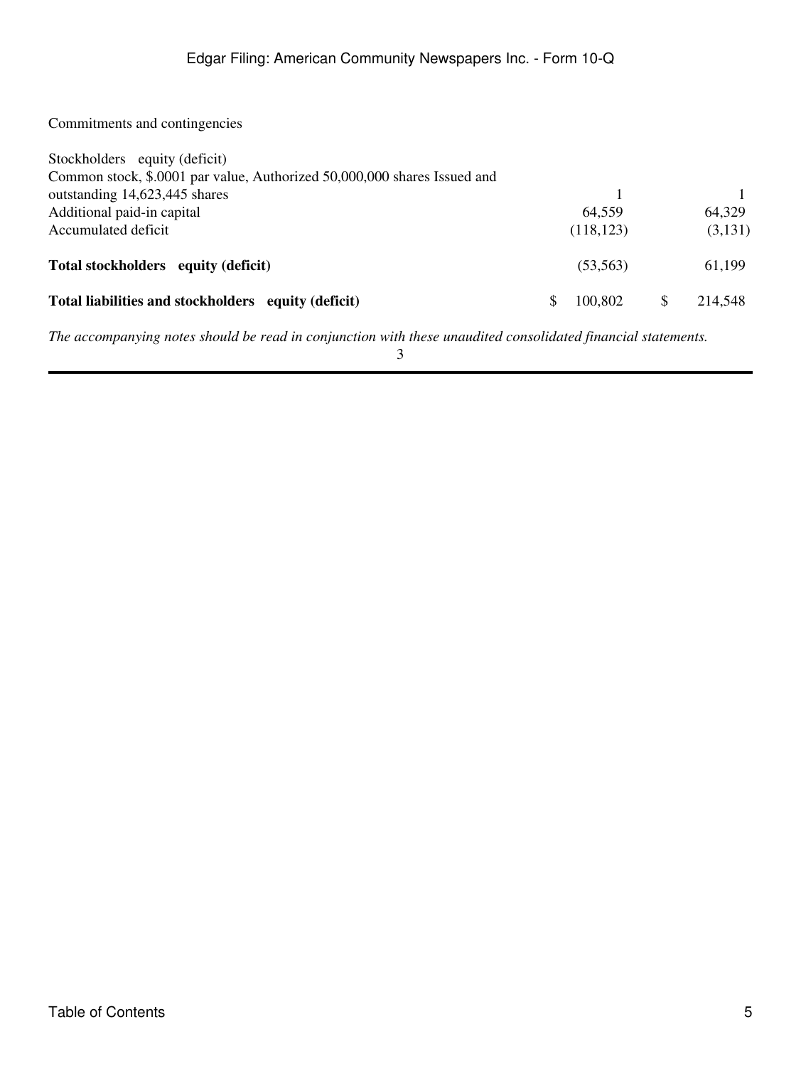| | | |
|---|---|---|
| Commitments and contingencies | | |
| Stockholders equity (deficit) | | |
| Common stock, $.0001 par value, Authorized 50,000,000 shares Issued and outstanding 14,623,445 shares | 1 | 1 |
| Additional paid-in capital | 64,559 | 64,329 |
| Accumulated deficit | (118,123) | (3,131) |
| **Total stockholders equity (deficit)** | (53,563) | 61,199 |
| **Total liabilities and stockholders equity (deficit)** | $ 100,802 | $ 214,548 |

*The accompanying notes should be read in conjunction with these unaudited consolidated financial statements.*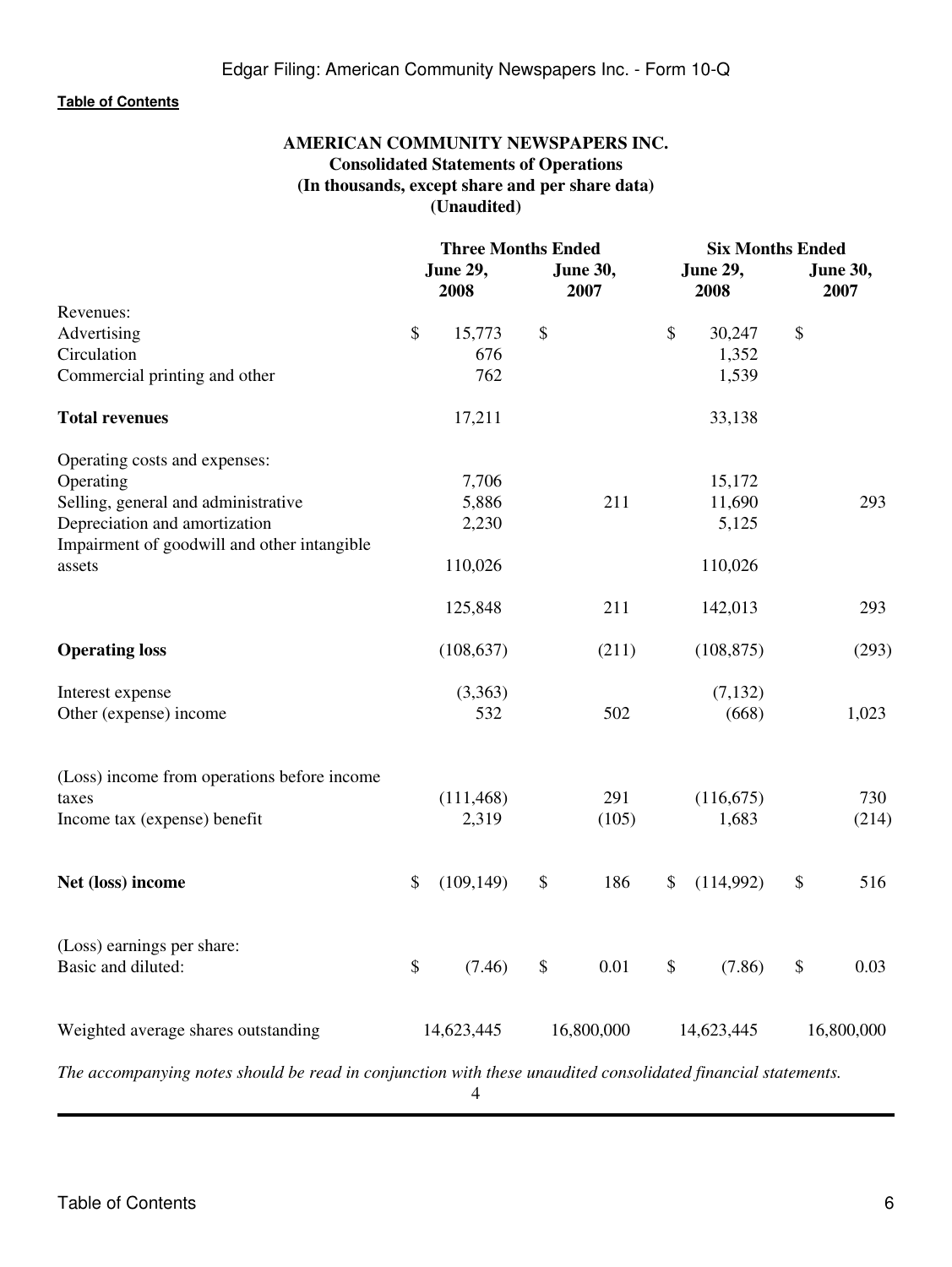[Table of Contents]

**AMERICAN COMMUNITY NEWSPAPERS INC.**
**Consolidated Statements of Operations**
**(In thousands, except share and per share data)**
**(Unaudited)**

| | Three Months Ended | | Six Months Ended | |
|---|---|---|---|---|
| | **June 29, 2008** | **June 30, 2007** | **June 29, 2008** | **June 30, 2007** |
| Revenues: | | | | |
| Advertising | $ 15,773 | $ | $ 30,247 | $ |
| Circulation | 676 | | 1,352 | |
| Commercial printing and other | 762 | | 1,539 | |
| **Total revenues** | 17,211 | | 33,138 | |
| Operating costs and expenses: | | | | |
| Operating | 7,706 | | 15,172 | |
| Selling, general and administrative | 5,886 | 211 | 11,690 | 293 |
| Depreciation and amortization | 2,230 | | 5,125 | |
| Impairment of goodwill and other intangible assets | 110,026 | | 110,026 | |
| | 125,848 | 211 | 142,013 | 293 |
| **Operating loss** | (108,637) | (211) | (108,875) | (293) |
| Interest expense | (3,363) | | (7,132) | |
| Other (expense) income | 532 | 502 | (668) | 1,023 |
| (Loss) income from operations before income taxes | (111,468) | 291 | (116,675) | 730 |
| Income tax (expense) benefit | 2,319 | (105) | 1,683 | (214) |
| **Net (loss) income** | $ (109,149) | $ 186 | $ (114,992) | $ 516 |
| (Loss) earnings per share: | | | | |
| Basic and diluted: | $ (7.46) | $ 0.01 | $ (7.86) | $ 0.03 |
| Weighted average shares outstanding | 14,623,445 | 16,800,000 | 14,623,445 | 16,800,000 |

*The accompanying notes should be read in conjunction with these unaudited consolidated financial statements.*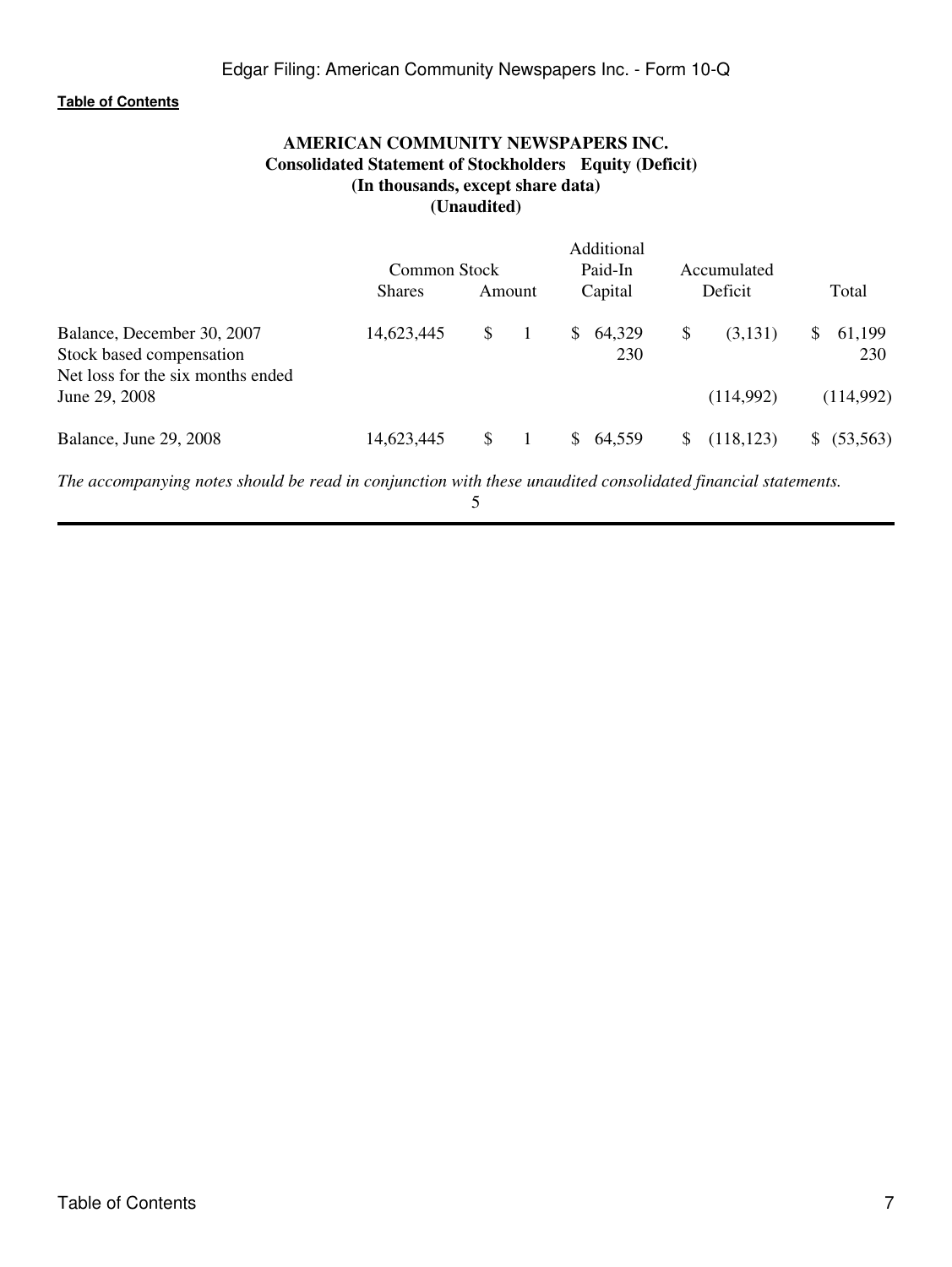**Table of Contents**

# AMERICAN COMMUNITY NEWSPAPERS INC.
## Consolidated Statement of Stockholders Equity (Deficit)
### (In thousands, except share data)
### (Unaudited)

| | Common Stock | | Additional Paid-In | Accumulated | |
|---|---|---|---|---|---|
| | Shares | Amount | Capital | Deficit | Total |
| Balance, December 30, 2007 | 14,623,445 | $ 1 | $ 64,329 | $ (3,131) | $ 61,199 |
| Stock based compensation | | | 230 | | 230 |
| Net loss for the six months ended June 29, 2008 | | | | (114,992) | (114,992) |
| Balance, June 29, 2008 | 14,623,445 | $ 1 | $ 64,559 | $ (118,123) | $ (53,563) |

*The accompanying notes should be read in conjunction with these unaudited consolidated financial statements.*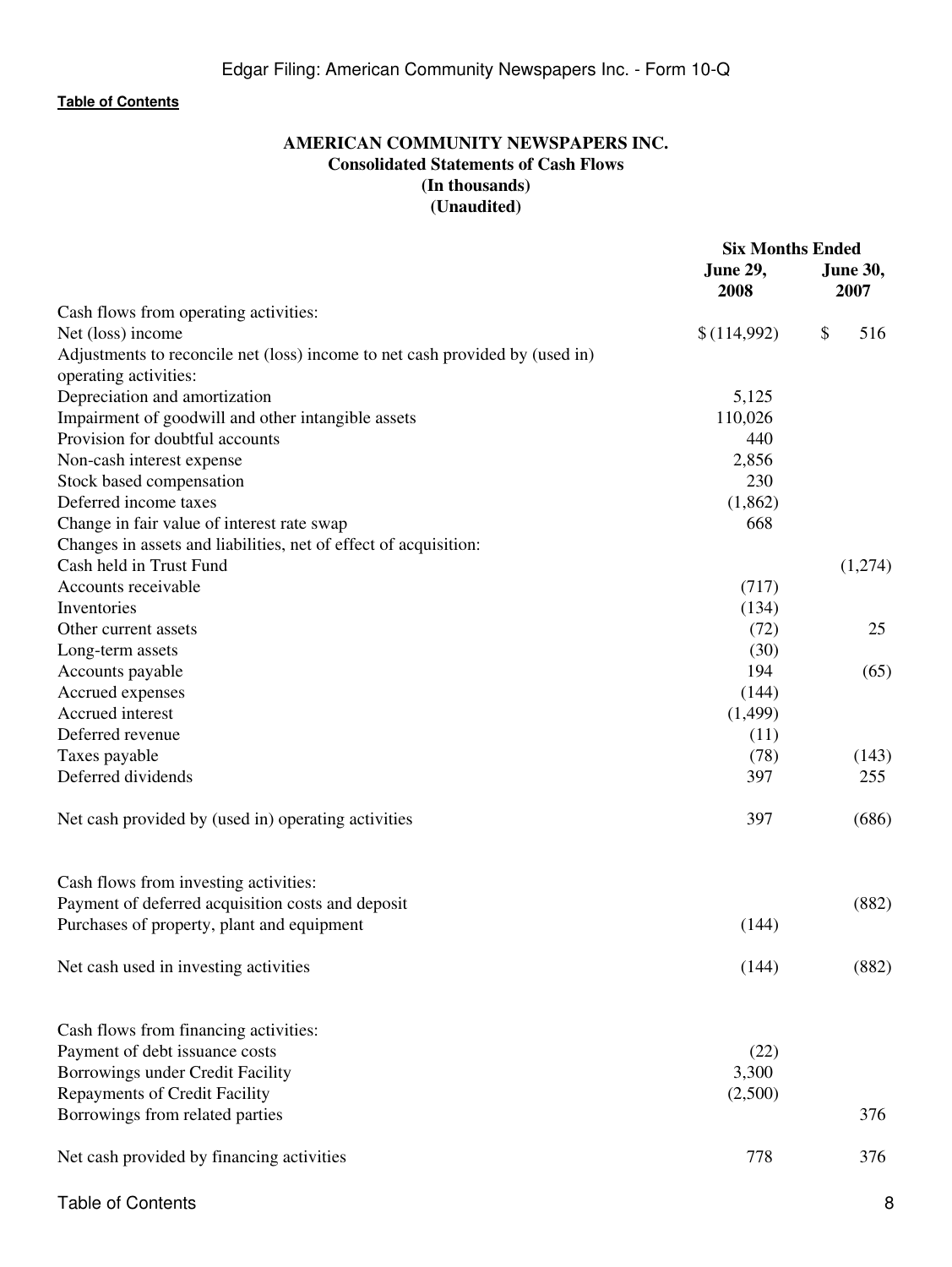[Table of Contents](#)

**AMERICAN COMMUNITY NEWSPAPERS INC.**
**Consolidated Statements of Cash Flows**
**(In thousands)**
**(Unaudited)**

| | Six Months Ended | |
|---|---|---|
| | **June 29, 2008** | **June 30, 2007** |
| Cash flows from operating activities: | | |
| Net (loss) income | $ (114,992) | $ 516 |
| Adjustments to reconcile net (loss) income to net cash provided by (used in) operating activities: | | |
| Depreciation and amortization | 5,125 | |
| Impairment of goodwill and other intangible assets | 110,026 | |
| Provision for doubtful accounts | 440 | |
| Non-cash interest expense | 2,856 | |
| Stock based compensation | 230 | |
| Deferred income taxes | (1,862) | |
| Change in fair value of interest rate swap | 668 | |
| Changes in assets and liabilities, net of effect of acquisition: | | |
| Cash held in Trust Fund | | (1,274) |
| Accounts receivable | (717) | |
| Inventories | (134) | |
| Other current assets | (72) | 25 |
| Long-term assets | (30) | |
| Accounts payable | 194 | (65) |
| Accrued expenses | (144) | |
| Accrued interest | (1,499) | |
| Deferred revenue | (11) | |
| Taxes payable | (78) | (143) |
| Deferred dividends | 397 | 255 |
| Net cash provided by (used in) operating activities | 397 | (686) |
| Cash flows from investing activities: | | |
| Payment of deferred acquisition costs and deposit | | (882) |
| Purchases of property, plant and equipment | (144) | |
| Net cash used in investing activities | (144) | (882) |
| Cash flows from financing activities: | | |
| Payment of debt issuance costs | (22) | |
| Borrowings under Credit Facility | 3,300 | |
| Repayments of Credit Facility | (2,500) | |
| Borrowings from related parties | | 376 |
| Net cash provided by financing activities | 778 | 376 |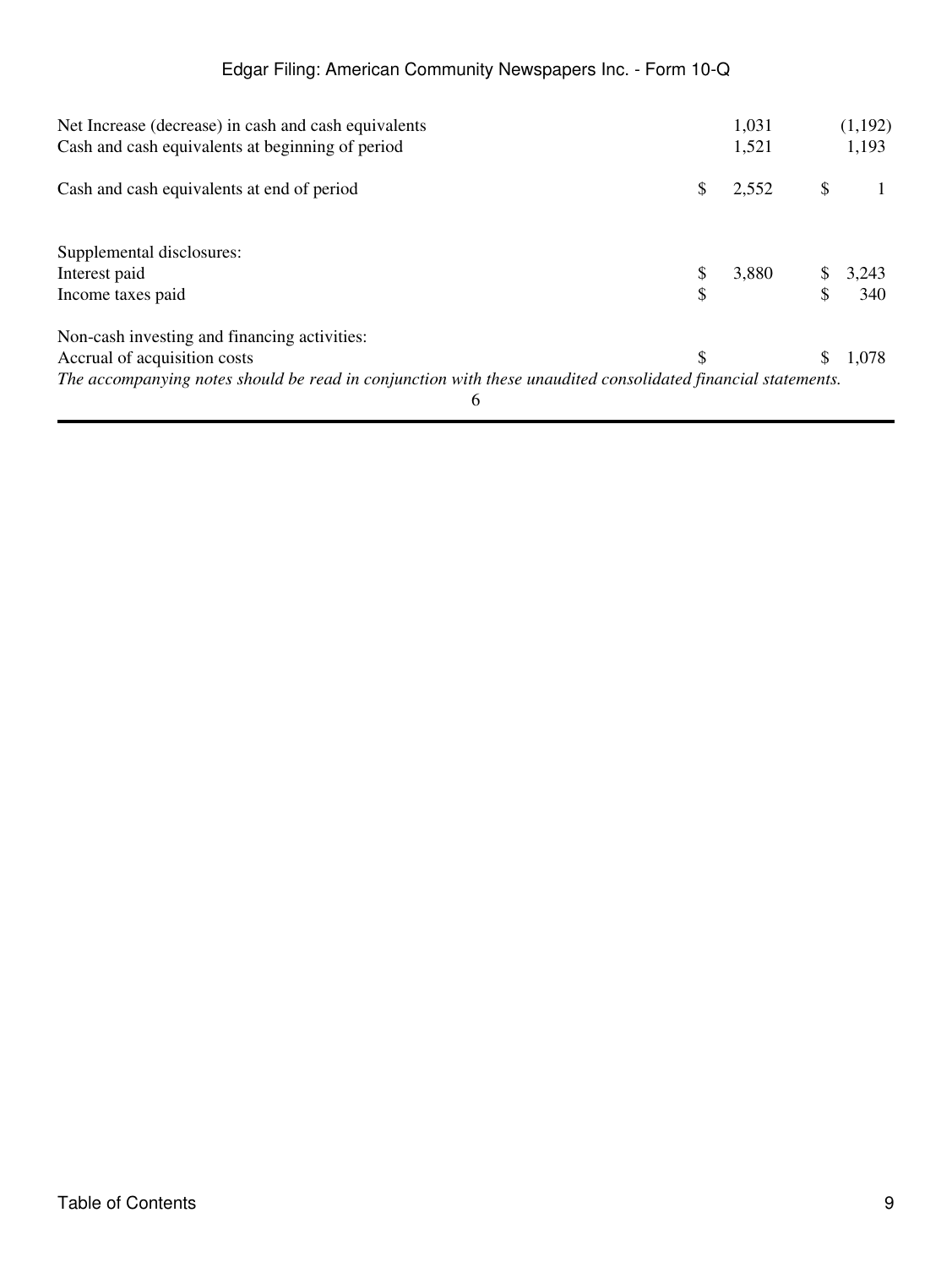| | | |
|---|---|---|
| Net Increase (decrease) in cash and cash equivalents | 1,031 | (1,192) |
| Cash and cash equivalents at beginning of period | 1,521 | 1,193 |
| Cash and cash equivalents at end of period | $ 2,552 | $ 1 |
| | | |
| Supplemental disclosures: | | |
| Interest paid | $ 3,880 | $ 3,243 |
| Income taxes paid | $ | $ 340 |
| | | |
| Non-cash investing and financing activities: | | |
| Accrual of acquisition costs | $ | $ 1,078 |

*The accompanying notes should be read in conjunction with these unaudited consolidated financial statements.*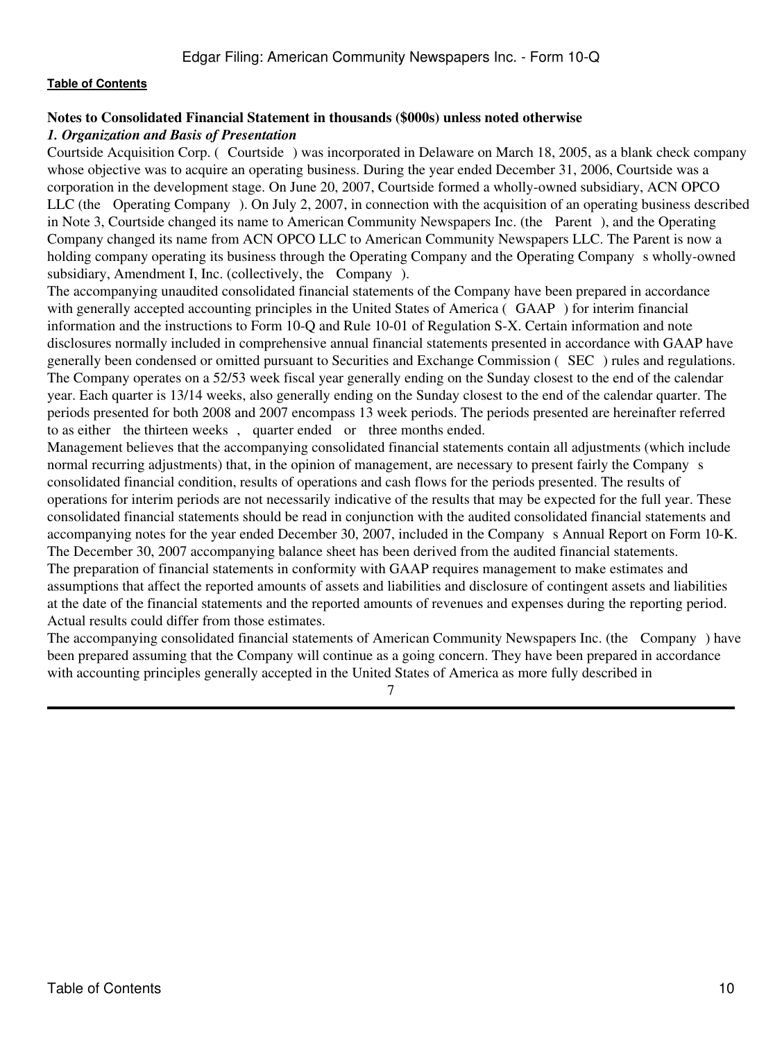[Table of Contents](#)

**Notes to Consolidated Financial Statement in thousands ($000s) unless noted otherwise**

***1. Organization and Basis of Presentation***

Courtside Acquisition Corp. ( Courtside ) was incorporated in Delaware on March 18, 2005, as a blank check company whose objective was to acquire an operating business. During the year ended December 31, 2006, Courtside was a corporation in the development stage. On June 20, 2007, Courtside formed a wholly-owned subsidiary, ACN OPCO LLC (the Operating Company ). On July 2, 2007, in connection with the acquisition of an operating business described in Note 3, Courtside changed its name to American Community Newspapers Inc. (the Parent ), and the Operating Company changed its name from ACN OPCO LLC to American Community Newspapers LLC. The Parent is now a holding company operating its business through the Operating Company and the Operating Company s wholly-owned subsidiary, Amendment I, Inc. (collectively, the Company ).

The accompanying unaudited consolidated financial statements of the Company have been prepared in accordance with generally accepted accounting principles in the United States of America ( GAAP ) for interim financial information and the instructions to Form 10-Q and Rule 10-01 of Regulation S-X. Certain information and note disclosures normally included in comprehensive annual financial statements presented in accordance with GAAP have generally been condensed or omitted pursuant to Securities and Exchange Commission ( SEC ) rules and regulations. The Company operates on a 52/53 week fiscal year generally ending on the Sunday closest to the end of the calendar year. Each quarter is 13/14 weeks, also generally ending on the Sunday closest to the end of the calendar quarter. The periods presented for both 2008 and 2007 encompass 13 week periods. The periods presented are hereinafter referred to as either the thirteen weeks , quarter ended or three months ended.

Management believes that the accompanying consolidated financial statements contain all adjustments (which include normal recurring adjustments) that, in the opinion of management, are necessary to present fairly the Company s consolidated financial condition, results of operations and cash flows for the periods presented. The results of operations for interim periods are not necessarily indicative of the results that may be expected for the full year. These consolidated financial statements should be read in conjunction with the audited consolidated financial statements and accompanying notes for the year ended December 30, 2007, included in the Company s Annual Report on Form 10-K. The December 30, 2007 accompanying balance sheet has been derived from the audited financial statements.

The preparation of financial statements in conformity with GAAP requires management to make estimates and assumptions that affect the reported amounts of assets and liabilities and disclosure of contingent assets and liabilities at the date of the financial statements and the reported amounts of revenues and expenses during the reporting period. Actual results could differ from those estimates.

The accompanying consolidated financial statements of American Community Newspapers Inc. (the Company ) have been prepared assuming that the Company will continue as a going concern. They have been prepared in accordance with accounting principles generally accepted in the United States of America as more fully described in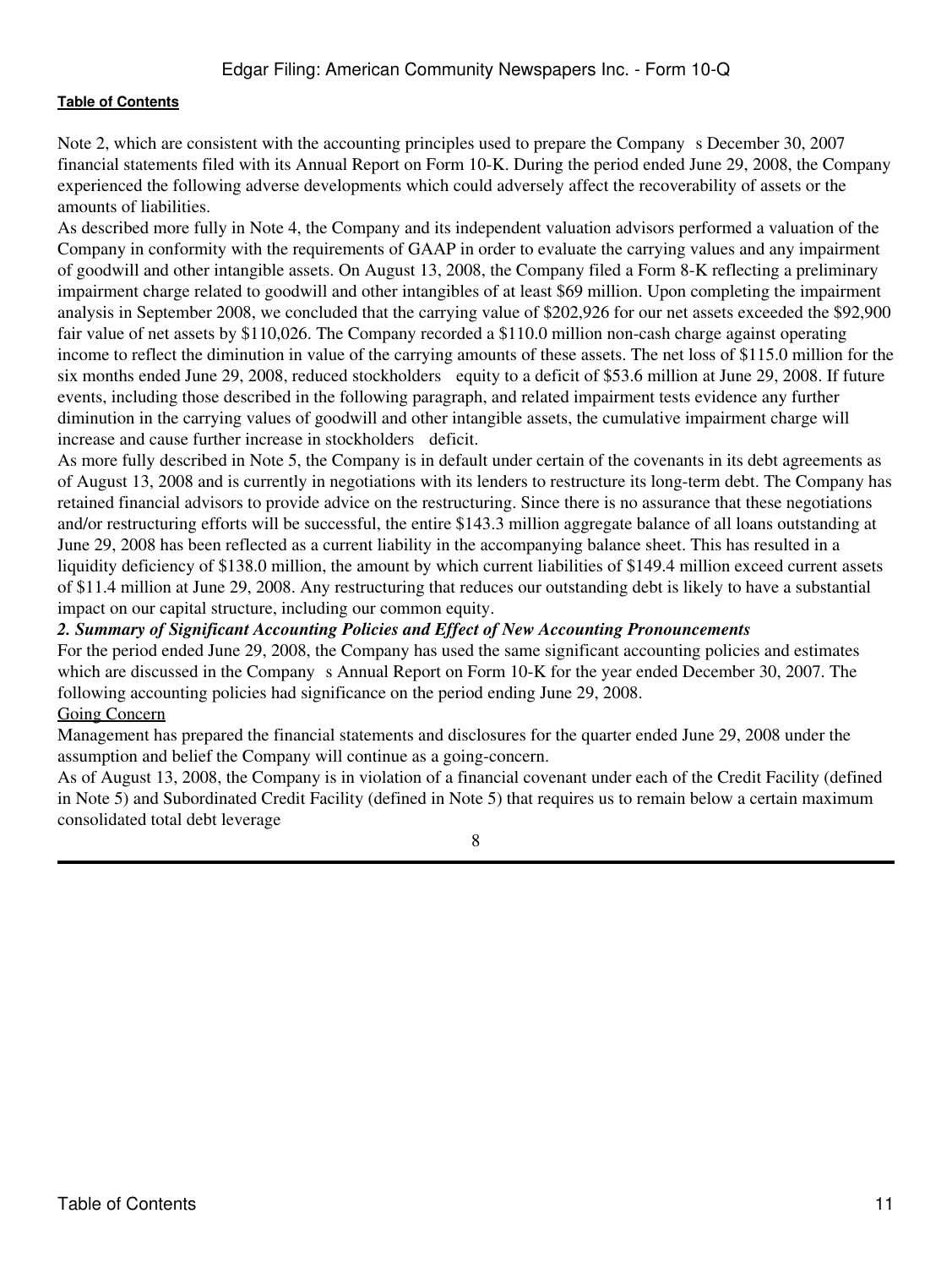Note 2, which are consistent with the accounting principles used to prepare the Company s December 30, 2007 financial statements filed with its Annual Report on Form 10-K. During the period ended June 29, 2008, the Company experienced the following adverse developments which could adversely affect the recoverability of assets or the amounts of liabilities.

As described more fully in Note 4, the Company and its independent valuation advisors performed a valuation of the Company in conformity with the requirements of GAAP in order to evaluate the carrying values and any impairment of goodwill and other intangible assets. On August 13, 2008, the Company filed a Form 8-K reflecting a preliminary impairment charge related to goodwill and other intangibles of at least $69 million. Upon completing the impairment analysis in September 2008, we concluded that the carrying value of $202,926 for our net assets exceeded the $92,900 fair value of net assets by $110,026. The Company recorded a $110.0 million non-cash charge against operating income to reflect the diminution in value of the carrying amounts of these assets. The net loss of $115.0 million for the six months ended June 29, 2008, reduced stockholders equity to a deficit of $53.6 million at June 29, 2008. If future events, including those described in the following paragraph, and related impairment tests evidence any further diminution in the carrying values of goodwill and other intangible assets, the cumulative impairment charge will increase and cause further increase in stockholders deficit.

As more fully described in Note 5, the Company is in default under certain of the covenants in its debt agreements as of August 13, 2008 and is currently in negotiations with its lenders to restructure its long-term debt. The Company has retained financial advisors to provide advice on the restructuring. Since there is no assurance that these negotiations and/or restructuring efforts will be successful, the entire $143.3 million aggregate balance of all loans outstanding at June 29, 2008 has been reflected as a current liability in the accompanying balance sheet. This has resulted in a liquidity deficiency of $138.0 million, the amount by which current liabilities of $149.4 million exceed current assets of $11.4 million at June 29, 2008. Any restructuring that reduces our outstanding debt is likely to have a substantial impact on our capital structure, including our common equity.

### *2. Summary of Significant Accounting Policies and Effect of New Accounting Pronouncements*

For the period ended June 29, 2008, the Company has used the same significant accounting policies and estimates which are discussed in the Company s Annual Report on Form 10-K for the year ended December 30, 2007. The following accounting policies had significance on the period ending June 29, 2008.

Going Concern

Management has prepared the financial statements and disclosures for the quarter ended June 29, 2008 under the assumption and belief the Company will continue as a going-concern.

As of August 13, 2008, the Company is in violation of a financial covenant under each of the Credit Facility (defined in Note 5) and Subordinated Credit Facility (defined in Note 5) that requires us to remain below a certain maximum consolidated total debt leverage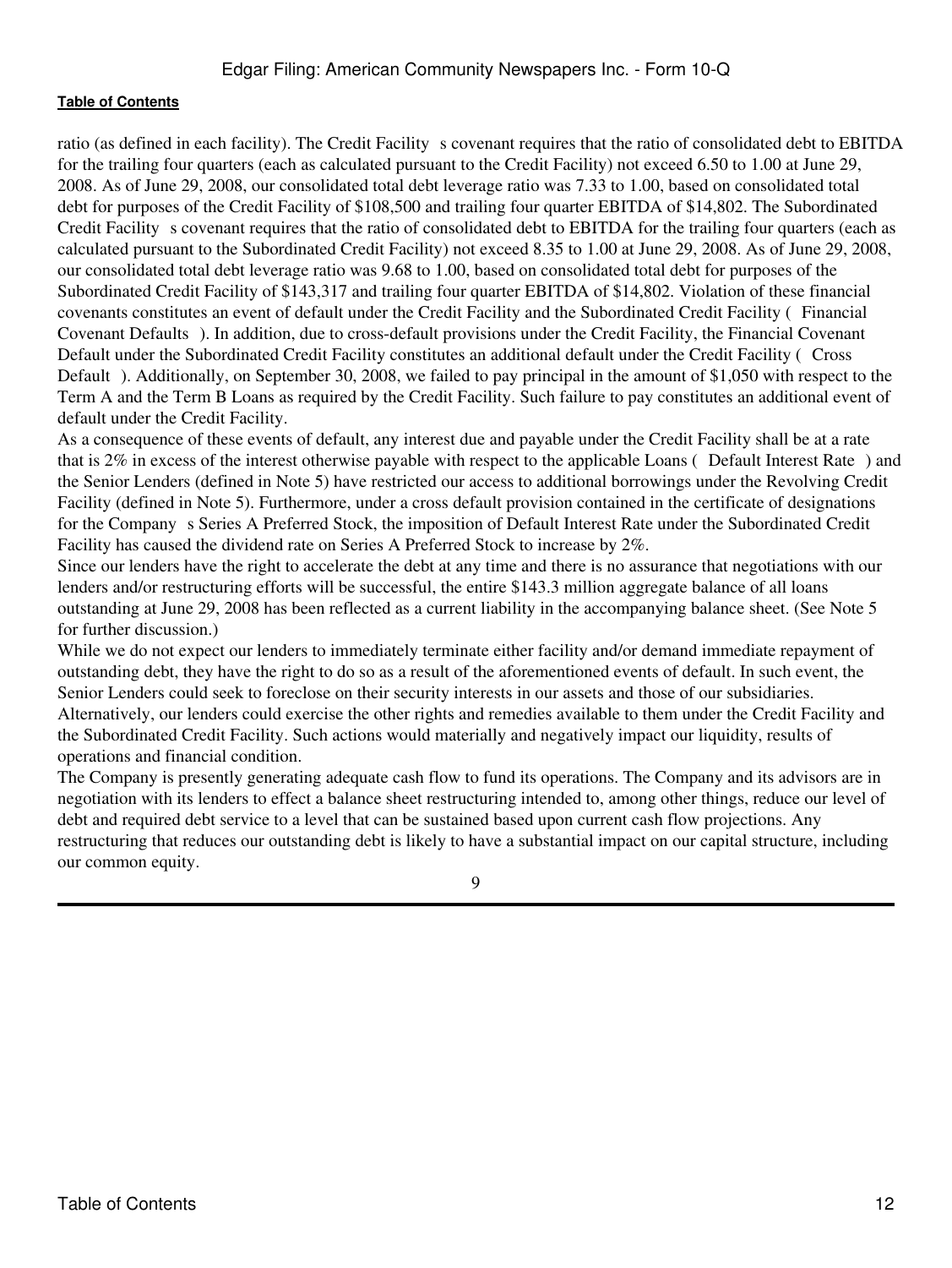ratio (as defined in each facility). The Credit Facility s covenant requires that the ratio of consolidated debt to EBITDA for the trailing four quarters (each as calculated pursuant to the Credit Facility) not exceed 6.50 to 1.00 at June 29, 2008. As of June 29, 2008, our consolidated total debt leverage ratio was 7.33 to 1.00, based on consolidated total debt for purposes of the Credit Facility of $108,500 and trailing four quarter EBITDA of $14,802. The Subordinated Credit Facility s covenant requires that the ratio of consolidated debt to EBITDA for the trailing four quarters (each as calculated pursuant to the Subordinated Credit Facility) not exceed 8.35 to 1.00 at June 29, 2008. As of June 29, 2008, our consolidated total debt leverage ratio was 9.68 to 1.00, based on consolidated total debt for purposes of the Subordinated Credit Facility of $143,317 and trailing four quarter EBITDA of $14,802. Violation of these financial covenants constitutes an event of default under the Credit Facility and the Subordinated Credit Facility ( Financial Covenant Defaults ). In addition, due to cross-default provisions under the Credit Facility, the Financial Covenant Default under the Subordinated Credit Facility constitutes an additional default under the Credit Facility ( Cross Default ). Additionally, on September 30, 2008, we failed to pay principal in the amount of $1,050 with respect to the Term A and the Term B Loans as required by the Credit Facility. Such failure to pay constitutes an additional event of default under the Credit Facility.

As a consequence of these events of default, any interest due and payable under the Credit Facility shall be at a rate that is 2% in excess of the interest otherwise payable with respect to the applicable Loans ( Default Interest Rate ) and the Senior Lenders (defined in Note 5) have restricted our access to additional borrowings under the Revolving Credit Facility (defined in Note 5). Furthermore, under a cross default provision contained in the certificate of designations for the Company s Series A Preferred Stock, the imposition of Default Interest Rate under the Subordinated Credit Facility has caused the dividend rate on Series A Preferred Stock to increase by 2%.

Since our lenders have the right to accelerate the debt at any time and there is no assurance that negotiations with our lenders and/or restructuring efforts will be successful, the entire $143.3 million aggregate balance of all loans outstanding at June 29, 2008 has been reflected as a current liability in the accompanying balance sheet. (See Note 5 for further discussion.)

While we do not expect our lenders to immediately terminate either facility and/or demand immediate repayment of outstanding debt, they have the right to do so as a result of the aforementioned events of default. In such event, the Senior Lenders could seek to foreclose on their security interests in our assets and those of our subsidiaries. Alternatively, our lenders could exercise the other rights and remedies available to them under the Credit Facility and the Subordinated Credit Facility. Such actions would materially and negatively impact our liquidity, results of operations and financial condition.

The Company is presently generating adequate cash flow to fund its operations. The Company and its advisors are in negotiation with its lenders to effect a balance sheet restructuring intended to, among other things, reduce our level of debt and required debt service to a level that can be sustained based upon current cash flow projections. Any restructuring that reduces our outstanding debt is likely to have a substantial impact on our capital structure, including our common equity.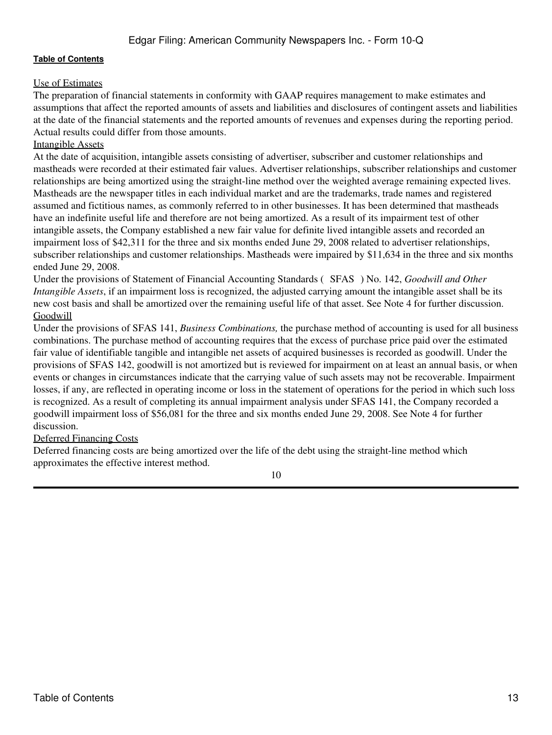Use of Estimates

The preparation of financial statements in conformity with GAAP requires management to make estimates and assumptions that affect the reported amounts of assets and liabilities and disclosures of contingent assets and liabilities at the date of the financial statements and the reported amounts of revenues and expenses during the reporting period. Actual results could differ from those amounts.

Intangible Assets

At the date of acquisition, intangible assets consisting of advertiser, subscriber and customer relationships and mastheads were recorded at their estimated fair values. Advertiser relationships, subscriber relationships and customer relationships are being amortized using the straight-line method over the weighted average remaining expected lives. Mastheads are the newspaper titles in each individual market and are the trademarks, trade names and registered assumed and fictitious names, as commonly referred to in other businesses. It has been determined that mastheads have an indefinite useful life and therefore are not being amortized. As a result of its impairment test of other intangible assets, the Company established a new fair value for definite lived intangible assets and recorded an impairment loss of $42,311 for the three and six months ended June 29, 2008 related to advertiser relationships, subscriber relationships and customer relationships. Mastheads were impaired by $11,634 in the three and six months ended June 29, 2008.

Under the provisions of Statement of Financial Accounting Standards ( SFAS ) No. 142, *Goodwill and Other Intangible Assets*, if an impairment loss is recognized, the adjusted carrying amount the intangible asset shall be its new cost basis and shall be amortized over the remaining useful life of that asset. See Note 4 for further discussion.

Goodwill

Under the provisions of SFAS 141, *Business Combinations,* the purchase method of accounting is used for all business combinations. The purchase method of accounting requires that the excess of purchase price paid over the estimated fair value of identifiable tangible and intangible net assets of acquired businesses is recorded as goodwill. Under the provisions of SFAS 142, goodwill is not amortized but is reviewed for impairment on at least an annual basis, or when events or changes in circumstances indicate that the carrying value of such assets may not be recoverable. Impairment losses, if any, are reflected in operating income or loss in the statement of operations for the period in which such loss is recognized. As a result of completing its annual impairment analysis under SFAS 141, the Company recorded a goodwill impairment loss of $56,081 for the three and six months ended June 29, 2008. See Note 4 for further discussion.

Deferred Financing Costs

Deferred financing costs are being amortized over the life of the debt using the straight-line method which approximates the effective interest method.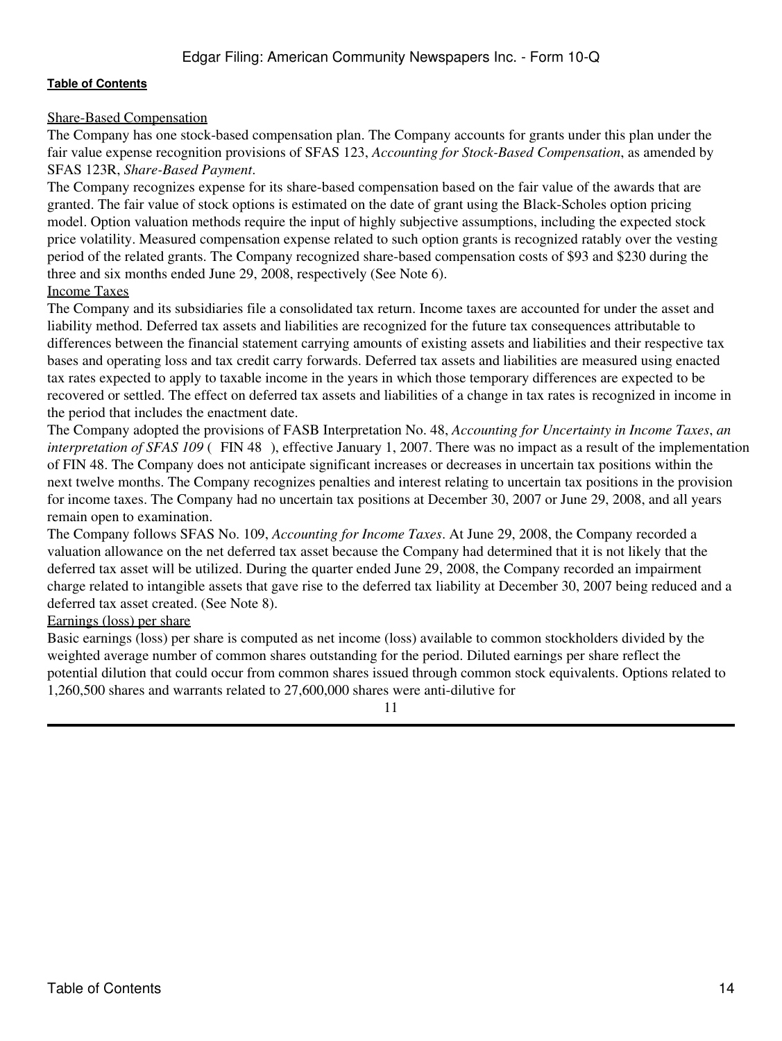Share-Based Compensation

The Company has one stock-based compensation plan. The Company accounts for grants under this plan under the fair value expense recognition provisions of SFAS 123, *Accounting for Stock-Based Compensation*, as amended by SFAS 123R, *Share-Based Payment*.

The Company recognizes expense for its share-based compensation based on the fair value of the awards that are granted. The fair value of stock options is estimated on the date of grant using the Black-Scholes option pricing model. Option valuation methods require the input of highly subjective assumptions, including the expected stock price volatility. Measured compensation expense related to such option grants is recognized ratably over the vesting period of the related grants. The Company recognized share-based compensation costs of $93 and $230 during the three and six months ended June 29, 2008, respectively (See Note 6).

Income Taxes

The Company and its subsidiaries file a consolidated tax return. Income taxes are accounted for under the asset and liability method. Deferred tax assets and liabilities are recognized for the future tax consequences attributable to differences between the financial statement carrying amounts of existing assets and liabilities and their respective tax bases and operating loss and tax credit carry forwards. Deferred tax assets and liabilities are measured using enacted tax rates expected to apply to taxable income in the years in which those temporary differences are expected to be recovered or settled. The effect on deferred tax assets and liabilities of a change in tax rates is recognized in income in the period that includes the enactment date.

The Company adopted the provisions of FASB Interpretation No. 48, *Accounting for Uncertainty in Income Taxes*, *an interpretation of SFAS 109* ( FIN 48 ), effective January 1, 2007. There was no impact as a result of the implementation of FIN 48. The Company does not anticipate significant increases or decreases in uncertain tax positions within the next twelve months. The Company recognizes penalties and interest relating to uncertain tax positions in the provision for income taxes. The Company had no uncertain tax positions at December 30, 2007 or June 29, 2008, and all years remain open to examination.

The Company follows SFAS No. 109, *Accounting for Income Taxes*. At June 29, 2008, the Company recorded a valuation allowance on the net deferred tax asset because the Company had determined that it is not likely that the deferred tax asset will be utilized. During the quarter ended June 29, 2008, the Company recorded an impairment charge related to intangible assets that gave rise to the deferred tax liability at December 30, 2007 being reduced and a deferred tax asset created. (See Note 8).

Earnings (loss) per share

Basic earnings (loss) per share is computed as net income (loss) available to common stockholders divided by the weighted average number of common shares outstanding for the period. Diluted earnings per share reflect the potential dilution that could occur from common shares issued through common stock equivalents. Options related to 1,260,500 shares and warrants related to 27,600,000 shares were anti-dilutive for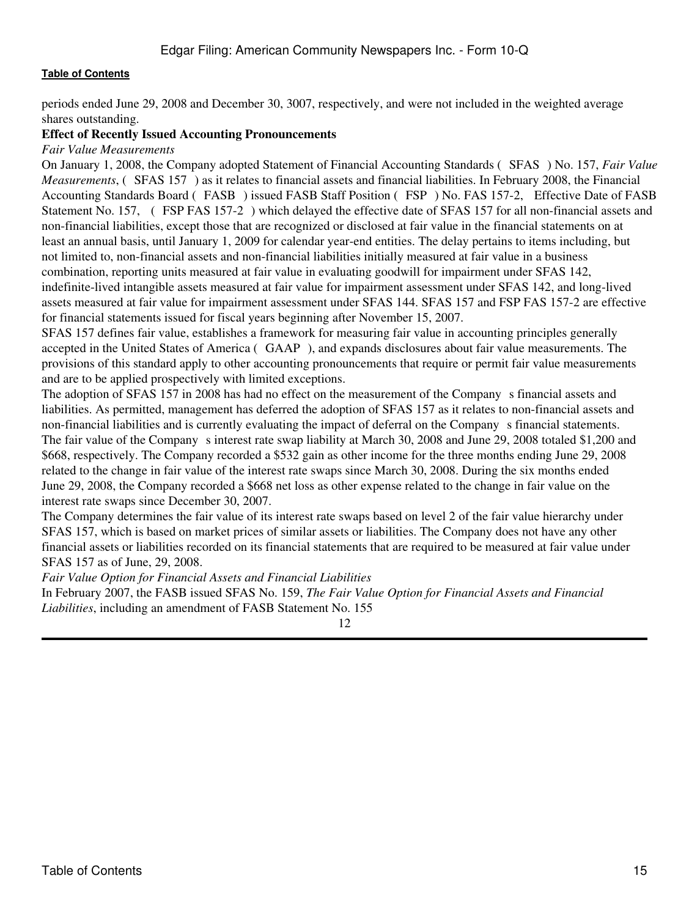periods ended June 29, 2008 and December 30, 3007, respectively, and were not included in the weighted average shares outstanding.

**Effect of Recently Issued Accounting Pronouncements**

*Fair Value Measurements*

On January 1, 2008, the Company adopted Statement of Financial Accounting Standards ( SFAS ) No. 157, *Fair Value Measurements*, ( SFAS 157 ) as it relates to financial assets and financial liabilities. In February 2008, the Financial Accounting Standards Board ( FASB ) issued FASB Staff Position ( FSP ) No. FAS 157-2, Effective Date of FASB Statement No. 157, ( FSP FAS 157-2 ) which delayed the effective date of SFAS 157 for all non-financial assets and non-financial liabilities, except those that are recognized or disclosed at fair value in the financial statements on at least an annual basis, until January 1, 2009 for calendar year-end entities. The delay pertains to items including, but not limited to, non-financial assets and non-financial liabilities initially measured at fair value in a business combination, reporting units measured at fair value in evaluating goodwill for impairment under SFAS 142, indefinite-lived intangible assets measured at fair value for impairment assessment under SFAS 142, and long-lived assets measured at fair value for impairment assessment under SFAS 144. SFAS 157 and FSP FAS 157-2 are effective for financial statements issued for fiscal years beginning after November 15, 2007.

SFAS 157 defines fair value, establishes a framework for measuring fair value in accounting principles generally accepted in the United States of America ( GAAP ), and expands disclosures about fair value measurements. The provisions of this standard apply to other accounting pronouncements that require or permit fair value measurements and are to be applied prospectively with limited exceptions.

The adoption of SFAS 157 in 2008 has had no effect on the measurement of the Company s financial assets and liabilities. As permitted, management has deferred the adoption of SFAS 157 as it relates to non-financial assets and non-financial liabilities and is currently evaluating the impact of deferral on the Company s financial statements.

The fair value of the Company s interest rate swap liability at March 30, 2008 and June 29, 2008 totaled $1,200 and $668, respectively. The Company recorded a $532 gain as other income for the three months ending June 29, 2008 related to the change in fair value of the interest rate swaps since March 30, 2008. During the six months ended June 29, 2008, the Company recorded a $668 net loss as other expense related to the change in fair value on the interest rate swaps since December 30, 2007.

The Company determines the fair value of its interest rate swaps based on level 2 of the fair value hierarchy under SFAS 157, which is based on market prices of similar assets or liabilities. The Company does not have any other financial assets or liabilities recorded on its financial statements that are required to be measured at fair value under SFAS 157 as of June, 29, 2008.

*Fair Value Option for Financial Assets and Financial Liabilities*

In February 2007, the FASB issued SFAS No. 159, *The Fair Value Option for Financial Assets and Financial Liabilities*, including an amendment of FASB Statement No. 155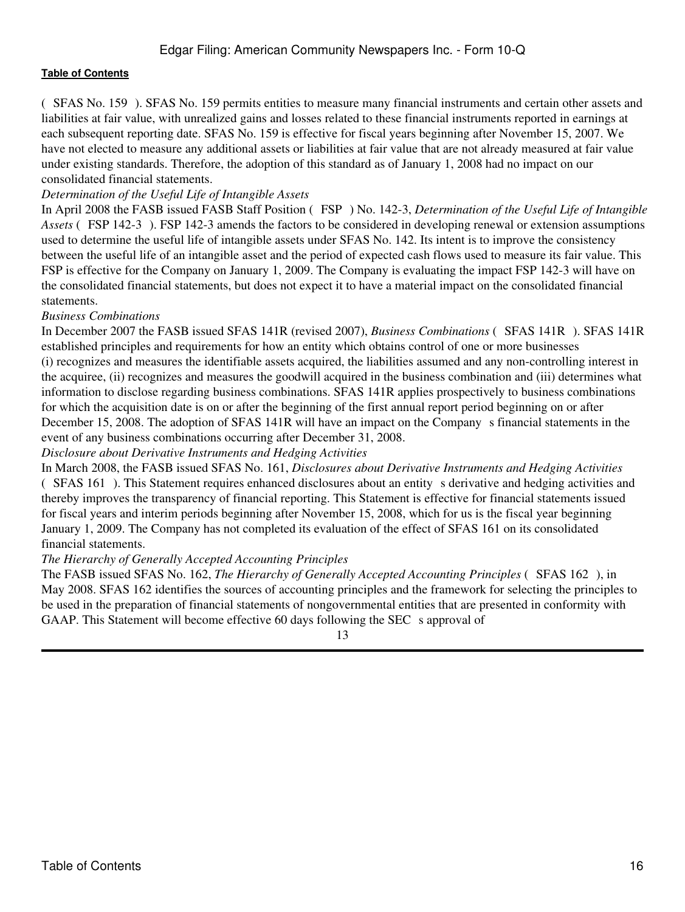( SFAS No. 159 ). SFAS No. 159 permits entities to measure many financial instruments and certain other assets and liabilities at fair value, with unrealized gains and losses related to these financial instruments reported in earnings at each subsequent reporting date. SFAS No. 159 is effective for fiscal years beginning after November 15, 2007. We have not elected to measure any additional assets or liabilities at fair value that are not already measured at fair value under existing standards. Therefore, the adoption of this standard as of January 1, 2008 had no impact on our consolidated financial statements.

*Determination of the Useful Life of Intangible Assets*

In April 2008 the FASB issued FASB Staff Position ( FSP ) No. 142-3, *Determination of the Useful Life of Intangible Assets* ( FSP 142-3 ). FSP 142-3 amends the factors to be considered in developing renewal or extension assumptions used to determine the useful life of intangible assets under SFAS No. 142. Its intent is to improve the consistency between the useful life of an intangible asset and the period of expected cash flows used to measure its fair value. This FSP is effective for the Company on January 1, 2009. The Company is evaluating the impact FSP 142-3 will have on the consolidated financial statements, but does not expect it to have a material impact on the consolidated financial statements.

*Business Combinations*

In December 2007 the FASB issued SFAS 141R (revised 2007), *Business Combinations* ( SFAS 141R ). SFAS 141R established principles and requirements for how an entity which obtains control of one or more businesses (i) recognizes and measures the identifiable assets acquired, the liabilities assumed and any non-controlling interest in the acquiree, (ii) recognizes and measures the goodwill acquired in the business combination and (iii) determines what information to disclose regarding business combinations. SFAS 141R applies prospectively to business combinations for which the acquisition date is on or after the beginning of the first annual report period beginning on or after December 15, 2008. The adoption of SFAS 141R will have an impact on the Company s financial statements in the event of any business combinations occurring after December 31, 2008.

*Disclosure about Derivative Instruments and Hedging Activities*

In March 2008, the FASB issued SFAS No. 161, *Disclosures about Derivative Instruments and Hedging Activities* ( SFAS 161 ). This Statement requires enhanced disclosures about an entity s derivative and hedging activities and thereby improves the transparency of financial reporting. This Statement is effective for financial statements issued for fiscal years and interim periods beginning after November 15, 2008, which for us is the fiscal year beginning January 1, 2009. The Company has not completed its evaluation of the effect of SFAS 161 on its consolidated financial statements.

*The Hierarchy of Generally Accepted Accounting Principles*

The FASB issued SFAS No. 162, *The Hierarchy of Generally Accepted Accounting Principles* ( SFAS 162 ), in May 2008. SFAS 162 identifies the sources of accounting principles and the framework for selecting the principles to be used in the preparation of financial statements of nongovernmental entities that are presented in conformity with GAAP. This Statement will become effective 60 days following the SEC s approval of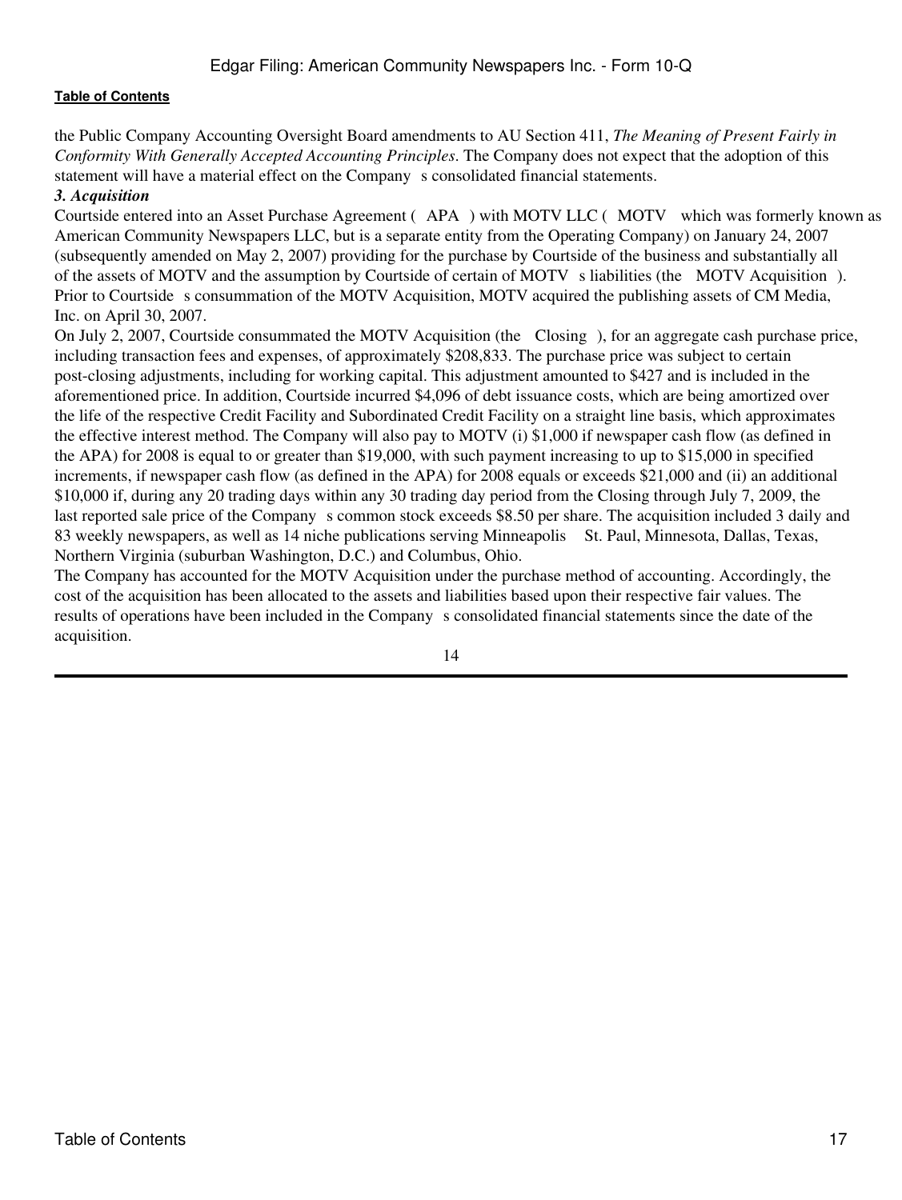the Public Company Accounting Oversight Board amendments to AU Section 411, *The Meaning of Present Fairly in Conformity With Generally Accepted Accounting Principles*. The Company does not expect that the adoption of this statement will have a material effect on the Company s consolidated financial statements.

***3. Acquisition***

Courtside entered into an Asset Purchase Agreement ( APA ) with MOTV LLC ( MOTV which was formerly known as American Community Newspapers LLC, but is a separate entity from the Operating Company) on January 24, 2007 (subsequently amended on May 2, 2007) providing for the purchase by Courtside of the business and substantially all of the assets of MOTV and the assumption by Courtside of certain of MOTV s liabilities (the MOTV Acquisition ). Prior to Courtside s consummation of the MOTV Acquisition, MOTV acquired the publishing assets of CM Media, Inc. on April 30, 2007.

On July 2, 2007, Courtside consummated the MOTV Acquisition (the Closing ), for an aggregate cash purchase price, including transaction fees and expenses, of approximately $208,833. The purchase price was subject to certain post-closing adjustments, including for working capital. This adjustment amounted to $427 and is included in the aforementioned price. In addition, Courtside incurred $4,096 of debt issuance costs, which are being amortized over the life of the respective Credit Facility and Subordinated Credit Facility on a straight line basis, which approximates the effective interest method. The Company will also pay to MOTV (i) $1,000 if newspaper cash flow (as defined in the APA) for 2008 is equal to or greater than $19,000, with such payment increasing to up to $15,000 in specified increments, if newspaper cash flow (as defined in the APA) for 2008 equals or exceeds $21,000 and (ii) an additional $10,000 if, during any 20 trading days within any 30 trading day period from the Closing through July 7, 2009, the last reported sale price of the Company s common stock exceeds $8.50 per share. The acquisition included 3 daily and 83 weekly newspapers, as well as 14 niche publications serving Minneapolis St. Paul, Minnesota, Dallas, Texas, Northern Virginia (suburban Washington, D.C.) and Columbus, Ohio.

The Company has accounted for the MOTV Acquisition under the purchase method of accounting. Accordingly, the cost of the acquisition has been allocated to the assets and liabilities based upon their respective fair values. The results of operations have been included in the Company s consolidated financial statements since the date of the acquisition.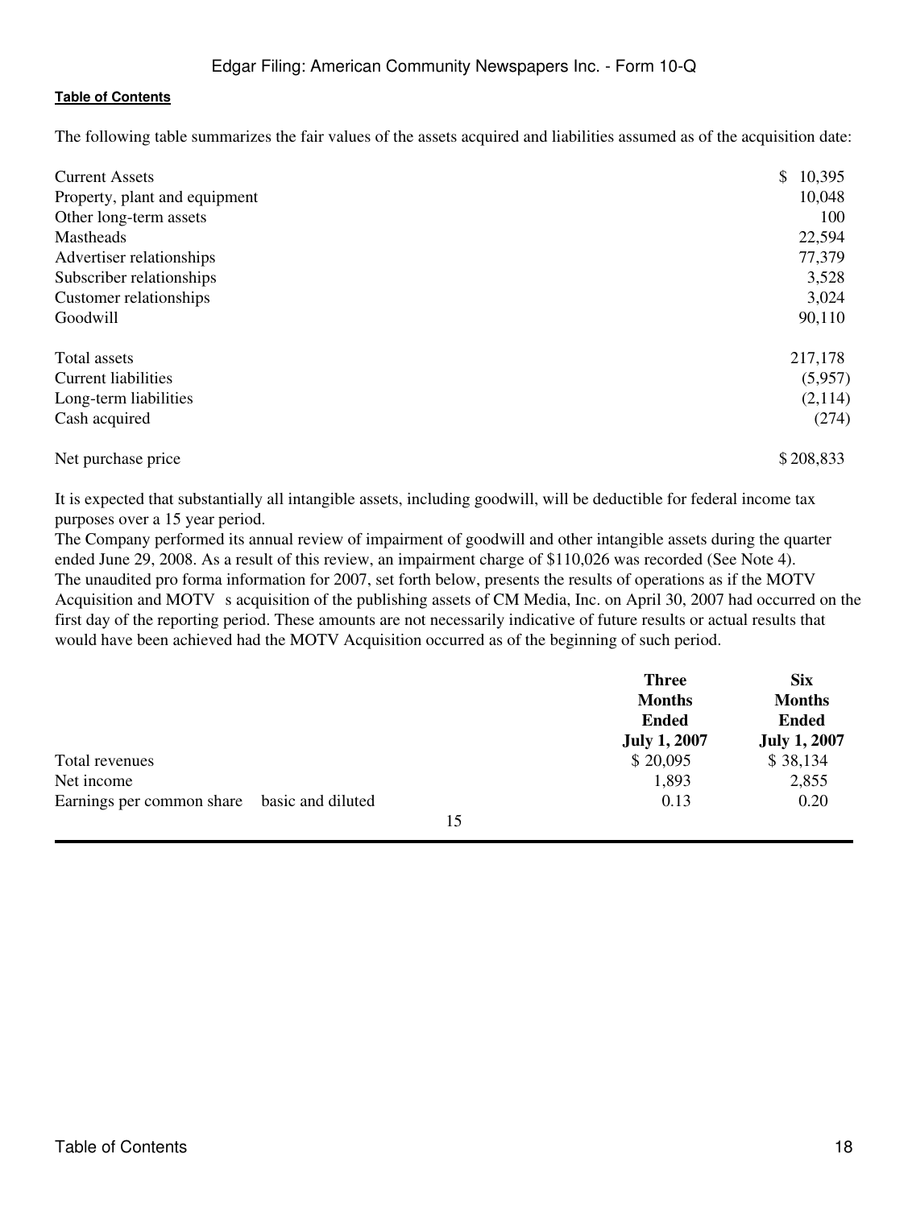The following table summarizes the fair values of the assets acquired and liabilities assumed as of the acquisition date:

| | |
|---|---|
| Current Assets | $ 10,395 |
| Property, plant and equipment | 10,048 |
| Other long-term assets | 100 |
| Mastheads | 22,594 |
| Advertiser relationships | 77,379 |
| Subscriber relationships | 3,528 |
| Customer relationships | 3,024 |
| Goodwill | 90,110 |
| Total assets | 217,178 |
| Current liabilities | (5,957) |
| Long-term liabilities | (2,114) |
| Cash acquired | (274) |
| Net purchase price | $ 208,833 |

It is expected that substantially all intangible assets, including goodwill, will be deductible for federal income tax purposes over a 15 year period.

The Company performed its annual review of impairment of goodwill and other intangible assets during the quarter ended June 29, 2008. As a result of this review, an impairment charge of $110,026 was recorded (See Note 4).

The unaudited pro forma information for 2007, set forth below, presents the results of operations as if the MOTV Acquisition and MOTV s acquisition of the publishing assets of CM Media, Inc. on April 30, 2007 had occurred on the first day of the reporting period. These amounts are not necessarily indicative of future results or actual results that would have been achieved had the MOTV Acquisition occurred as of the beginning of such period.

| | Three Months Ended July 1, 2007 | Six Months Ended July 1, 2007 |
|---|---|---|
| Total revenues | $ 20,095 | $ 38,134 |
| Net income | 1,893 | 2,855 |
| Earnings per common share basic and diluted | 0.13 | 0.20 |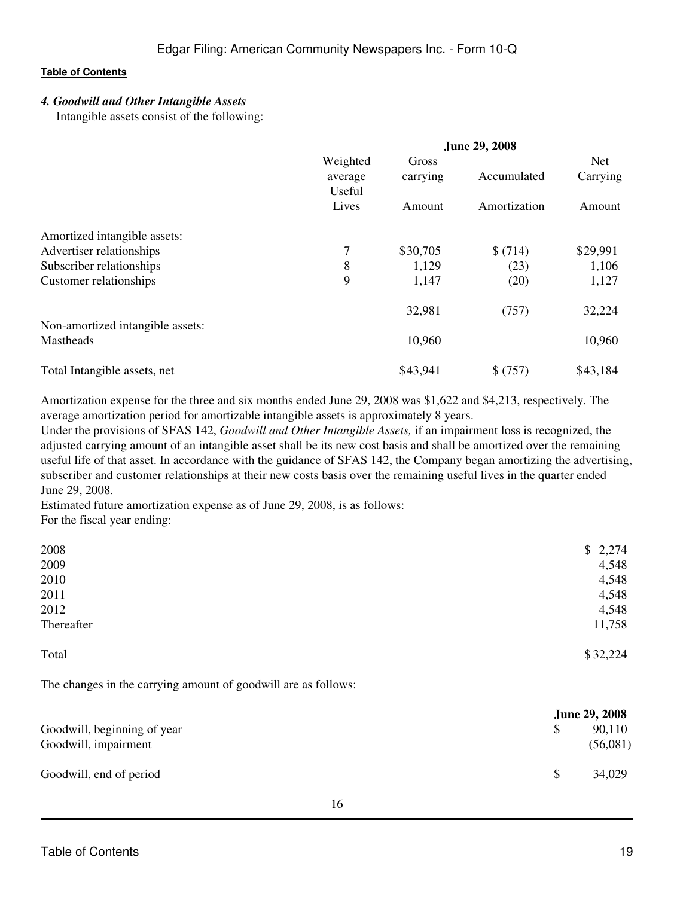#### 4. Goodwill and Other Intangible Assets

Intangible assets consist of the following:

| | June 29, 2008 | | | |
|---|---|---|---|---|
| | Weighted average Useful Lives | Gross carrying Amount | Accumulated Amortization | Net Carrying Amount |
| Amortized intangible assets: | | | | |
| Advertiser relationships | 7 | $30,705 | $ (714) | $29,991 |
| Subscriber relationships | 8 | 1,129 | (23) | 1,106 |
| Customer relationships | 9 | 1,147 | (20) | 1,127 |
| | | 32,981 | (757) | 32,224 |
| Non-amortized intangible assets: | | | | |
| Mastheads | | 10,960 | | 10,960 |
| Total Intangible assets, net | | $43,941 | $ (757) | $43,184 |

Amortization expense for the three and six months ended June 29, 2008 was $1,622 and $4,213, respectively. The average amortization period for amortizable intangible assets is approximately 8 years.

Under the provisions of SFAS 142, *Goodwill and Other Intangible Assets,* if an impairment loss is recognized, the adjusted carrying amount of an intangible asset shall be its new cost basis and shall be amortized over the remaining useful life of that asset. In accordance with the guidance of SFAS 142, the Company began amortizing the advertising, subscriber and customer relationships at their new costs basis over the remaining useful lives in the quarter ended June 29, 2008.

Estimated future amortization expense as of June 29, 2008, is as follows:

For the fiscal year ending:

| | |
|---|---|
| 2008 | $ 2,274 |
| 2009 | 4,548 |
| 2010 | 4,548 |
| 2011 | 4,548 |
| 2012 | 4,548 |
| Thereafter | 11,758 |
| Total | $ 32,224 |

The changes in the carrying amount of goodwill are as follows:

| | June 29, 2008 |
|---|---|
| Goodwill, beginning of year | $ 90,110 |
| Goodwill, impairment | (56,081) |
| Goodwill, end of period | $ 34,029 |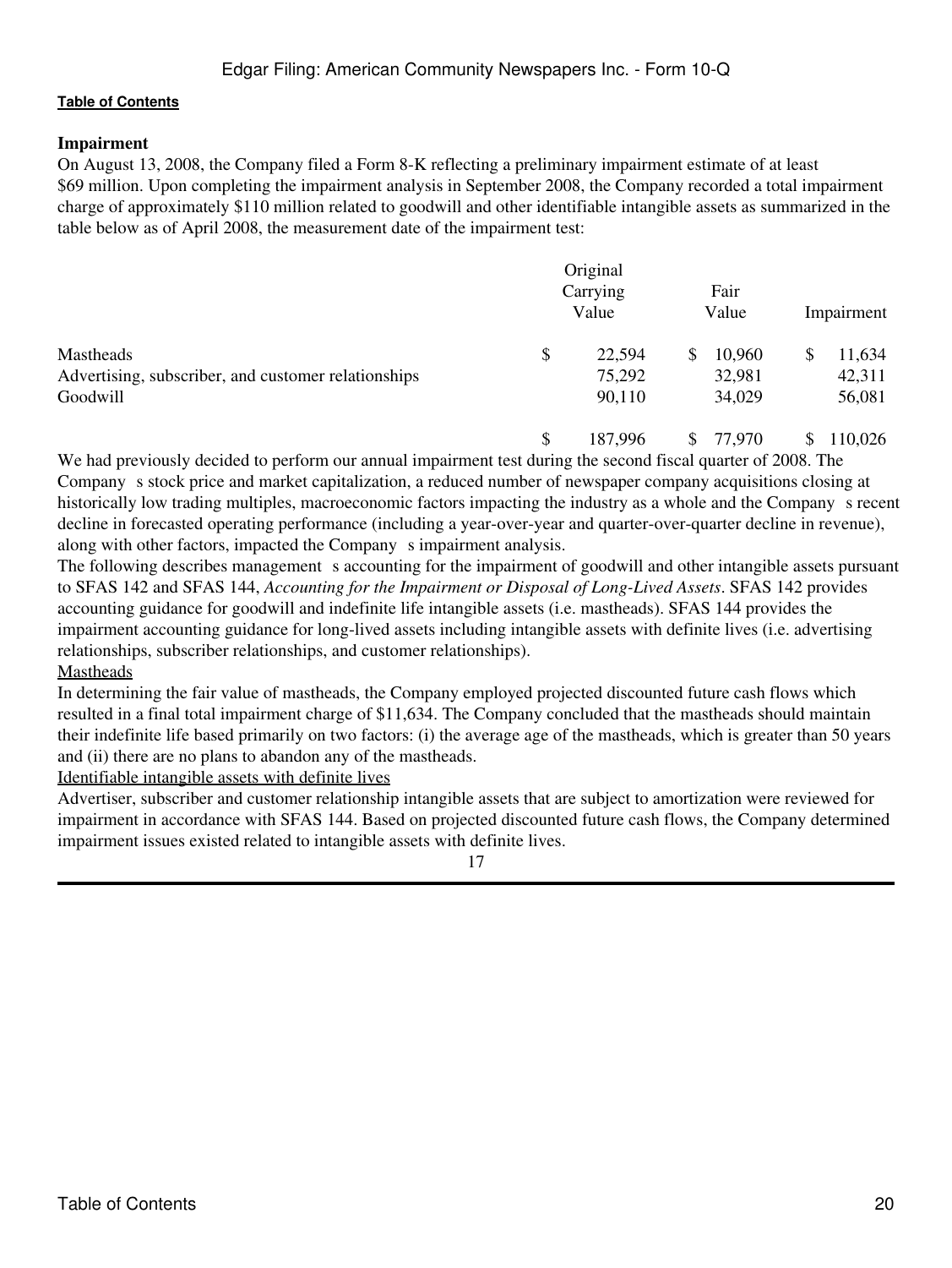**Impairment**

On August 13, 2008, the Company filed a Form 8-K reflecting a preliminary impairment estimate of at least $69 million. Upon completing the impairment analysis in September 2008, the Company recorded a total impairment charge of approximately $110 million related to goodwill and other identifiable intangible assets as summarized in the table below as of April 2008, the measurement date of the impairment test:

| | Original Carrying Value | Fair Value | Impairment |
|---|---|---|---|
| Mastheads | $ 22,594 | $ 10,960 | $ 11,634 |
| Advertising, subscriber, and customer relationships | 75,292 | 32,981 | 42,311 |
| Goodwill | 90,110 | 34,029 | 56,081 |
| | $ 187,996 | $ 77,970 | $ 110,026 |

We had previously decided to perform our annual impairment test during the second fiscal quarter of 2008. The Company s stock price and market capitalization, a reduced number of newspaper company acquisitions closing at historically low trading multiples, macroeconomic factors impacting the industry as a whole and the Company s recent decline in forecasted operating performance (including a year-over-year and quarter-over-quarter decline in revenue), along with other factors, impacted the Company s impairment analysis.

The following describes management s accounting for the impairment of goodwill and other intangible assets pursuant to SFAS 142 and SFAS 144, *Accounting for the Impairment or Disposal of Long-Lived Assets*. SFAS 142 provides accounting guidance for goodwill and indefinite life intangible assets (i.e. mastheads). SFAS 144 provides the impairment accounting guidance for long-lived assets including intangible assets with definite lives (i.e. advertising relationships, subscriber relationships, and customer relationships).

Mastheads

In determining the fair value of mastheads, the Company employed projected discounted future cash flows which resulted in a final total impairment charge of $11,634. The Company concluded that the mastheads should maintain their indefinite life based primarily on two factors: (i) the average age of the mastheads, which is greater than 50 years and (ii) there are no plans to abandon any of the mastheads.

Identifiable intangible assets with definite lives

Advertiser, subscriber and customer relationship intangible assets that are subject to amortization were reviewed for impairment in accordance with SFAS 144. Based on projected discounted future cash flows, the Company determined impairment issues existed related to intangible assets with definite lives.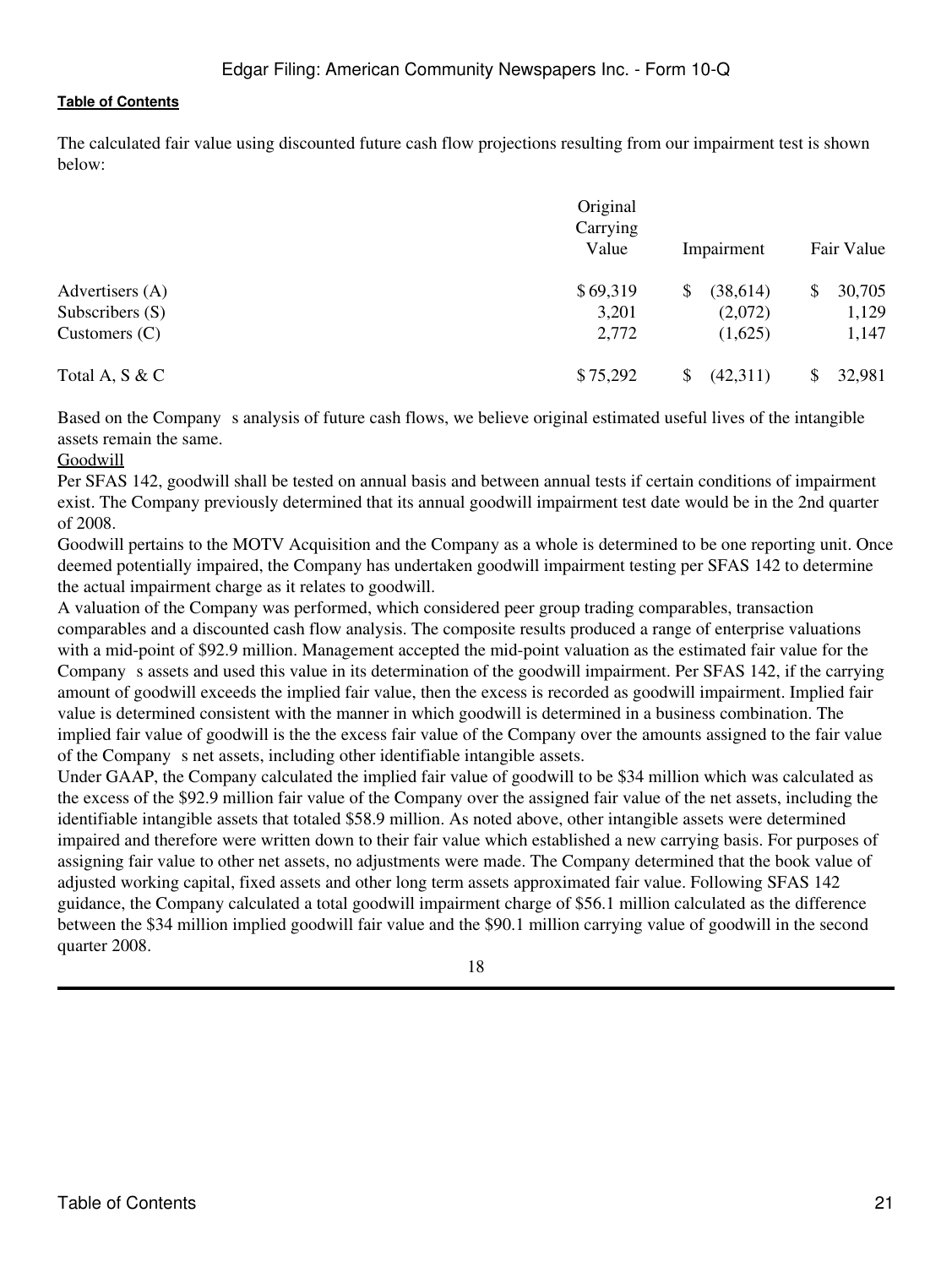The calculated fair value using discounted future cash flow projections resulting from our impairment test is shown below:

| | Original Carrying Value | Impairment | Fair Value |
|---|---|---|---|
| Advertisers (A) | $ 69,319 | $ (38,614) | $ 30,705 |
| Subscribers (S) | 3,201 | (2,072) | 1,129 |
| Customers (C) | 2,772 | (1,625) | 1,147 |
| Total A, S & C | $ 75,292 | $ (42,311) | $ 32,981 |

Based on the Company s analysis of future cash flows, we believe original estimated useful lives of the intangible assets remain the same.

Goodwill

Per SFAS 142, goodwill shall be tested on annual basis and between annual tests if certain conditions of impairment exist. The Company previously determined that its annual goodwill impairment test date would be in the 2nd quarter of 2008.

Goodwill pertains to the MOTV Acquisition and the Company as a whole is determined to be one reporting unit. Once deemed potentially impaired, the Company has undertaken goodwill impairment testing per SFAS 142 to determine the actual impairment charge as it relates to goodwill.

A valuation of the Company was performed, which considered peer group trading comparables, transaction comparables and a discounted cash flow analysis. The composite results produced a range of enterprise valuations with a mid-point of $92.9 million. Management accepted the mid-point valuation as the estimated fair value for the Company s assets and used this value in its determination of the goodwill impairment. Per SFAS 142, if the carrying amount of goodwill exceeds the implied fair value, then the excess is recorded as goodwill impairment. Implied fair value is determined consistent with the manner in which goodwill is determined in a business combination. The implied fair value of goodwill is the the excess fair value of the Company over the amounts assigned to the fair value of the Company s net assets, including other identifiable intangible assets.

Under GAAP, the Company calculated the implied fair value of goodwill to be $34 million which was calculated as the excess of the $92.9 million fair value of the Company over the assigned fair value of the net assets, including the identifiable intangible assets that totaled $58.9 million. As noted above, other intangible assets were determined impaired and therefore were written down to their fair value which established a new carrying basis. For purposes of assigning fair value to other net assets, no adjustments were made. The Company determined that the book value of adjusted working capital, fixed assets and other long term assets approximated fair value. Following SFAS 142 guidance, the Company calculated a total goodwill impairment charge of $56.1 million calculated as the difference between the $34 million implied goodwill fair value and the $90.1 million carrying value of goodwill in the second quarter 2008.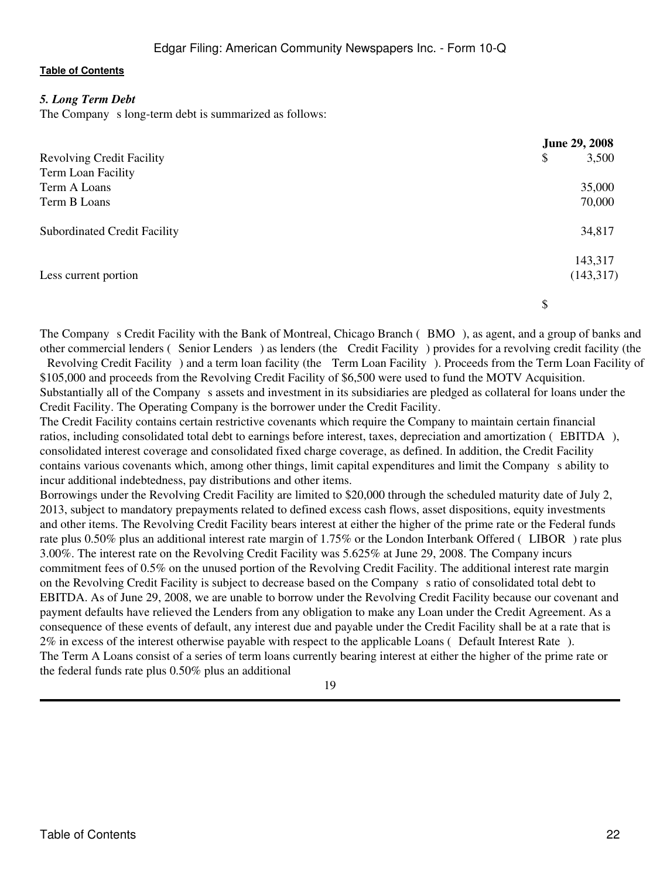*5. Long Term Debt*

The Company s long-term debt is summarized as follows:

| | June 29, 2008 |
|---|---|
| Revolving Credit Facility | $ 3,500 |
| Term Loan Facility | |
| Term A Loans | 35,000 |
| Term B Loans | 70,000 |
| Subordinated Credit Facility | 34,817 |
| | 143,317 |
| Less current portion | (143,317) |
| | $ |

The Company s Credit Facility with the Bank of Montreal, Chicago Branch ( BMO ), as agent, and a group of banks and other commercial lenders ( Senior Lenders ) as lenders (the Credit Facility ) provides for a revolving credit facility (the Revolving Credit Facility ) and a term loan facility (the Term Loan Facility ). Proceeds from the Term Loan Facility of $105,000 and proceeds from the Revolving Credit Facility of $6,500 were used to fund the MOTV Acquisition. Substantially all of the Company s assets and investment in its subsidiaries are pledged as collateral for loans under the Credit Facility. The Operating Company is the borrower under the Credit Facility.

The Credit Facility contains certain restrictive covenants which require the Company to maintain certain financial ratios, including consolidated total debt to earnings before interest, taxes, depreciation and amortization ( EBITDA ), consolidated interest coverage and consolidated fixed charge coverage, as defined. In addition, the Credit Facility contains various covenants which, among other things, limit capital expenditures and limit the Company s ability to incur additional indebtedness, pay distributions and other items.

Borrowings under the Revolving Credit Facility are limited to $20,000 through the scheduled maturity date of July 2, 2013, subject to mandatory prepayments related to defined excess cash flows, asset dispositions, equity investments and other items. The Revolving Credit Facility bears interest at either the higher of the prime rate or the Federal funds rate plus 0.50% plus an additional interest rate margin of 1.75% or the London Interbank Offered ( LIBOR ) rate plus 3.00%. The interest rate on the Revolving Credit Facility was 5.625% at June 29, 2008. The Company incurs commitment fees of 0.5% on the unused portion of the Revolving Credit Facility. The additional interest rate margin on the Revolving Credit Facility is subject to decrease based on the Company s ratio of consolidated total debt to EBITDA. As of June 29, 2008, we are unable to borrow under the Revolving Credit Facility because our covenant and payment defaults have relieved the Lenders from any obligation to make any Loan under the Credit Agreement. As a consequence of these events of default, any interest due and payable under the Credit Facility shall be at a rate that is 2% in excess of the interest otherwise payable with respect to the applicable Loans ( Default Interest Rate ).

The Term A Loans consist of a series of term loans currently bearing interest at either the higher of the prime rate or the federal funds rate plus 0.50% plus an additional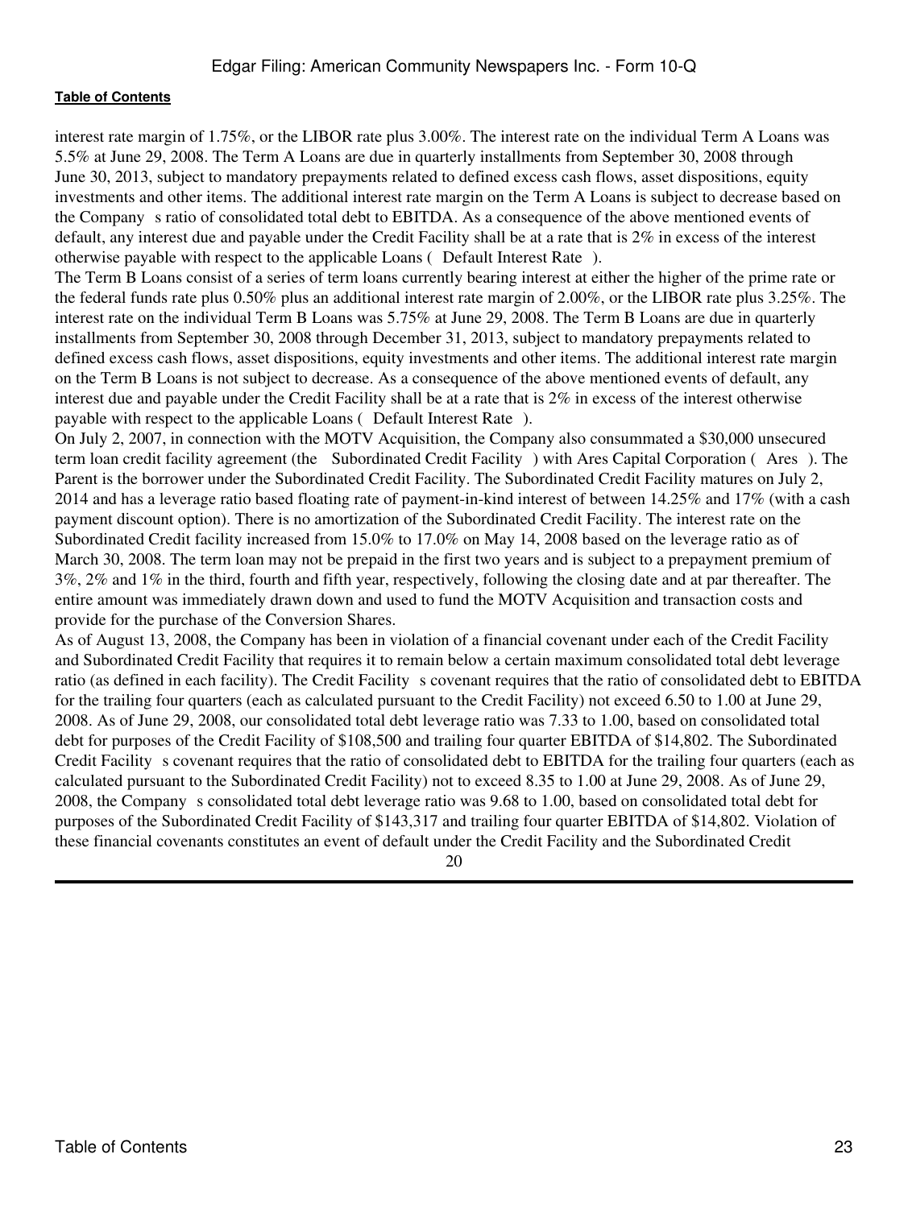interest rate margin of 1.75%, or the LIBOR rate plus 3.00%. The interest rate on the individual Term A Loans was 5.5% at June 29, 2008. The Term A Loans are due in quarterly installments from September 30, 2008 through June 30, 2013, subject to mandatory prepayments related to defined excess cash flows, asset dispositions, equity investments and other items. The additional interest rate margin on the Term A Loans is subject to decrease based on the Company s ratio of consolidated total debt to EBITDA. As a consequence of the above mentioned events of default, any interest due and payable under the Credit Facility shall be at a rate that is 2% in excess of the interest otherwise payable with respect to the applicable Loans ( Default Interest Rate ).

The Term B Loans consist of a series of term loans currently bearing interest at either the higher of the prime rate or the federal funds rate plus 0.50% plus an additional interest rate margin of 2.00%, or the LIBOR rate plus 3.25%. The interest rate on the individual Term B Loans was 5.75% at June 29, 2008. The Term B Loans are due in quarterly installments from September 30, 2008 through December 31, 2013, subject to mandatory prepayments related to defined excess cash flows, asset dispositions, equity investments and other items. The additional interest rate margin on the Term B Loans is not subject to decrease. As a consequence of the above mentioned events of default, any interest due and payable under the Credit Facility shall be at a rate that is 2% in excess of the interest otherwise payable with respect to the applicable Loans ( Default Interest Rate ).

On July 2, 2007, in connection with the MOTV Acquisition, the Company also consummated a $30,000 unsecured term loan credit facility agreement (the Subordinated Credit Facility ) with Ares Capital Corporation ( Ares ). The Parent is the borrower under the Subordinated Credit Facility. The Subordinated Credit Facility matures on July 2, 2014 and has a leverage ratio based floating rate of payment-in-kind interest of between 14.25% and 17% (with a cash payment discount option). There is no amortization of the Subordinated Credit Facility. The interest rate on the Subordinated Credit facility increased from 15.0% to 17.0% on May 14, 2008 based on the leverage ratio as of March 30, 2008. The term loan may not be prepaid in the first two years and is subject to a prepayment premium of 3%, 2% and 1% in the third, fourth and fifth year, respectively, following the closing date and at par thereafter. The entire amount was immediately drawn down and used to fund the MOTV Acquisition and transaction costs and provide for the purchase of the Conversion Shares.

As of August 13, 2008, the Company has been in violation of a financial covenant under each of the Credit Facility and Subordinated Credit Facility that requires it to remain below a certain maximum consolidated total debt leverage ratio (as defined in each facility). The Credit Facility s covenant requires that the ratio of consolidated debt to EBITDA for the trailing four quarters (each as calculated pursuant to the Credit Facility) not exceed 6.50 to 1.00 at June 29, 2008. As of June 29, 2008, our consolidated total debt leverage ratio was 7.33 to 1.00, based on consolidated total debt for purposes of the Credit Facility of $108,500 and trailing four quarter EBITDA of $14,802. The Subordinated Credit Facility s covenant requires that the ratio of consolidated debt to EBITDA for the trailing four quarters (each as calculated pursuant to the Subordinated Credit Facility) not to exceed 8.35 to 1.00 at June 29, 2008. As of June 29, 2008, the Company s consolidated total debt leverage ratio was 9.68 to 1.00, based on consolidated total debt for purposes of the Subordinated Credit Facility of $143,317 and trailing four quarter EBITDA of $14,802. Violation of these financial covenants constitutes an event of default under the Credit Facility and the Subordinated Credit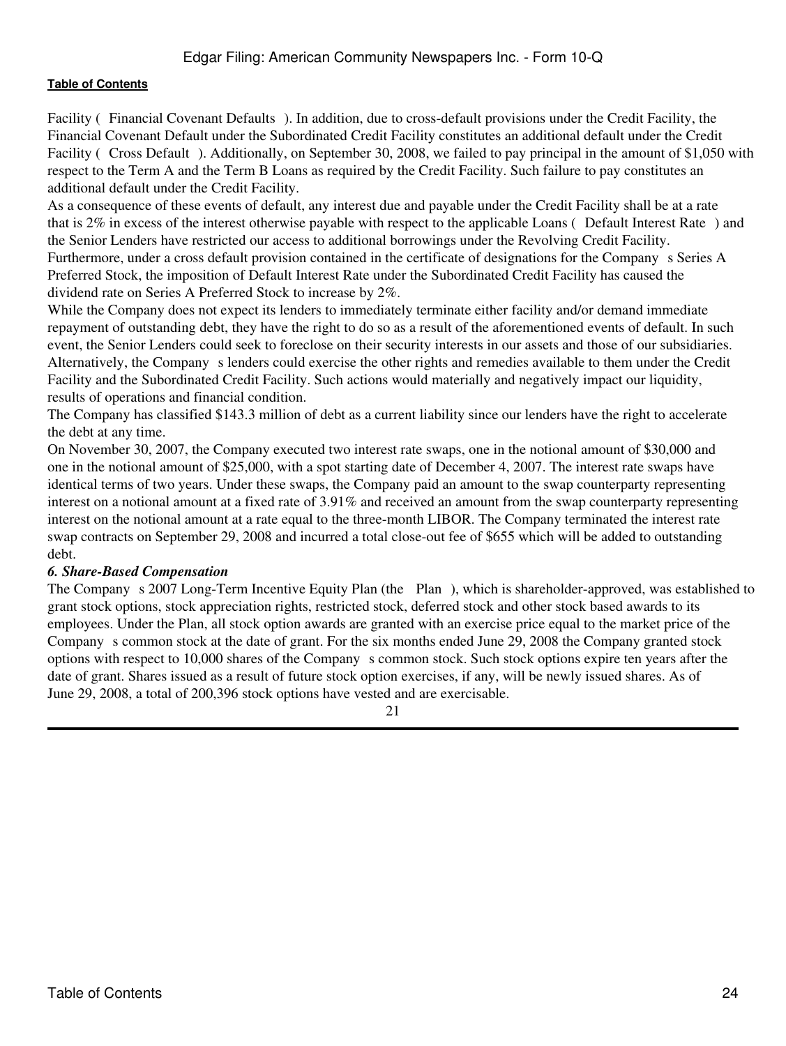Facility ( Financial Covenant Defaults ). In addition, due to cross-default provisions under the Credit Facility, the Financial Covenant Default under the Subordinated Credit Facility constitutes an additional default under the Credit Facility ( Cross Default ). Additionally, on September 30, 2008, we failed to pay principal in the amount of $1,050 with respect to the Term A and the Term B Loans as required by the Credit Facility. Such failure to pay constitutes an additional default under the Credit Facility.

As a consequence of these events of default, any interest due and payable under the Credit Facility shall be at a rate that is 2% in excess of the interest otherwise payable with respect to the applicable Loans ( Default Interest Rate ) and the Senior Lenders have restricted our access to additional borrowings under the Revolving Credit Facility. Furthermore, under a cross default provision contained in the certificate of designations for the Company s Series A Preferred Stock, the imposition of Default Interest Rate under the Subordinated Credit Facility has caused the dividend rate on Series A Preferred Stock to increase by 2%.

While the Company does not expect its lenders to immediately terminate either facility and/or demand immediate repayment of outstanding debt, they have the right to do so as a result of the aforementioned events of default. In such event, the Senior Lenders could seek to foreclose on their security interests in our assets and those of our subsidiaries. Alternatively, the Company s lenders could exercise the other rights and remedies available to them under the Credit Facility and the Subordinated Credit Facility. Such actions would materially and negatively impact our liquidity, results of operations and financial condition.

The Company has classified $143.3 million of debt as a current liability since our lenders have the right to accelerate the debt at any time.

On November 30, 2007, the Company executed two interest rate swaps, one in the notional amount of $30,000 and one in the notional amount of $25,000, with a spot starting date of December 4, 2007. The interest rate swaps have identical terms of two years. Under these swaps, the Company paid an amount to the swap counterparty representing interest on a notional amount at a fixed rate of 3.91% and received an amount from the swap counterparty representing interest on the notional amount at a rate equal to the three-month LIBOR. The Company terminated the interest rate swap contracts on September 29, 2008 and incurred a total close-out fee of $655 which will be added to outstanding debt.

***6. Share-Based Compensation***

The Company s 2007 Long-Term Incentive Equity Plan (the Plan ), which is shareholder-approved, was established to grant stock options, stock appreciation rights, restricted stock, deferred stock and other stock based awards to its employees. Under the Plan, all stock option awards are granted with an exercise price equal to the market price of the Company s common stock at the date of grant. For the six months ended June 29, 2008 the Company granted stock options with respect to 10,000 shares of the Company s common stock. Such stock options expire ten years after the date of grant. Shares issued as a result of future stock option exercises, if any, will be newly issued shares. As of June 29, 2008, a total of 200,396 stock options have vested and are exercisable.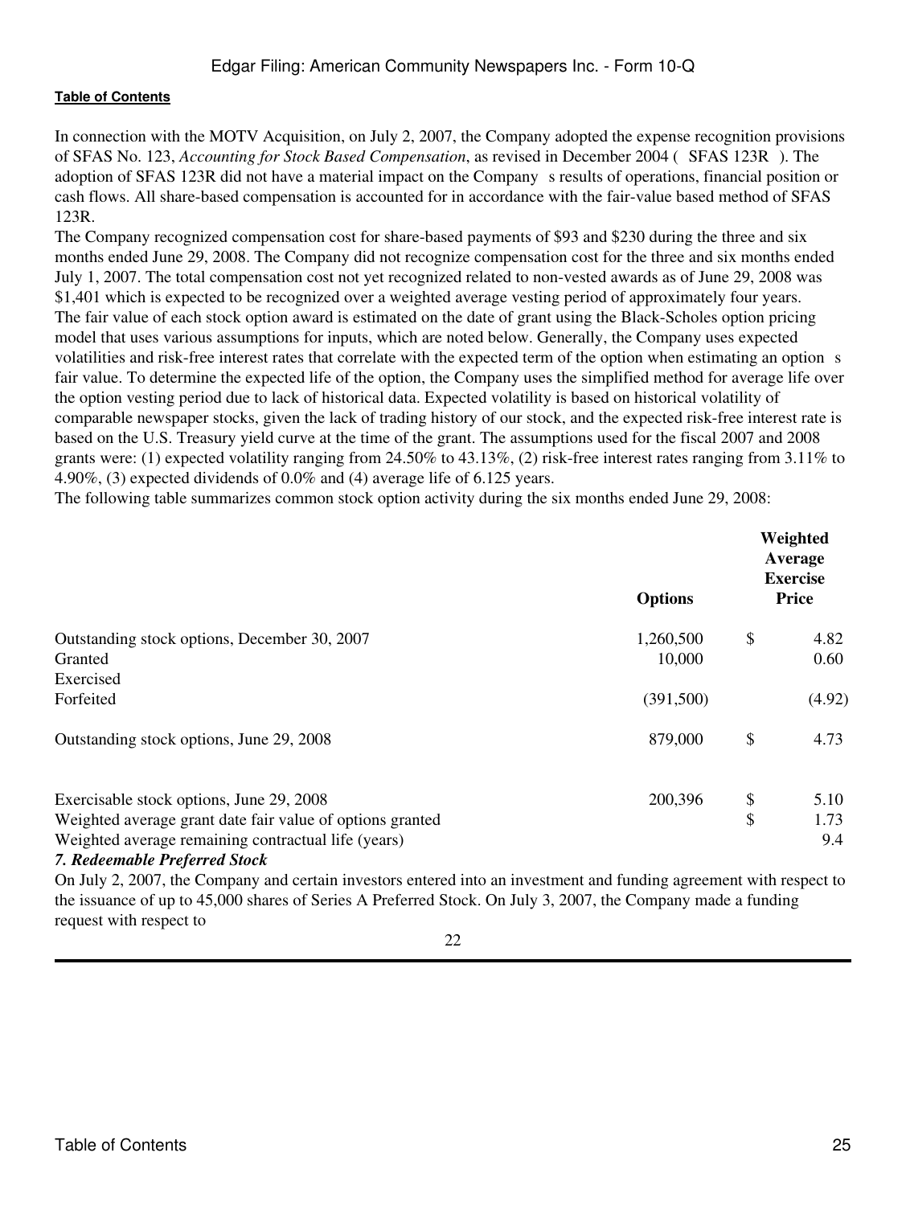In connection with the MOTV Acquisition, on July 2, 2007, the Company adopted the expense recognition provisions of SFAS No. 123, *Accounting for Stock Based Compensation*, as revised in December 2004 ( SFAS 123R ). The adoption of SFAS 123R did not have a material impact on the Company s results of operations, financial position or cash flows. All share-based compensation is accounted for in accordance with the fair-value based method of SFAS 123R.

The Company recognized compensation cost for share-based payments of $93 and $230 during the three and six months ended June 29, 2008. The Company did not recognize compensation cost for the three and six months ended July 1, 2007. The total compensation cost not yet recognized related to non-vested awards as of June 29, 2008 was $1,401 which is expected to be recognized over a weighted average vesting period of approximately four years.

The fair value of each stock option award is estimated on the date of grant using the Black-Scholes option pricing model that uses various assumptions for inputs, which are noted below. Generally, the Company uses expected volatilities and risk-free interest rates that correlate with the expected term of the option when estimating an option s fair value. To determine the expected life of the option, the Company uses the simplified method for average life over the option vesting period due to lack of historical data. Expected volatility is based on historical volatility of comparable newspaper stocks, given the lack of trading history of our stock, and the expected risk-free interest rate is based on the U.S. Treasury yield curve at the time of the grant. The assumptions used for the fiscal 2007 and 2008 grants were: (1) expected volatility ranging from 24.50% to 43.13%, (2) risk-free interest rates ranging from 3.11% to 4.90%, (3) expected dividends of 0.0% and (4) average life of 6.125 years.

The following table summarizes common stock option activity during the six months ended June 29, 2008:

| | Options | Weighted Average Exercise Price |
|---|---|---|
| Outstanding stock options, December 30, 2007 | 1,260,500 | $ 4.82 |
| Granted | 10,000 | 0.60 |
| Exercised | | |
| Forfeited | (391,500) | (4.92) |
| Outstanding stock options, June 29, 2008 | 879,000 | $ 4.73 |
| Exercisable stock options, June 29, 2008 | 200,396 | $ 5.10 |
| Weighted average grant date fair value of options granted | | $ 1.73 |
| Weighted average remaining contractual life (years) | | 9.4 |

***7. Redeemable Preferred Stock***

On July 2, 2007, the Company and certain investors entered into an investment and funding agreement with respect to the issuance of up to 45,000 shares of Series A Preferred Stock. On July 3, 2007, the Company made a funding request with respect to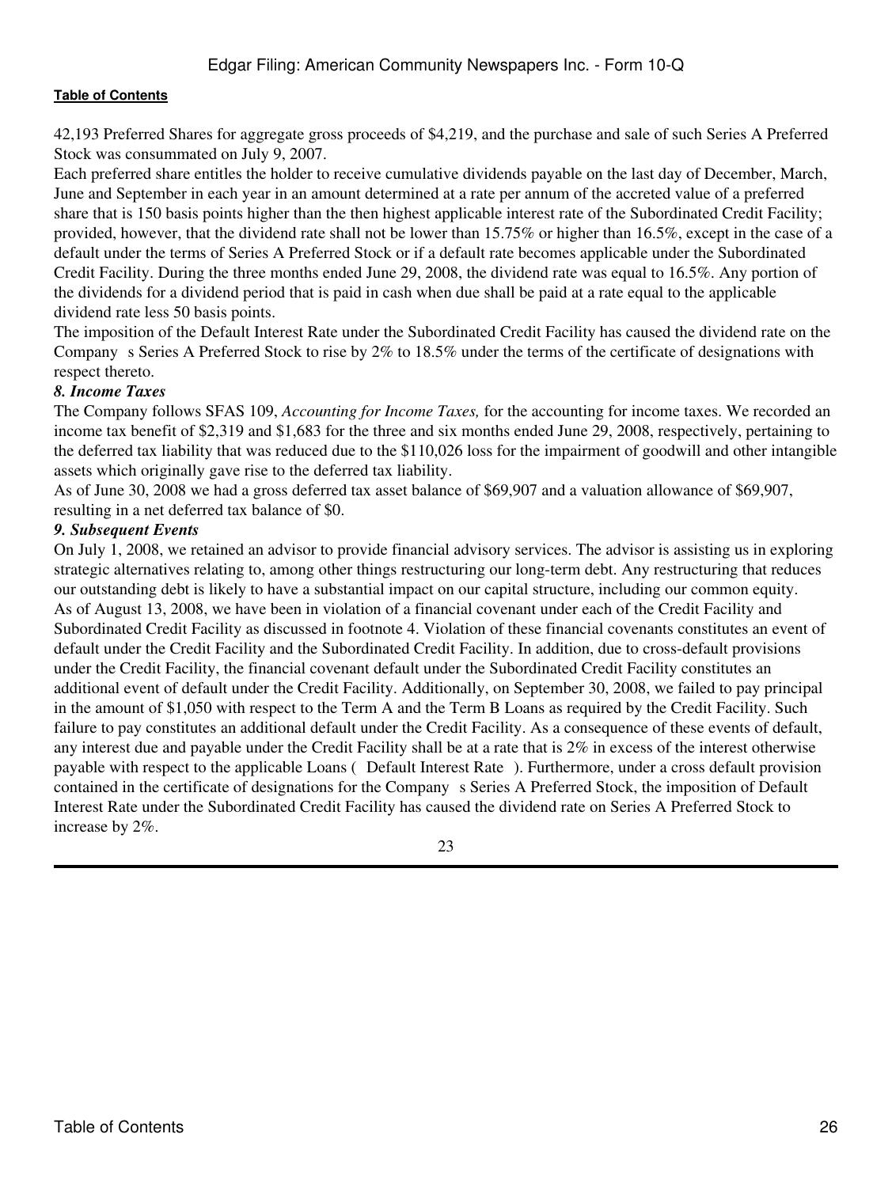42,193 Preferred Shares for aggregate gross proceeds of $4,219, and the purchase and sale of such Series A Preferred Stock was consummated on July 9, 2007.

Each preferred share entitles the holder to receive cumulative dividends payable on the last day of December, March, June and September in each year in an amount determined at a rate per annum of the accreted value of a preferred share that is 150 basis points higher than the then highest applicable interest rate of the Subordinated Credit Facility; provided, however, that the dividend rate shall not be lower than 15.75% or higher than 16.5%, except in the case of a default under the terms of Series A Preferred Stock or if a default rate becomes applicable under the Subordinated Credit Facility. During the three months ended June 29, 2008, the dividend rate was equal to 16.5%. Any portion of the dividends for a dividend period that is paid in cash when due shall be paid at a rate equal to the applicable dividend rate less 50 basis points.

The imposition of the Default Interest Rate under the Subordinated Credit Facility has caused the dividend rate on the Company s Series A Preferred Stock to rise by 2% to 18.5% under the terms of the certificate of designations with respect thereto.

***8. Income Taxes***

The Company follows SFAS 109, *Accounting for Income Taxes,* for the accounting for income taxes. We recorded an income tax benefit of $2,319 and $1,683 for the three and six months ended June 29, 2008, respectively, pertaining to the deferred tax liability that was reduced due to the $110,026 loss for the impairment of goodwill and other intangible assets which originally gave rise to the deferred tax liability.

As of June 30, 2008 we had a gross deferred tax asset balance of $69,907 and a valuation allowance of $69,907, resulting in a net deferred tax balance of $0.

***9. Subsequent Events***

On July 1, 2008, we retained an advisor to provide financial advisory services. The advisor is assisting us in exploring strategic alternatives relating to, among other things restructuring our long-term debt. Any restructuring that reduces our outstanding debt is likely to have a substantial impact on our capital structure, including our common equity.

As of August 13, 2008, we have been in violation of a financial covenant under each of the Credit Facility and Subordinated Credit Facility as discussed in footnote 4. Violation of these financial covenants constitutes an event of default under the Credit Facility and the Subordinated Credit Facility. In addition, due to cross-default provisions under the Credit Facility, the financial covenant default under the Subordinated Credit Facility constitutes an additional event of default under the Credit Facility. Additionally, on September 30, 2008, we failed to pay principal in the amount of $1,050 with respect to the Term A and the Term B Loans as required by the Credit Facility. Such failure to pay constitutes an additional default under the Credit Facility. As a consequence of these events of default, any interest due and payable under the Credit Facility shall be at a rate that is 2% in excess of the interest otherwise payable with respect to the applicable Loans ( Default Interest Rate ). Furthermore, under a cross default provision contained in the certificate of designations for the Company s Series A Preferred Stock, the imposition of Default Interest Rate under the Subordinated Credit Facility has caused the dividend rate on Series A Preferred Stock to increase by 2%.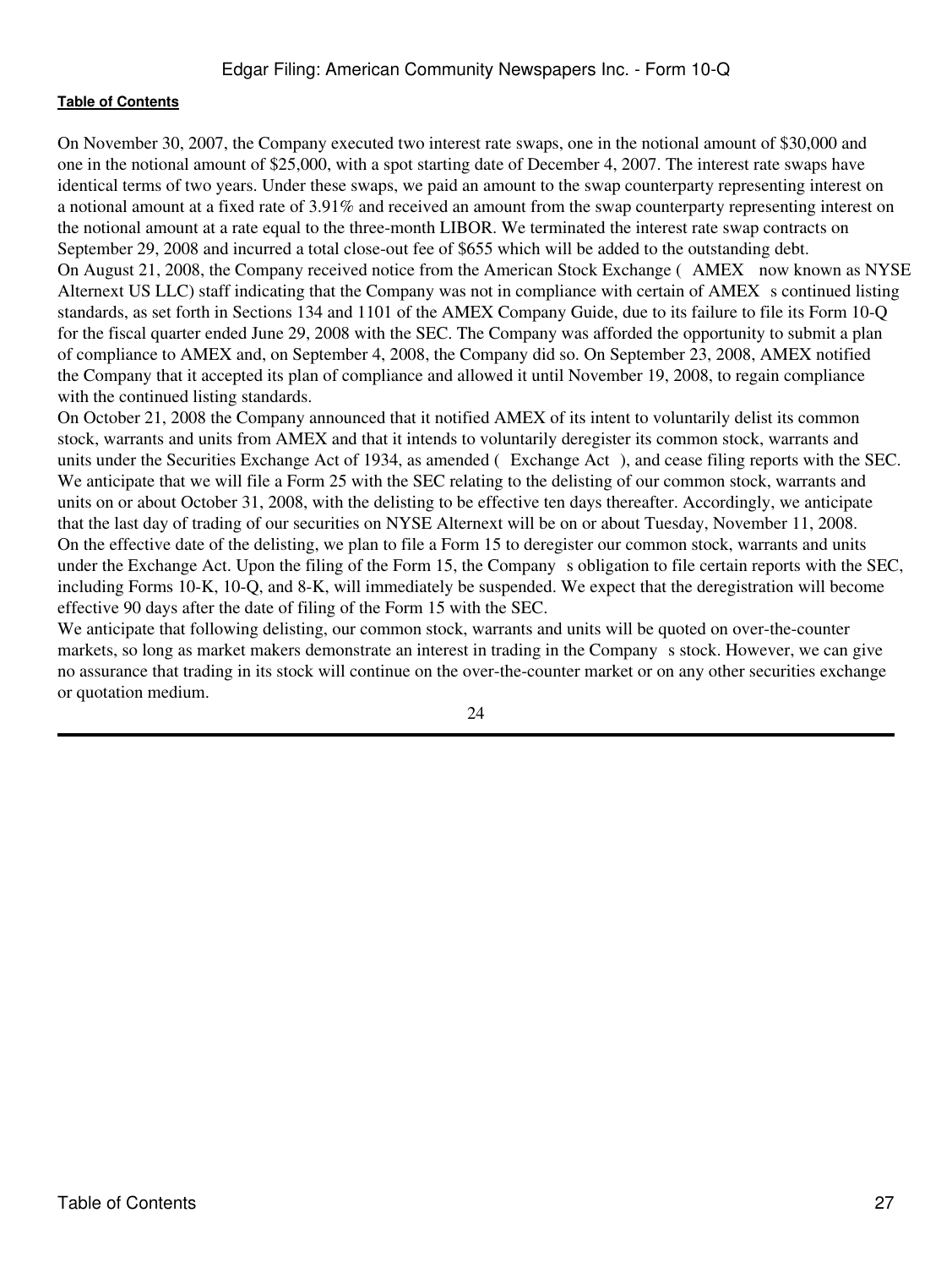On November 30, 2007, the Company executed two interest rate swaps, one in the notional amount of $30,000 and one in the notional amount of $25,000, with a spot starting date of December 4, 2007. The interest rate swaps have identical terms of two years. Under these swaps, we paid an amount to the swap counterparty representing interest on a notional amount at a fixed rate of 3.91% and received an amount from the swap counterparty representing interest on the notional amount at a rate equal to the three-month LIBOR. We terminated the interest rate swap contracts on September 29, 2008 and incurred a total close-out fee of $655 which will be added to the outstanding debt.

On August 21, 2008, the Company received notice from the American Stock Exchange ( AMEX now known as NYSE Alternext US LLC) staff indicating that the Company was not in compliance with certain of AMEX s continued listing standards, as set forth in Sections 134 and 1101 of the AMEX Company Guide, due to its failure to file its Form 10-Q for the fiscal quarter ended June 29, 2008 with the SEC. The Company was afforded the opportunity to submit a plan of compliance to AMEX and, on September 4, 2008, the Company did so. On September 23, 2008, AMEX notified the Company that it accepted its plan of compliance and allowed it until November 19, 2008, to regain compliance with the continued listing standards.

On October 21, 2008 the Company announced that it notified AMEX of its intent to voluntarily delist its common stock, warrants and units from AMEX and that it intends to voluntarily deregister its common stock, warrants and units under the Securities Exchange Act of 1934, as amended ( Exchange Act ), and cease filing reports with the SEC. We anticipate that we will file a Form 25 with the SEC relating to the delisting of our common stock, warrants and units on or about October 31, 2008, with the delisting to be effective ten days thereafter. Accordingly, we anticipate that the last day of trading of our securities on NYSE Alternext will be on or about Tuesday, November 11, 2008. On the effective date of the delisting, we plan to file a Form 15 to deregister our common stock, warrants and units under the Exchange Act. Upon the filing of the Form 15, the Company s obligation to file certain reports with the SEC, including Forms 10-K, 10-Q, and 8-K, will immediately be suspended. We expect that the deregistration will become effective 90 days after the date of filing of the Form 15 with the SEC.

We anticipate that following delisting, our common stock, warrants and units will be quoted on over-the-counter markets, so long as market makers demonstrate an interest in trading in the Company s stock. However, we can give no assurance that trading in its stock will continue on the over-the-counter market or on any other securities exchange or quotation medium.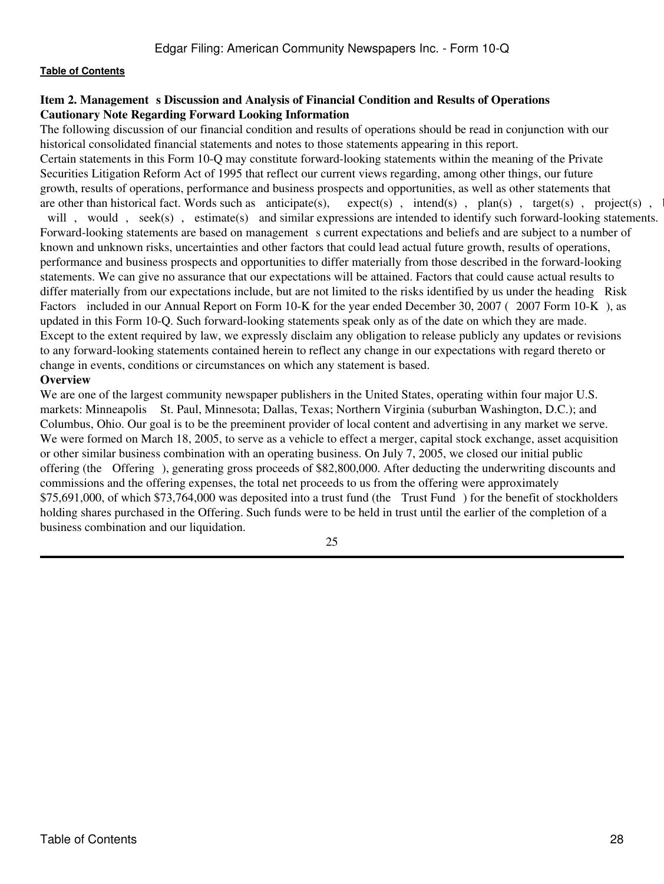Table of Contents

## Item 2. Management s Discussion and Analysis of Financial Condition and Results of Operations

### Cautionary Note Regarding Forward Looking Information

The following discussion of our financial condition and results of operations should be read in conjunction with our historical consolidated financial statements and notes to those statements appearing in this report.

Certain statements in this Form 10-Q may constitute forward-looking statements within the meaning of the Private Securities Litigation Reform Act of 1995 that reflect our current views regarding, among other things, our future growth, results of operations, performance and business prospects and opportunities, as well as other statements that are other than historical fact. Words such as anticipate(s), expect(s) , intend(s) , plan(s) , target(s) , project(s) , will , would , seek(s) , estimate(s) and similar expressions are intended to identify such forward-looking statements. Forward-looking statements are based on management s current expectations and beliefs and are subject to a number of known and unknown risks, uncertainties and other factors that could lead actual future growth, results of operations, performance and business prospects and opportunities to differ materially from those described in the forward-looking statements. We can give no assurance that our expectations will be attained. Factors that could cause actual results to differ materially from our expectations include, but are not limited to the risks identified by us under the heading Risk Factors included in our Annual Report on Form 10-K for the year ended December 30, 2007 ( 2007 Form 10-K ), as updated in this Form 10-Q. Such forward-looking statements speak only as of the date on which they are made. Except to the extent required by law, we expressly disclaim any obligation to release publicly any updates or revisions to any forward-looking statements contained herein to reflect any change in our expectations with regard thereto or change in events, conditions or circumstances on which any statement is based.

### Overview

We are one of the largest community newspaper publishers in the United States, operating within four major U.S. markets: Minneapolis St. Paul, Minnesota; Dallas, Texas; Northern Virginia (suburban Washington, D.C.); and Columbus, Ohio. Our goal is to be the preeminent provider of local content and advertising in any market we serve. We were formed on March 18, 2005, to serve as a vehicle to effect a merger, capital stock exchange, asset acquisition or other similar business combination with an operating business. On July 7, 2005, we closed our initial public offering (the Offering ), generating gross proceeds of $82,800,000. After deducting the underwriting discounts and commissions and the offering expenses, the total net proceeds to us from the offering were approximately $75,691,000, of which $73,764,000 was deposited into a trust fund (the Trust Fund ) for the benefit of stockholders holding shares purchased in the Offering. Such funds were to be held in trust until the earlier of the completion of a business combination and our liquidation.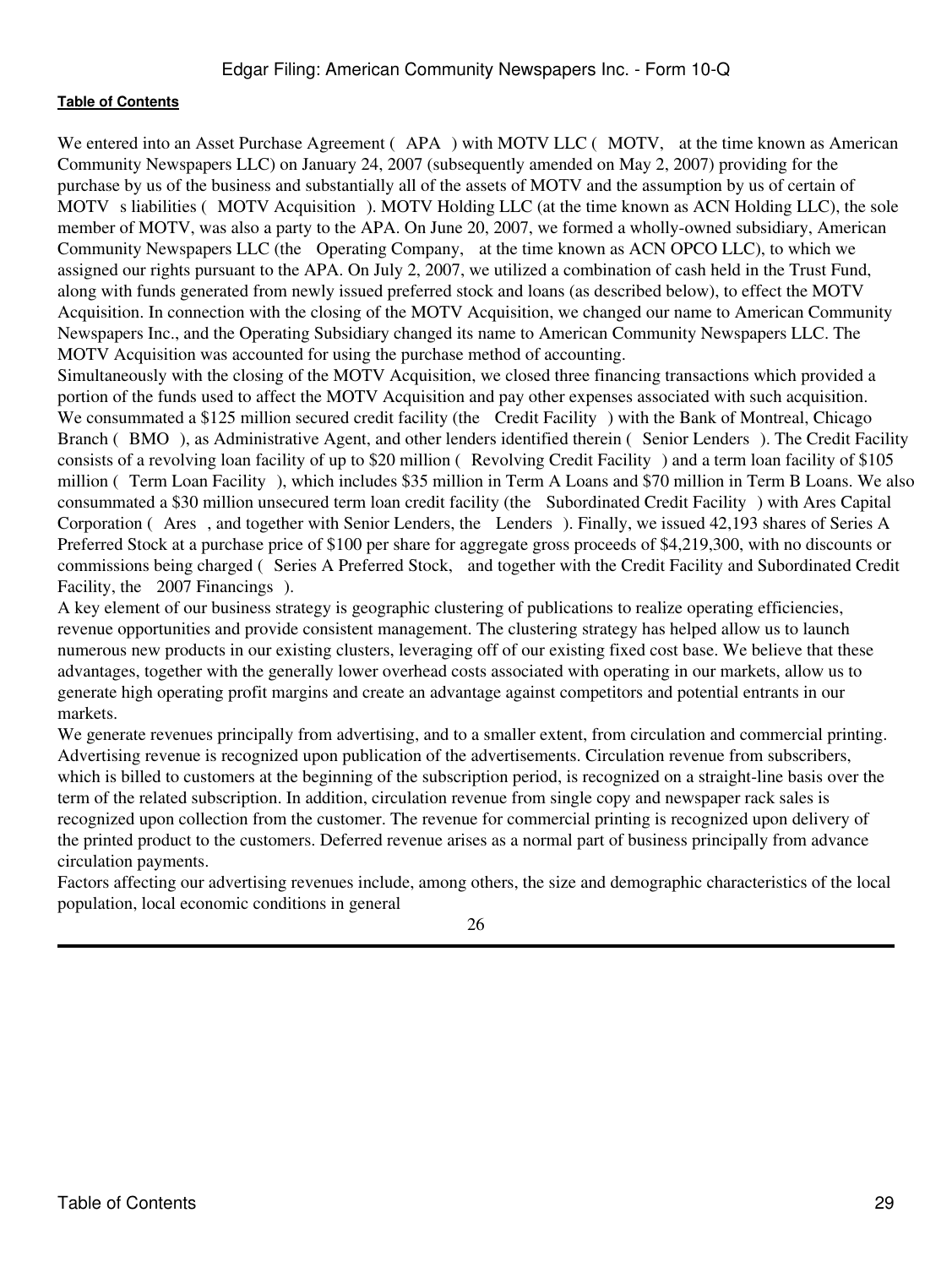We entered into an Asset Purchase Agreement ( APA ) with MOTV LLC ( MOTV, at the time known as American Community Newspapers LLC) on January 24, 2007 (subsequently amended on May 2, 2007) providing for the purchase by us of the business and substantially all of the assets of MOTV and the assumption by us of certain of MOTV s liabilities ( MOTV Acquisition ). MOTV Holding LLC (at the time known as ACN Holding LLC), the sole member of MOTV, was also a party to the APA. On June 20, 2007, we formed a wholly-owned subsidiary, American Community Newspapers LLC (the Operating Company, at the time known as ACN OPCO LLC), to which we assigned our rights pursuant to the APA. On July 2, 2007, we utilized a combination of cash held in the Trust Fund, along with funds generated from newly issued preferred stock and loans (as described below), to effect the MOTV Acquisition. In connection with the closing of the MOTV Acquisition, we changed our name to American Community Newspapers Inc., and the Operating Subsidiary changed its name to American Community Newspapers LLC. The MOTV Acquisition was accounted for using the purchase method of accounting.

Simultaneously with the closing of the MOTV Acquisition, we closed three financing transactions which provided a portion of the funds used to affect the MOTV Acquisition and pay other expenses associated with such acquisition. We consummated a $125 million secured credit facility (the Credit Facility ) with the Bank of Montreal, Chicago Branch ( BMO ), as Administrative Agent, and other lenders identified therein ( Senior Lenders ). The Credit Facility consists of a revolving loan facility of up to $20 million ( Revolving Credit Facility ) and a term loan facility of $105 million ( Term Loan Facility ), which includes $35 million in Term A Loans and $70 million in Term B Loans. We also consummated a $30 million unsecured term loan credit facility (the Subordinated Credit Facility ) with Ares Capital Corporation ( Ares , and together with Senior Lenders, the Lenders ). Finally, we issued 42,193 shares of Series A Preferred Stock at a purchase price of $100 per share for aggregate gross proceeds of $4,219,300, with no discounts or commissions being charged ( Series A Preferred Stock, and together with the Credit Facility and Subordinated Credit Facility, the 2007 Financings ).

A key element of our business strategy is geographic clustering of publications to realize operating efficiencies, revenue opportunities and provide consistent management. The clustering strategy has helped allow us to launch numerous new products in our existing clusters, leveraging off of our existing fixed cost base. We believe that these advantages, together with the generally lower overhead costs associated with operating in our markets, allow us to generate high operating profit margins and create an advantage against competitors and potential entrants in our markets.

We generate revenues principally from advertising, and to a smaller extent, from circulation and commercial printing. Advertising revenue is recognized upon publication of the advertisements. Circulation revenue from subscribers, which is billed to customers at the beginning of the subscription period, is recognized on a straight-line basis over the term of the related subscription. In addition, circulation revenue from single copy and newspaper rack sales is recognized upon collection from the customer. The revenue for commercial printing is recognized upon delivery of the printed product to the customers. Deferred revenue arises as a normal part of business principally from advance circulation payments.

Factors affecting our advertising revenues include, among others, the size and demographic characteristics of the local population, local economic conditions in general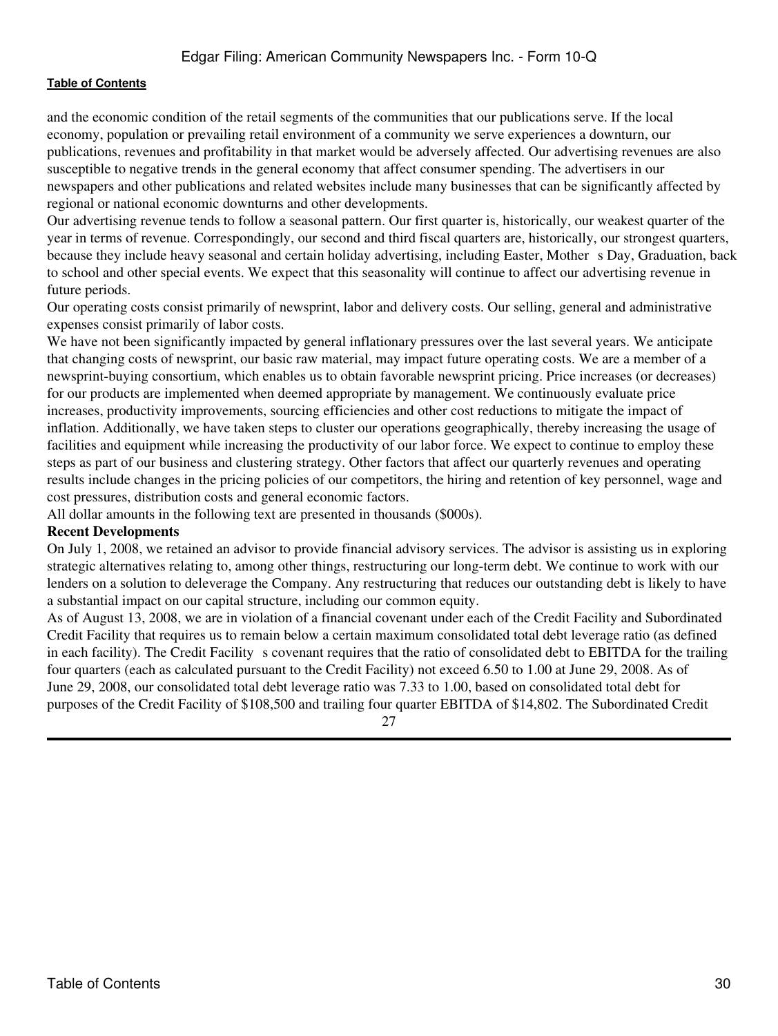and the economic condition of the retail segments of the communities that our publications serve. If the local economy, population or prevailing retail environment of a community we serve experiences a downturn, our publications, revenues and profitability in that market would be adversely affected. Our advertising revenues are also susceptible to negative trends in the general economy that affect consumer spending. The advertisers in our newspapers and other publications and related websites include many businesses that can be significantly affected by regional or national economic downturns and other developments.

Our advertising revenue tends to follow a seasonal pattern. Our first quarter is, historically, our weakest quarter of the year in terms of revenue. Correspondingly, our second and third fiscal quarters are, historically, our strongest quarters, because they include heavy seasonal and certain holiday advertising, including Easter, Mother s Day, Graduation, back to school and other special events. We expect that this seasonality will continue to affect our advertising revenue in future periods.

Our operating costs consist primarily of newsprint, labor and delivery costs. Our selling, general and administrative expenses consist primarily of labor costs.

We have not been significantly impacted by general inflationary pressures over the last several years. We anticipate that changing costs of newsprint, our basic raw material, may impact future operating costs. We are a member of a newsprint-buying consortium, which enables us to obtain favorable newsprint pricing. Price increases (or decreases) for our products are implemented when deemed appropriate by management. We continuously evaluate price increases, productivity improvements, sourcing efficiencies and other cost reductions to mitigate the impact of inflation. Additionally, we have taken steps to cluster our operations geographically, thereby increasing the usage of facilities and equipment while increasing the productivity of our labor force. We expect to continue to employ these steps as part of our business and clustering strategy. Other factors that affect our quarterly revenues and operating results include changes in the pricing policies of our competitors, the hiring and retention of key personnel, wage and cost pressures, distribution costs and general economic factors.

All dollar amounts in the following text are presented in thousands ($000s).

**Recent Developments**

On July 1, 2008, we retained an advisor to provide financial advisory services. The advisor is assisting us in exploring strategic alternatives relating to, among other things, restructuring our long-term debt. We continue to work with our lenders on a solution to deleverage the Company. Any restructuring that reduces our outstanding debt is likely to have a substantial impact on our capital structure, including our common equity.

As of August 13, 2008, we are in violation of a financial covenant under each of the Credit Facility and Subordinated Credit Facility that requires us to remain below a certain maximum consolidated total debt leverage ratio (as defined in each facility). The Credit Facility s covenant requires that the ratio of consolidated debt to EBITDA for the trailing four quarters (each as calculated pursuant to the Credit Facility) not exceed 6.50 to 1.00 at June 29, 2008. As of June 29, 2008, our consolidated total debt leverage ratio was 7.33 to 1.00, based on consolidated total debt for purposes of the Credit Facility of $108,500 and trailing four quarter EBITDA of $14,802. The Subordinated Credit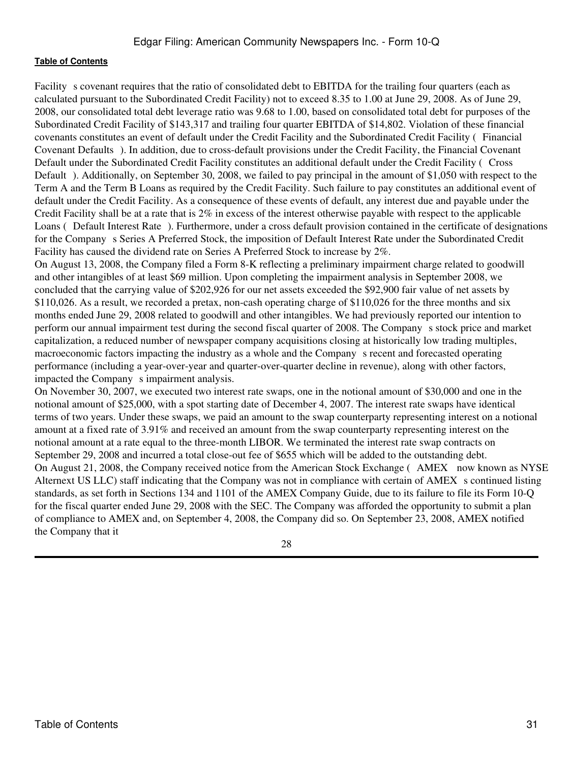Facility s covenant requires that the ratio of consolidated debt to EBITDA for the trailing four quarters (each as calculated pursuant to the Subordinated Credit Facility) not to exceed 8.35 to 1.00 at June 29, 2008. As of June 29, 2008, our consolidated total debt leverage ratio was 9.68 to 1.00, based on consolidated total debt for purposes of the Subordinated Credit Facility of $143,317 and trailing four quarter EBITDA of $14,802. Violation of these financial covenants constitutes an event of default under the Credit Facility and the Subordinated Credit Facility ( Financial Covenant Defaults ). In addition, due to cross-default provisions under the Credit Facility, the Financial Covenant Default under the Subordinated Credit Facility constitutes an additional default under the Credit Facility ( Cross Default ). Additionally, on September 30, 2008, we failed to pay principal in the amount of $1,050 with respect to the Term A and the Term B Loans as required by the Credit Facility. Such failure to pay constitutes an additional event of default under the Credit Facility. As a consequence of these events of default, any interest due and payable under the Credit Facility shall be at a rate that is 2% in excess of the interest otherwise payable with respect to the applicable Loans ( Default Interest Rate ). Furthermore, under a cross default provision contained in the certificate of designations for the Company s Series A Preferred Stock, the imposition of Default Interest Rate under the Subordinated Credit Facility has caused the dividend rate on Series A Preferred Stock to increase by 2%.

On August 13, 2008, the Company filed a Form 8-K reflecting a preliminary impairment charge related to goodwill and other intangibles of at least $69 million. Upon completing the impairment analysis in September 2008, we concluded that the carrying value of $202,926 for our net assets exceeded the $92,900 fair value of net assets by $110,026. As a result, we recorded a pretax, non-cash operating charge of $110,026 for the three months and six months ended June 29, 2008 related to goodwill and other intangibles. We had previously reported our intention to perform our annual impairment test during the second fiscal quarter of 2008. The Company s stock price and market capitalization, a reduced number of newspaper company acquisitions closing at historically low trading multiples, macroeconomic factors impacting the industry as a whole and the Company s recent and forecasted operating performance (including a year-over-year and quarter-over-quarter decline in revenue), along with other factors, impacted the Company s impairment analysis.

On November 30, 2007, we executed two interest rate swaps, one in the notional amount of $30,000 and one in the notional amount of $25,000, with a spot starting date of December 4, 2007. The interest rate swaps have identical terms of two years. Under these swaps, we paid an amount to the swap counterparty representing interest on a notional amount at a fixed rate of 3.91% and received an amount from the swap counterparty representing interest on the notional amount at a rate equal to the three-month LIBOR. We terminated the interest rate swap contracts on September 29, 2008 and incurred a total close-out fee of $655 which will be added to the outstanding debt.

On August 21, 2008, the Company received notice from the American Stock Exchange ( AMEX now known as NYSE Alternext US LLC) staff indicating that the Company was not in compliance with certain of AMEX s continued listing standards, as set forth in Sections 134 and 1101 of the AMEX Company Guide, due to its failure to file its Form 10-Q for the fiscal quarter ended June 29, 2008 with the SEC. The Company was afforded the opportunity to submit a plan of compliance to AMEX and, on September 4, 2008, the Company did so. On September 23, 2008, AMEX notified the Company that it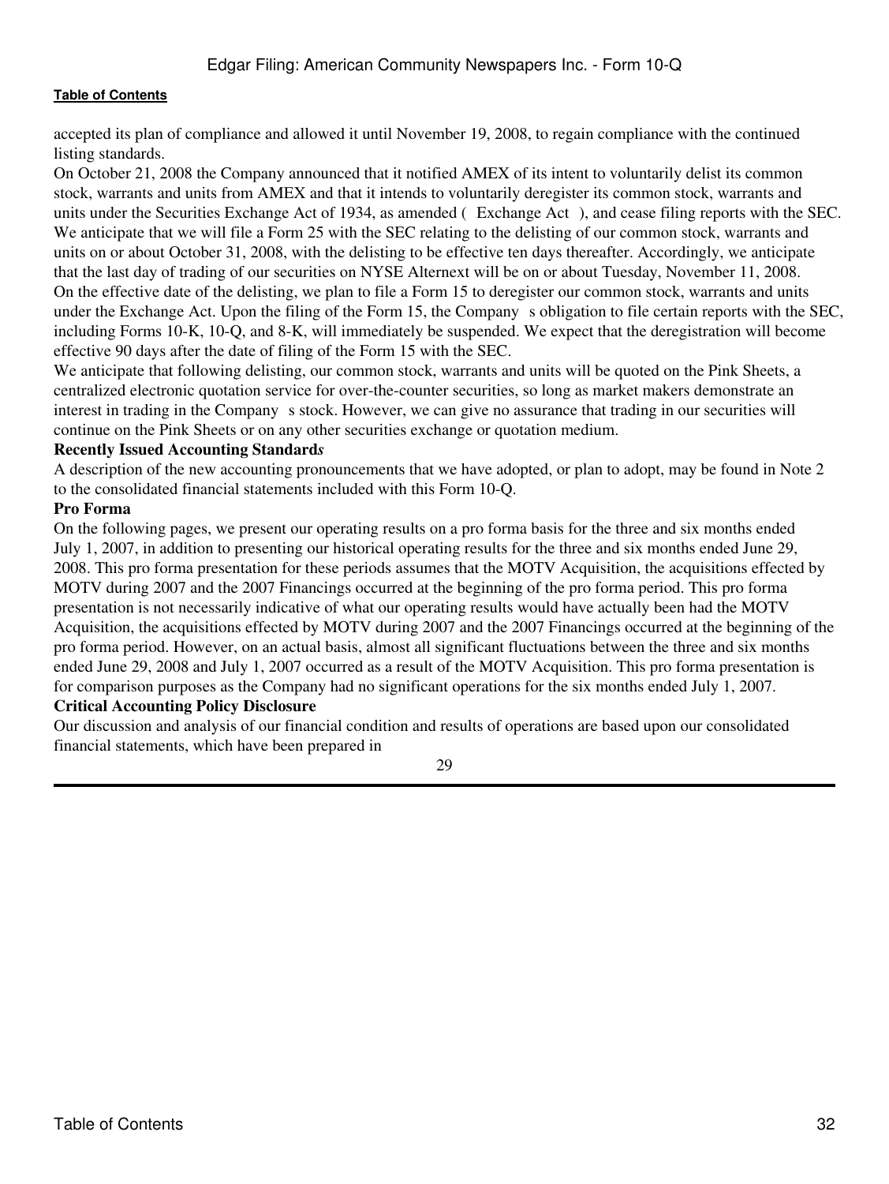accepted its plan of compliance and allowed it until November 19, 2008, to regain compliance with the continued listing standards.

On October 21, 2008 the Company announced that it notified AMEX of its intent to voluntarily delist its common stock, warrants and units from AMEX and that it intends to voluntarily deregister its common stock, warrants and units under the Securities Exchange Act of 1934, as amended ( Exchange Act ), and cease filing reports with the SEC. We anticipate that we will file a Form 25 with the SEC relating to the delisting of our common stock, warrants and units on or about October 31, 2008, with the delisting to be effective ten days thereafter. Accordingly, we anticipate that the last day of trading of our securities on NYSE Alternext will be on or about Tuesday, November 11, 2008. On the effective date of the delisting, we plan to file a Form 15 to deregister our common stock, warrants and units under the Exchange Act. Upon the filing of the Form 15, the Company s obligation to file certain reports with the SEC, including Forms 10-K, 10-Q, and 8-K, will immediately be suspended. We expect that the deregistration will become effective 90 days after the date of filing of the Form 15 with the SEC.

We anticipate that following delisting, our common stock, warrants and units will be quoted on the Pink Sheets, a centralized electronic quotation service for over-the-counter securities, so long as market makers demonstrate an interest in trading in the Company s stock. However, we can give no assurance that trading in our securities will continue on the Pink Sheets or on any other securities exchange or quotation medium.

**Recently Issued Accounting Standard*s***

A description of the new accounting pronouncements that we have adopted, or plan to adopt, may be found in Note 2 to the consolidated financial statements included with this Form 10-Q.

**Pro Forma**

On the following pages, we present our operating results on a pro forma basis for the three and six months ended July 1, 2007, in addition to presenting our historical operating results for the three and six months ended June 29, 2008. This pro forma presentation for these periods assumes that the MOTV Acquisition, the acquisitions effected by MOTV during 2007 and the 2007 Financings occurred at the beginning of the pro forma period. This pro forma presentation is not necessarily indicative of what our operating results would have actually been had the MOTV Acquisition, the acquisitions effected by MOTV during 2007 and the 2007 Financings occurred at the beginning of the pro forma period. However, on an actual basis, almost all significant fluctuations between the three and six months ended June 29, 2008 and July 1, 2007 occurred as a result of the MOTV Acquisition. This pro forma presentation is for comparison purposes as the Company had no significant operations for the six months ended July 1, 2007.

**Critical Accounting Policy Disclosure**

Our discussion and analysis of our financial condition and results of operations are based upon our consolidated financial statements, which have been prepared in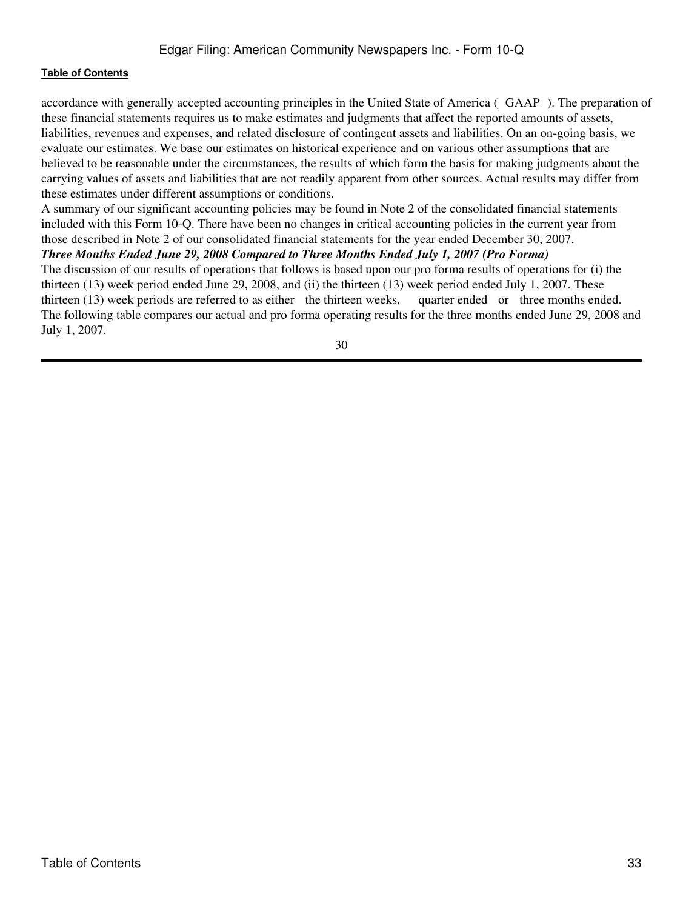accordance with generally accepted accounting principles in the United State of America ( GAAP ). The preparation of these financial statements requires us to make estimates and judgments that affect the reported amounts of assets, liabilities, revenues and expenses, and related disclosure of contingent assets and liabilities. On an on-going basis, we evaluate our estimates. We base our estimates on historical experience and on various other assumptions that are believed to be reasonable under the circumstances, the results of which form the basis for making judgments about the carrying values of assets and liabilities that are not readily apparent from other sources. Actual results may differ from these estimates under different assumptions or conditions.

A summary of our significant accounting policies may be found in Note 2 of the consolidated financial statements included with this Form 10-Q. There have been no changes in critical accounting policies in the current year from those described in Note 2 of our consolidated financial statements for the year ended December 30, 2007.

***Three Months Ended June 29, 2008 Compared to Three Months Ended July 1, 2007 (Pro Forma)***

The discussion of our results of operations that follows is based upon our pro forma results of operations for (i) the thirteen (13) week period ended June 29, 2008, and (ii) the thirteen (13) week period ended July 1, 2007. These thirteen (13) week periods are referred to as either the thirteen weeks, quarter ended or three months ended. The following table compares our actual and pro forma operating results for the three months ended June 29, 2008 and July 1, 2007.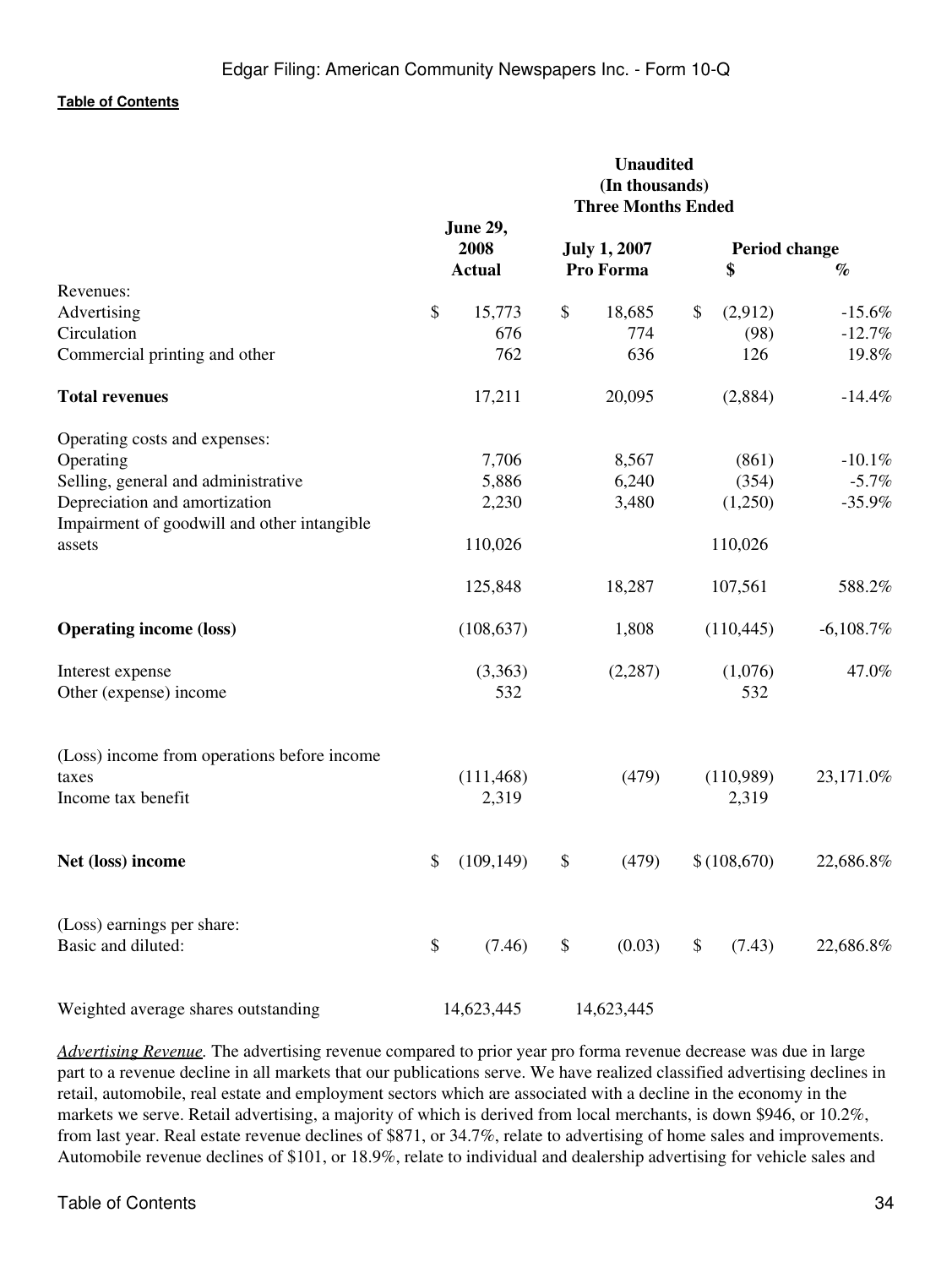| | Unaudited (In thousands) Three Months Ended | | | |
|---|---|---|---|---|
| | June 29, 2008 Actual | July 1, 2007 Pro Forma | Period change $ | % |
| Revenues: | | | | |
| Advertising | $ 15,773 | $ 18,685 | $ (2,912) | -15.6% |
| Circulation | 676 | 774 | (98) | -12.7% |
| Commercial printing and other | 762 | 636 | 126 | 19.8% |
| **Total revenues** | 17,211 | 20,095 | (2,884) | -14.4% |
| Operating costs and expenses: | | | | |
| Operating | 7,706 | 8,567 | (861) | -10.1% |
| Selling, general and administrative | 5,886 | 6,240 | (354) | -5.7% |
| Depreciation and amortization | 2,230 | 3,480 | (1,250) | -35.9% |
| Impairment of goodwill and other intangible assets | 110,026 | | 110,026 | |
| | 125,848 | 18,287 | 107,561 | 588.2% |
| **Operating income (loss)** | (108,637) | 1,808 | (110,445) | -6,108.7% |
| Interest expense | (3,363) | (2,287) | (1,076) | 47.0% |
| Other (expense) income | 532 | | 532 | |
| (Loss) income from operations before income taxes | (111,468) | (479) | (110,989) | 23,171.0% |
| Income tax benefit | 2,319 | | 2,319 | |
| **Net (loss) income** | $ (109,149) | $ (479) | $ (108,670) | 22,686.8% |
| (Loss) earnings per share: | | | | |
| Basic and diluted: | $ (7.46) | $ (0.03) | $ (7.43) | 22,686.8% |
| Weighted average shares outstanding | 14,623,445 | 14,623,445 | | |

*Advertising Revenue*. The advertising revenue compared to prior year pro forma revenue decrease was due in large part to a revenue decline in all markets that our publications serve. We have realized classified advertising declines in retail, automobile, real estate and employment sectors which are associated with a decline in the economy in the markets we serve. Retail advertising, a majority of which is derived from local merchants, is down $946, or 10.2%, from last year. Real estate revenue declines of $871, or 34.7%, relate to advertising of home sales and improvements. Automobile revenue declines of $101, or 18.9%, relate to individual and dealership advertising for vehicle sales and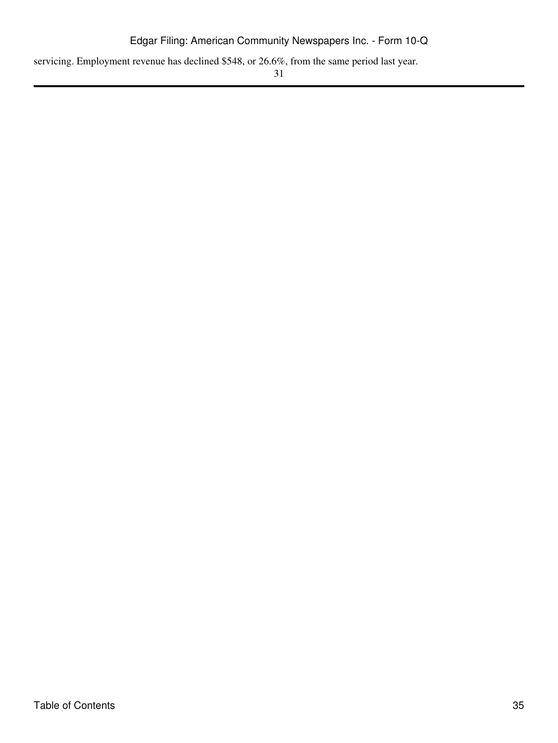servicing. Employment revenue has declined $548, or 26.6%, from the same period last year.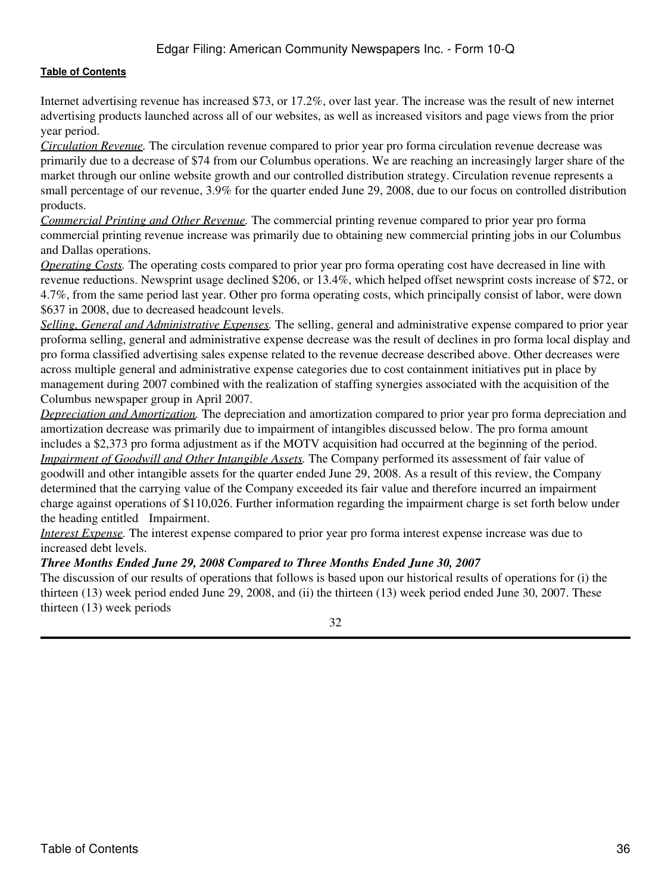Internet advertising revenue has increased $73, or 17.2%, over last year. The increase was the result of new internet advertising products launched across all of our websites, as well as increased visitors and page views from the prior year period.

*Circulation Revenue.* The circulation revenue compared to prior year pro forma circulation revenue decrease was primarily due to a decrease of $74 from our Columbus operations. We are reaching an increasingly larger share of the market through our online website growth and our controlled distribution strategy. Circulation revenue represents a small percentage of our revenue, 3.9% for the quarter ended June 29, 2008, due to our focus on controlled distribution products.

*Commercial Printing and Other Revenue.* The commercial printing revenue compared to prior year pro forma commercial printing revenue increase was primarily due to obtaining new commercial printing jobs in our Columbus and Dallas operations.

*Operating Costs.* The operating costs compared to prior year pro forma operating cost have decreased in line with revenue reductions. Newsprint usage declined $206, or 13.4%, which helped offset newsprint costs increase of $72, or 4.7%, from the same period last year. Other pro forma operating costs, which principally consist of labor, were down $637 in 2008, due to decreased headcount levels.

*Selling, General and Administrative Expenses.* The selling, general and administrative expense compared to prior year proforma selling, general and administrative expense decrease was the result of declines in pro forma local display and pro forma classified advertising sales expense related to the revenue decrease described above. Other decreases were across multiple general and administrative expense categories due to cost containment initiatives put in place by management during 2007 combined with the realization of staffing synergies associated with the acquisition of the Columbus newspaper group in April 2007.

*Depreciation and Amortization.* The depreciation and amortization compared to prior year pro forma depreciation and amortization decrease was primarily due to impairment of intangibles discussed below. The pro forma amount includes a $2,373 pro forma adjustment as if the MOTV acquisition had occurred at the beginning of the period.

*Impairment of Goodwill and Other Intangible Assets.* The Company performed its assessment of fair value of goodwill and other intangible assets for the quarter ended June 29, 2008. As a result of this review, the Company determined that the carrying value of the Company exceeded its fair value and therefore incurred an impairment charge against operations of $110,026. Further information regarding the impairment charge is set forth below under the heading entitled Impairment.

*Interest Expense.* The interest expense compared to prior year pro forma interest expense increase was due to increased debt levels.

***Three Months Ended June 29, 2008 Compared to Three Months Ended June 30, 2007***

The discussion of our results of operations that follows is based upon our historical results of operations for (i) the thirteen (13) week period ended June 29, 2008, and (ii) the thirteen (13) week period ended June 30, 2007. These thirteen (13) week periods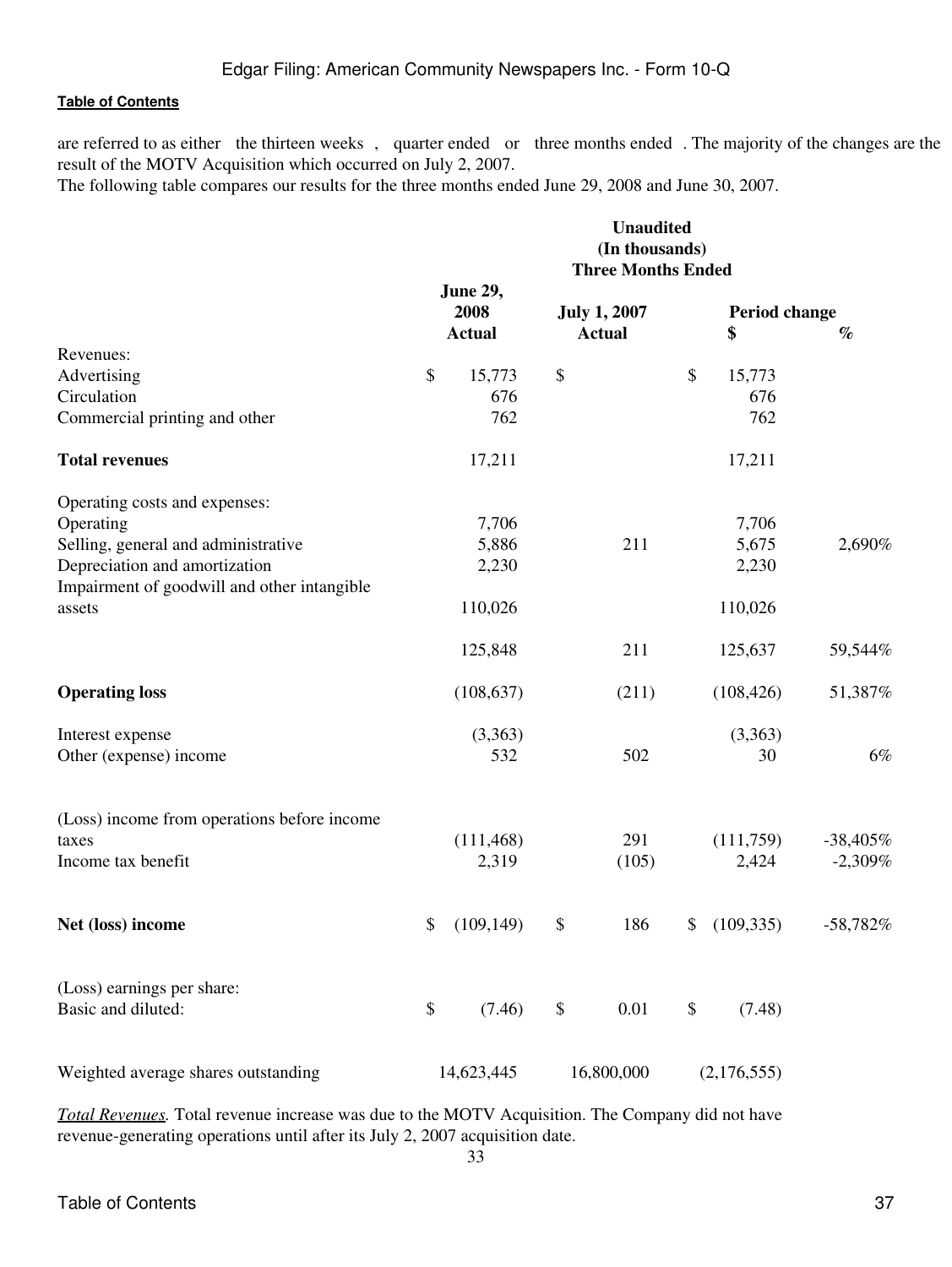are referred to as either the thirteen weeks , quarter ended or three months ended . The majority of the changes are the result of the MOTV Acquisition which occurred on July 2, 2007.

The following table compares our results for the three months ended June 29, 2008 and June 30, 2007.

| | Unaudited (In thousands) Three Months Ended | | | |
|---|---|---|---|---|
| | June 29, 2008 Actual | July 1, 2007 Actual | Period change $ | % |
| Revenues: | | | | |
| Advertising | $ 15,773 | $ | $ 15,773 | |
| Circulation | 676 | | 676 | |
| Commercial printing and other | 762 | | 762 | |
| **Total revenues** | 17,211 | | 17,211 | |
| Operating costs and expenses: | | | | |
| Operating | 7,706 | | 7,706 | |
| Selling, general and administrative | 5,886 | 211 | 5,675 | 2,690% |
| Depreciation and amortization | 2,230 | | 2,230 | |
| Impairment of goodwill and other intangible assets | 110,026 | | 110,026 | |
| | 125,848 | 211 | 125,637 | 59,544% |
| **Operating loss** | (108,637) | (211) | (108,426) | 51,387% |
| Interest expense | (3,363) | | (3,363) | |
| Other (expense) income | 532 | 502 | 30 | 6% |
| (Loss) income from operations before income taxes | (111,468) | 291 | (111,759) | -38,405% |
| Income tax benefit | 2,319 | (105) | 2,424 | -2,309% |
| **Net (loss) income** | $ (109,149) | $ 186 | $ (109,335) | -58,782% |
| (Loss) earnings per share: | | | | |
| Basic and diluted: | $ (7.46) | $ 0.01 | $ (7.48) | |
| Weighted average shares outstanding | 14,623,445 | 16,800,000 | (2,176,555) | |

*Total Revenues.* Total revenue increase was due to the MOTV Acquisition. The Company did not have revenue-generating operations until after its July 2, 2007 acquisition date.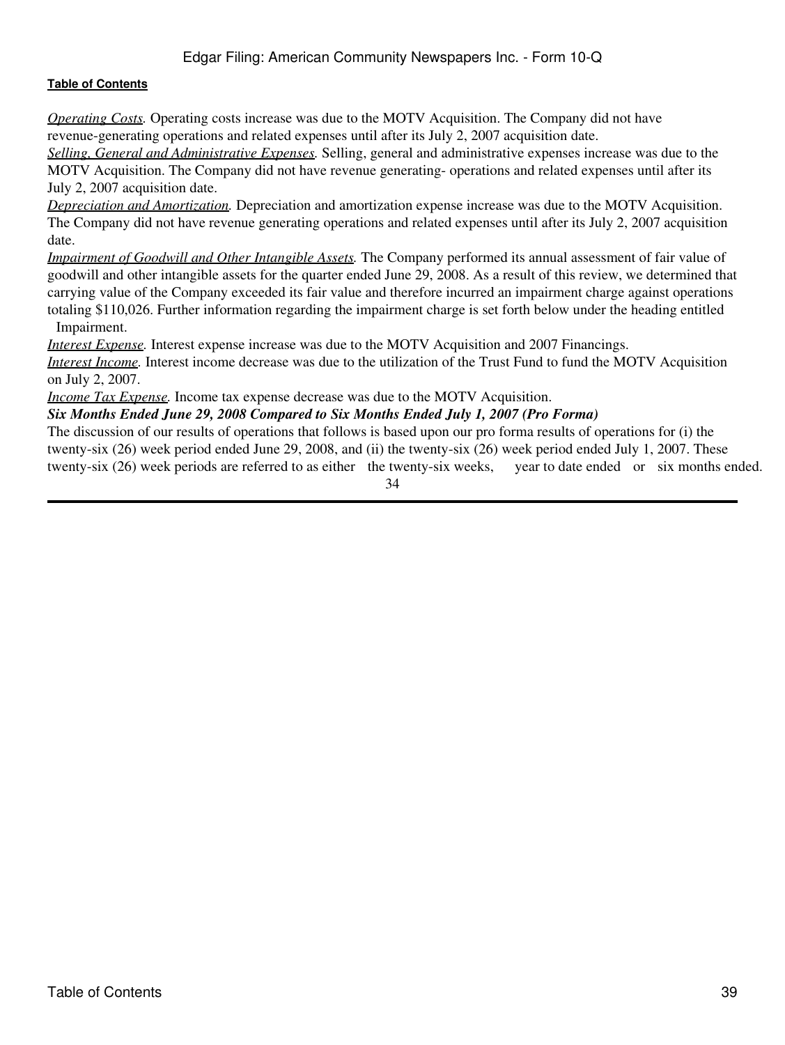*Operating Costs.* Operating costs increase was due to the MOTV Acquisition. The Company did not have revenue-generating operations and related expenses until after its July 2, 2007 acquisition date.

*Selling, General and Administrative Expenses.* Selling, general and administrative expenses increase was due to the MOTV Acquisition. The Company did not have revenue generating- operations and related expenses until after its July 2, 2007 acquisition date.

*Depreciation and Amortization.* Depreciation and amortization expense increase was due to the MOTV Acquisition. The Company did not have revenue generating operations and related expenses until after its July 2, 2007 acquisition date.

*Impairment of Goodwill and Other Intangible Assets.* The Company performed its annual assessment of fair value of goodwill and other intangible assets for the quarter ended June 29, 2008. As a result of this review, we determined that carrying value of the Company exceeded its fair value and therefore incurred an impairment charge against operations totaling $110,026. Further information regarding the impairment charge is set forth below under the heading entitled Impairment.

*Interest Expense.* Interest expense increase was due to the MOTV Acquisition and 2007 Financings.

*Interest Income.* Interest income decrease was due to the utilization of the Trust Fund to fund the MOTV Acquisition on July 2, 2007.

*Income Tax Expense.* Income tax expense decrease was due to the MOTV Acquisition.

***Six Months Ended June 29, 2008 Compared to Six Months Ended July 1, 2007 (Pro Forma)***

The discussion of our results of operations that follows is based upon our pro forma results of operations for (i) the twenty-six (26) week period ended June 29, 2008, and (ii) the twenty-six (26) week period ended July 1, 2007. These twenty-six (26) week periods are referred to as either the twenty-six weeks, year to date ended or six months ended.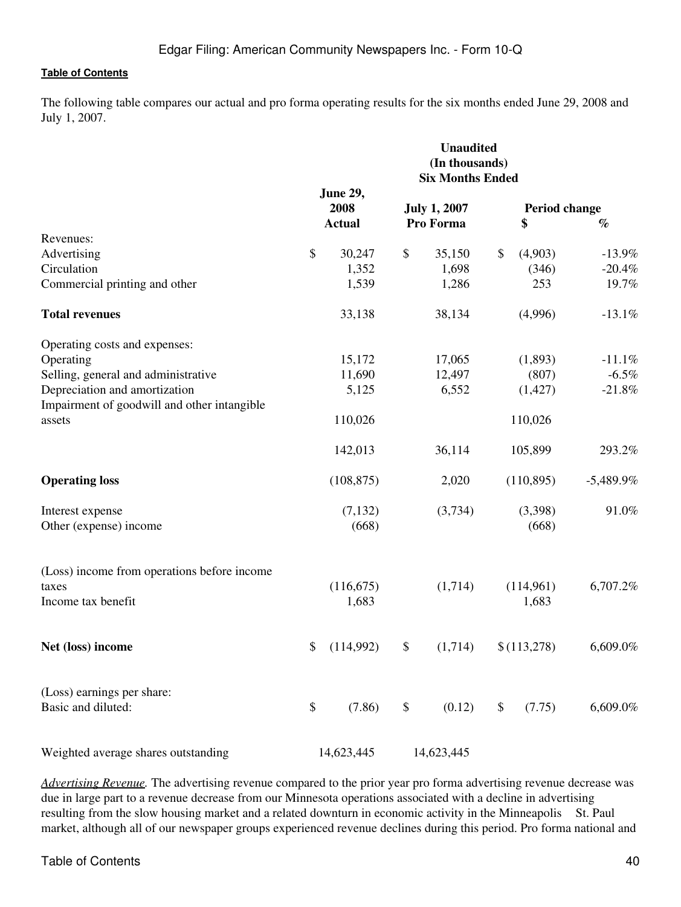The following table compares our actual and pro forma operating results for the six months ended June 29, 2008 and July 1, 2007.

| | Unaudited (In thousands) Six Months Ended | | | |
|---|---|---|---|---|
| | June 29, 2008 Actual | July 1, 2007 Pro Forma | Period change $ | % |
| Revenues: | | | | |
| Advertising | $ 30,247 | $ 35,150 | $ (4,903) | -13.9% |
| Circulation | 1,352 | 1,698 | (346) | -20.4% |
| Commercial printing and other | 1,539 | 1,286 | 253 | 19.7% |
| **Total revenues** | 33,138 | 38,134 | (4,996) | -13.1% |
| Operating costs and expenses: | | | | |
| Operating | 15,172 | 17,065 | (1,893) | -11.1% |
| Selling, general and administrative | 11,690 | 12,497 | (807) | -6.5% |
| Depreciation and amortization | 5,125 | 6,552 | (1,427) | -21.8% |
| Impairment of goodwill and other intangible assets | 110,026 | | 110,026 | |
| | 142,013 | 36,114 | 105,899 | 293.2% |
| **Operating loss** | (108,875) | 2,020 | (110,895) | -5,489.9% |
| Interest expense | (7,132) | (3,734) | (3,398) | 91.0% |
| Other (expense) income | (668) | | (668) | |
| (Loss) income from operations before income taxes | (116,675) | (1,714) | (114,961) | 6,707.2% |
| Income tax benefit | 1,683 | | 1,683 | |
| **Net (loss) income** | $ (114,992) | $ (1,714) | $ (113,278) | 6,609.0% |
| (Loss) earnings per share: | | | | |
| Basic and diluted: | $ (7.86) | $ (0.12) | $ (7.75) | 6,609.0% |
| Weighted average shares outstanding | 14,623,445 | 14,623,445 | | |

*Advertising Revenue.* The advertising revenue compared to the prior year pro forma advertising revenue decrease was due in large part to a revenue decrease from our Minnesota operations associated with a decline in advertising resulting from the slow housing market and a related downturn in economic activity in the Minneapolis St. Paul market, although all of our newspaper groups experienced revenue declines during this period. Pro forma national and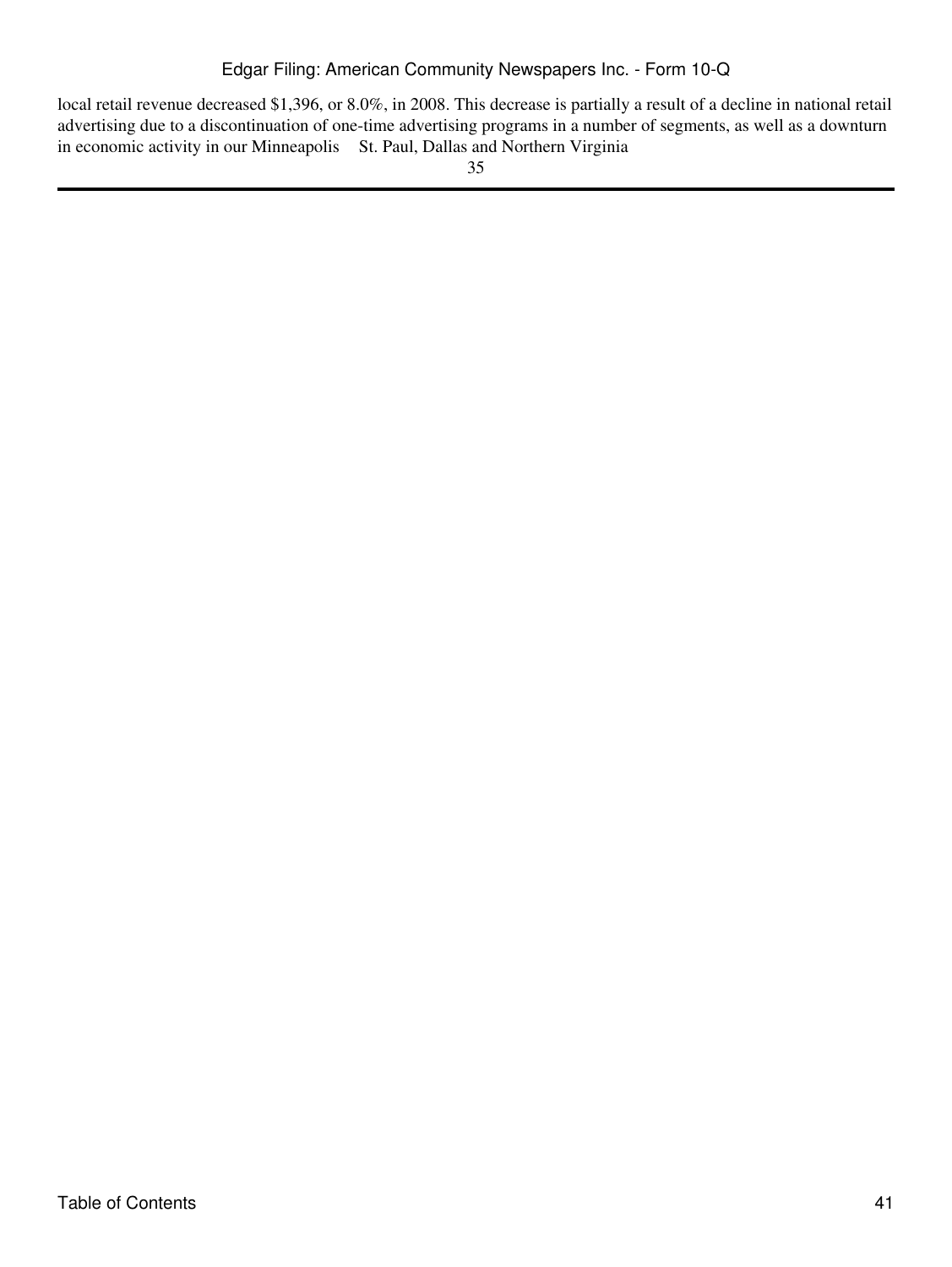local retail revenue decreased $1,396, or 8.0%, in 2008. This decrease is partially a result of a decline in national retail advertising due to a discontinuation of one-time advertising programs in a number of segments, as well as a downturn in economic activity in our Minneapolis St. Paul, Dallas and Northern Virginia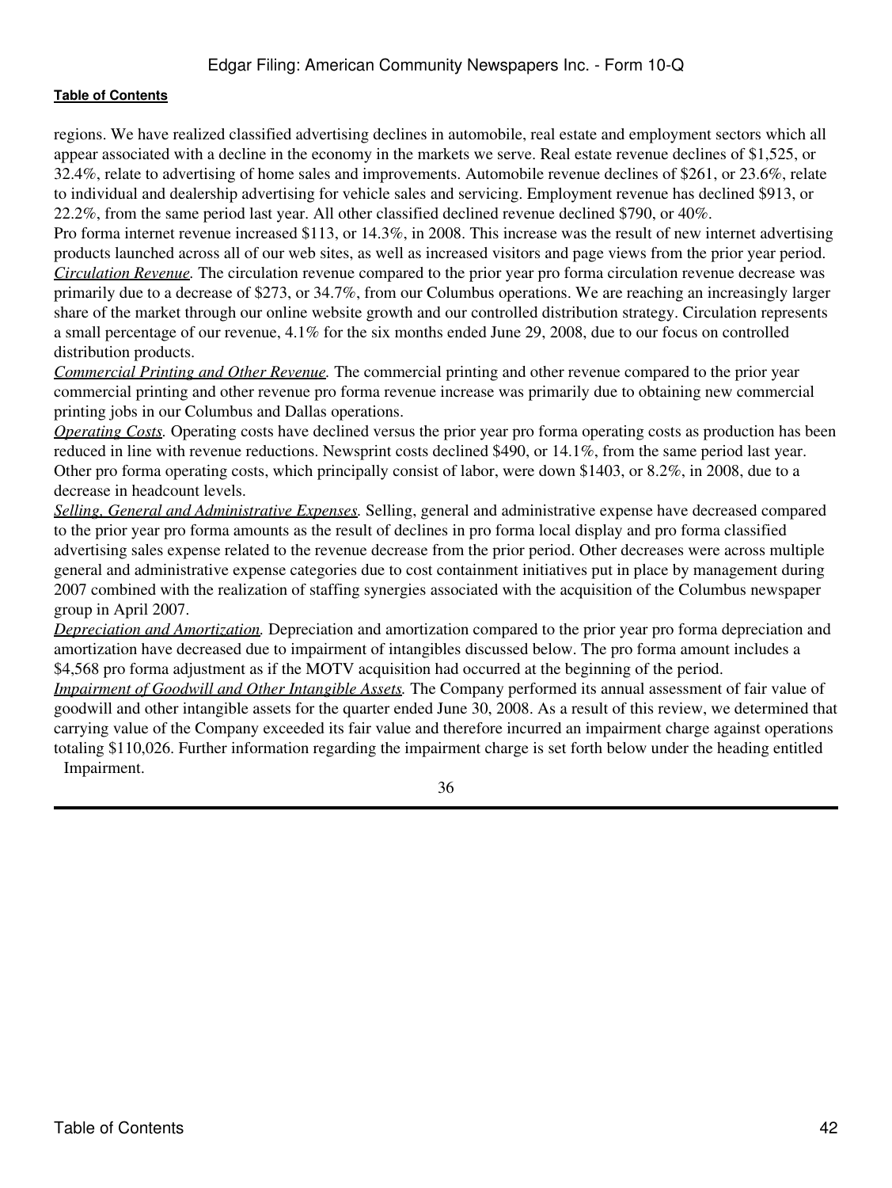regions. We have realized classified advertising declines in automobile, real estate and employment sectors which all appear associated with a decline in the economy in the markets we serve. Real estate revenue declines of $1,525, or 32.4%, relate to advertising of home sales and improvements. Automobile revenue declines of $261, or 23.6%, relate to individual and dealership advertising for vehicle sales and servicing. Employment revenue has declined $913, or 22.2%, from the same period last year. All other classified declined revenue declined $790, or 40%.

Pro forma internet revenue increased $113, or 14.3%, in 2008. This increase was the result of new internet advertising products launched across all of our web sites, as well as increased visitors and page views from the prior year period.

*Circulation Revenue*. The circulation revenue compared to the prior year pro forma circulation revenue decrease was primarily due to a decrease of $273, or 34.7%, from our Columbus operations. We are reaching an increasingly larger share of the market through our online website growth and our controlled distribution strategy. Circulation represents a small percentage of our revenue, 4.1% for the six months ended June 29, 2008, due to our focus on controlled distribution products.

*Commercial Printing and Other Revenue*. The commercial printing and other revenue compared to the prior year commercial printing and other revenue pro forma revenue increase was primarily due to obtaining new commercial printing jobs in our Columbus and Dallas operations.

*Operating Costs*. Operating costs have declined versus the prior year pro forma operating costs as production has been reduced in line with revenue reductions. Newsprint costs declined $490, or 14.1%, from the same period last year. Other pro forma operating costs, which principally consist of labor, were down $1403, or 8.2%, in 2008, due to a decrease in headcount levels.

*Selling, General and Administrative Expenses*. Selling, general and administrative expense have decreased compared to the prior year pro forma amounts as the result of declines in pro forma local display and pro forma classified advertising sales expense related to the revenue decrease from the prior period. Other decreases were across multiple general and administrative expense categories due to cost containment initiatives put in place by management during 2007 combined with the realization of staffing synergies associated with the acquisition of the Columbus newspaper group in April 2007.

*Depreciation and Amortization*. Depreciation and amortization compared to the prior year pro forma depreciation and amortization have decreased due to impairment of intangibles discussed below. The pro forma amount includes a $4,568 pro forma adjustment as if the MOTV acquisition had occurred at the beginning of the period.

*Impairment of Goodwill and Other Intangible Assets*. The Company performed its annual assessment of fair value of goodwill and other intangible assets for the quarter ended June 30, 2008. As a result of this review, we determined that carrying value of the Company exceeded its fair value and therefore incurred an impairment charge against operations totaling $110,026. Further information regarding the impairment charge is set forth below under the heading entitled Impairment.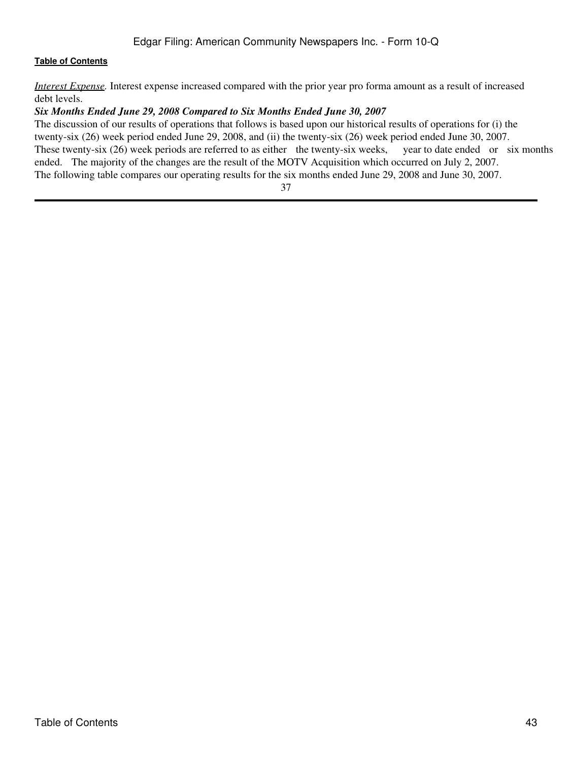*Interest Expense*. Interest expense increased compared with the prior year pro forma amount as a result of increased debt levels.

***Six Months Ended June 29, 2008 Compared to Six Months Ended June 30, 2007***

The discussion of our results of operations that follows is based upon our historical results of operations for (i) the twenty-six (26) week period ended June 29, 2008, and (ii) the twenty-six (26) week period ended June 30, 2007. These twenty-six (26) week periods are referred to as either the twenty-six weeks, year to date ended or six months ended. The majority of the changes are the result of the MOTV Acquisition which occurred on July 2, 2007. The following table compares our operating results for the six months ended June 29, 2008 and June 30, 2007.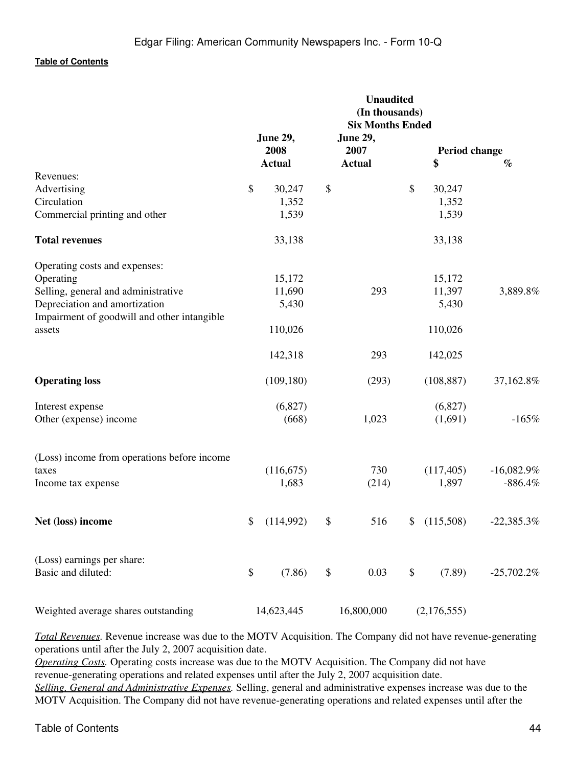| | Unaudited (In thousands) Six Months Ended | | | |
|---|---|---|---|---|
| | June 29, 2008 Actual | June 29, 2007 Actual | Period change $ | % |
| Revenues: | | | | |
| Advertising | $ 30,247 | $ | $ 30,247 | |
| Circulation | 1,352 | | 1,352 | |
| Commercial printing and other | 1,539 | | 1,539 | |
| **Total revenues** | 33,138 | | 33,138 | |
| Operating costs and expenses: | | | | |
| Operating | 15,172 | | 15,172 | |
| Selling, general and administrative | 11,690 | 293 | 11,397 | 3,889.8% |
| Depreciation and amortization | 5,430 | | 5,430 | |
| Impairment of goodwill and other intangible assets | 110,026 | | 110,026 | |
| | 142,318 | 293 | 142,025 | |
| **Operating loss** | (109,180) | (293) | (108,887) | 37,162.8% |
| Interest expense | (6,827) | | (6,827) | |
| Other (expense) income | (668) | 1,023 | (1,691) | -165% |
| (Loss) income from operations before income taxes | (116,675) | 730 | (117,405) | -16,082.9% |
| Income tax expense | 1,683 | (214) | 1,897 | -886.4% |
| **Net (loss) income** | $ (114,992) | $ 516 | $ (115,508) | -22,385.3% |
| (Loss) earnings per share: | | | | |
| Basic and diluted: | $ (7.86) | $ 0.03 | $ (7.89) | -25,702.2% |
| Weighted average shares outstanding | 14,623,445 | 16,800,000 | (2,176,555) | |

*Total Revenues.* Revenue increase was due to the MOTV Acquisition. The Company did not have revenue-generating operations until after the July 2, 2007 acquisition date.

*Operating Costs.* Operating costs increase was due to the MOTV Acquisition. The Company did not have revenue-generating operations and related expenses until after the July 2, 2007 acquisition date.

*Selling, General and Administrative Expenses.* Selling, general and administrative expenses increase was due to the MOTV Acquisition. The Company did not have revenue-generating operations and related expenses until after the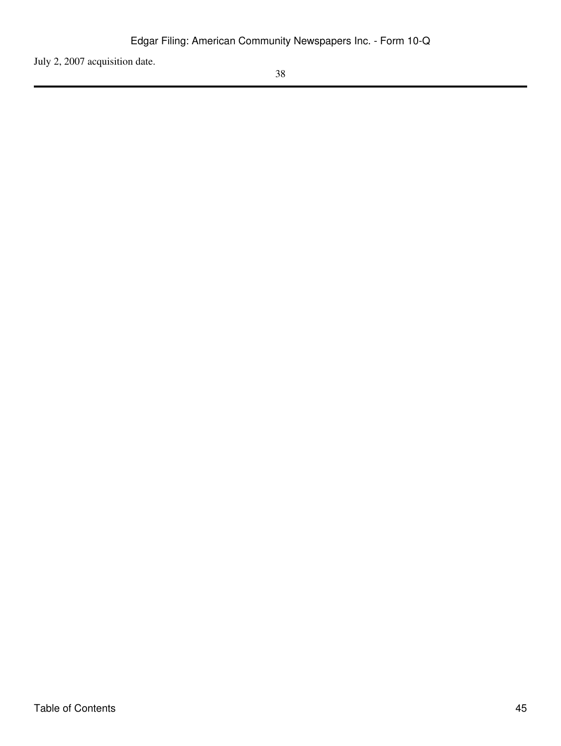July 2, 2007 acquisition date.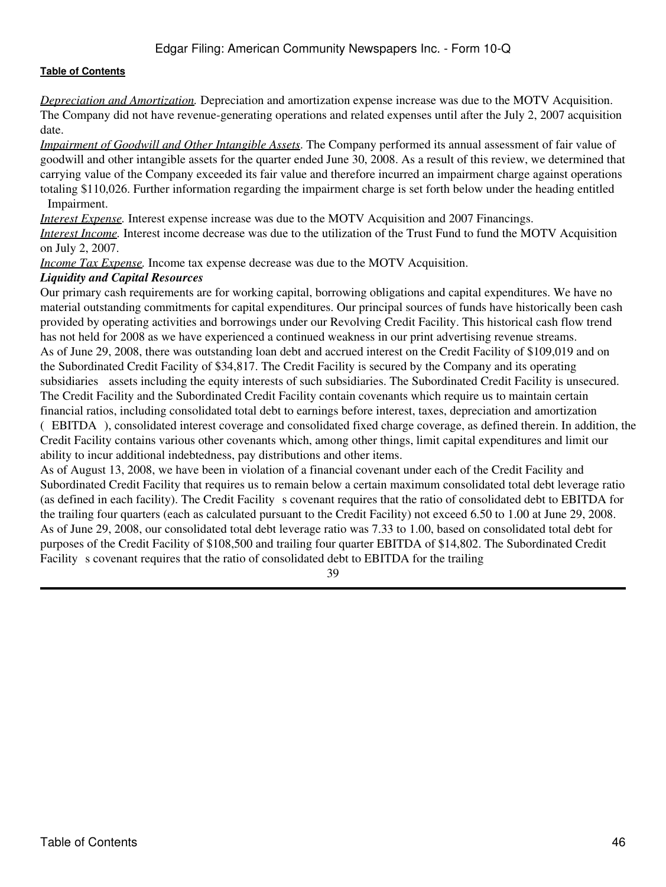*Depreciation and Amortization.* Depreciation and amortization expense increase was due to the MOTV Acquisition. The Company did not have revenue-generating operations and related expenses until after the July 2, 2007 acquisition date.

*Impairment of Goodwill and Other Intangible Assets.* The Company performed its annual assessment of fair value of goodwill and other intangible assets for the quarter ended June 30, 2008. As a result of this review, we determined that carrying value of the Company exceeded its fair value and therefore incurred an impairment charge against operations totaling $110,026. Further information regarding the impairment charge is set forth below under the heading entitled Impairment.

*Interest Expense.* Interest expense increase was due to the MOTV Acquisition and 2007 Financings.

*Interest Income.* Interest income decrease was due to the utilization of the Trust Fund to fund the MOTV Acquisition on July 2, 2007.

*Income Tax Expense.* Income tax expense decrease was due to the MOTV Acquisition.

***Liquidity and Capital Resources***

Our primary cash requirements are for working capital, borrowing obligations and capital expenditures. We have no material outstanding commitments for capital expenditures. Our principal sources of funds have historically been cash provided by operating activities and borrowings under our Revolving Credit Facility. This historical cash flow trend has not held for 2008 as we have experienced a continued weakness in our print advertising revenue streams.

As of June 29, 2008, there was outstanding loan debt and accrued interest on the Credit Facility of $109,019 and on the Subordinated Credit Facility of $34,817. The Credit Facility is secured by the Company and its operating subsidiaries assets including the equity interests of such subsidiaries. The Subordinated Credit Facility is unsecured. The Credit Facility and the Subordinated Credit Facility contain covenants which require us to maintain certain financial ratios, including consolidated total debt to earnings before interest, taxes, depreciation and amortization (EBITDA), consolidated interest coverage and consolidated fixed charge coverage, as defined therein. In addition, the Credit Facility contains various other covenants which, among other things, limit capital expenditures and limit our ability to incur additional indebtedness, pay distributions and other items.

As of August 13, 2008, we have been in violation of a financial covenant under each of the Credit Facility and Subordinated Credit Facility that requires us to remain below a certain maximum consolidated total debt leverage ratio (as defined in each facility). The Credit Facility s covenant requires that the ratio of consolidated debt to EBITDA for the trailing four quarters (each as calculated pursuant to the Credit Facility) not exceed 6.50 to 1.00 at June 29, 2008. As of June 29, 2008, our consolidated total debt leverage ratio was 7.33 to 1.00, based on consolidated total debt for purposes of the Credit Facility of $108,500 and trailing four quarter EBITDA of $14,802. The Subordinated Credit Facility s covenant requires that the ratio of consolidated debt to EBITDA for the trailing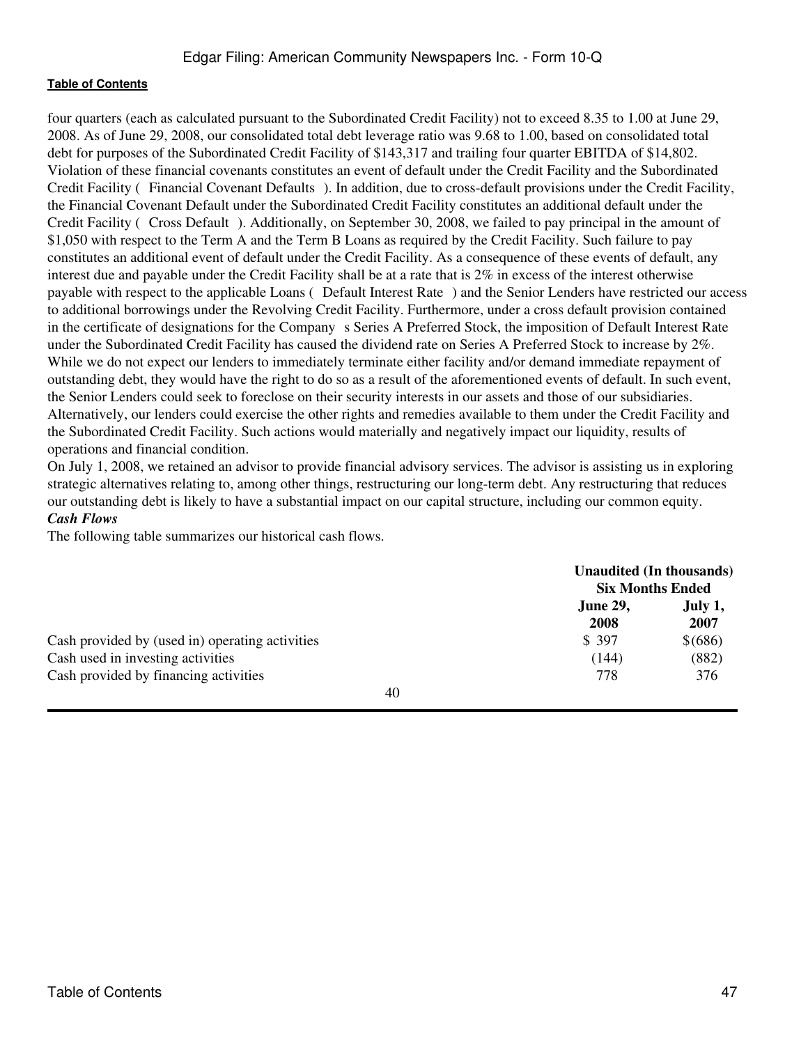four quarters (each as calculated pursuant to the Subordinated Credit Facility) not to exceed 8.35 to 1.00 at June 29, 2008. As of June 29, 2008, our consolidated total debt leverage ratio was 9.68 to 1.00, based on consolidated total debt for purposes of the Subordinated Credit Facility of $143,317 and trailing four quarter EBITDA of $14,802. Violation of these financial covenants constitutes an event of default under the Credit Facility and the Subordinated Credit Facility ( Financial Covenant Defaults ). In addition, due to cross-default provisions under the Credit Facility, the Financial Covenant Default under the Subordinated Credit Facility constitutes an additional default under the Credit Facility ( Cross Default ). Additionally, on September 30, 2008, we failed to pay principal in the amount of $1,050 with respect to the Term A and the Term B Loans as required by the Credit Facility. Such failure to pay constitutes an additional event of default under the Credit Facility. As a consequence of these events of default, any interest due and payable under the Credit Facility shall be at a rate that is 2% in excess of the interest otherwise payable with respect to the applicable Loans ( Default Interest Rate ) and the Senior Lenders have restricted our access to additional borrowings under the Revolving Credit Facility. Furthermore, under a cross default provision contained in the certificate of designations for the Company s Series A Preferred Stock, the imposition of Default Interest Rate under the Subordinated Credit Facility has caused the dividend rate on Series A Preferred Stock to increase by 2%. While we do not expect our lenders to immediately terminate either facility and/or demand immediate repayment of outstanding debt, they would have the right to do so as a result of the aforementioned events of default. In such event, the Senior Lenders could seek to foreclose on their security interests in our assets and those of our subsidiaries. Alternatively, our lenders could exercise the other rights and remedies available to them under the Credit Facility and the Subordinated Credit Facility. Such actions would materially and negatively impact our liquidity, results of operations and financial condition.

On July 1, 2008, we retained an advisor to provide financial advisory services. The advisor is assisting us in exploring strategic alternatives relating to, among other things, restructuring our long-term debt. Any restructuring that reduces our outstanding debt is likely to have a substantial impact on our capital structure, including our common equity.

***Cash Flows***

The following table summarizes our historical cash flows.

| | Unaudited (In thousands) Six Months Ended | |
|---|---|---|
| | **June 29, 2008** | **July 1, 2007** |
| Cash provided by (used in) operating activities | $ 397 | $(686) |
| Cash used in investing activities | (144) | (882) |
| Cash provided by financing activities | 778 | 376 |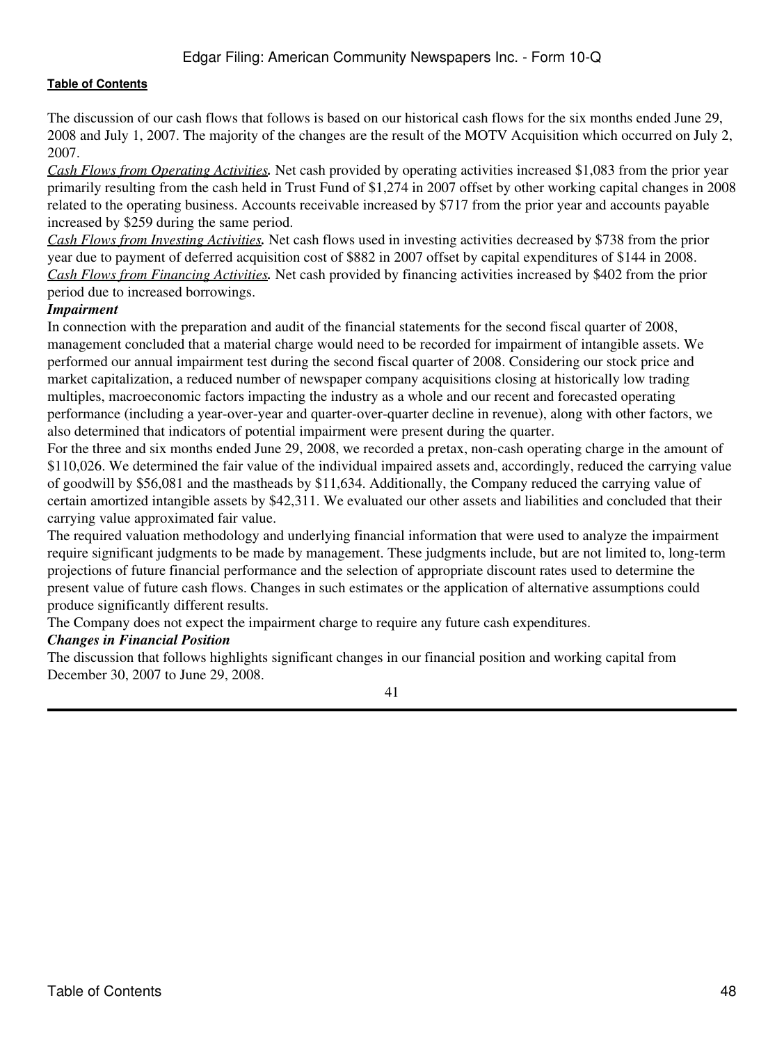The discussion of our cash flows that follows is based on our historical cash flows for the six months ended June 29, 2008 and July 1, 2007. The majority of the changes are the result of the MOTV Acquisition which occurred on July 2, 2007.

*Cash Flows from Operating Activities.* Net cash provided by operating activities increased $1,083 from the prior year primarily resulting from the cash held in Trust Fund of $1,274 in 2007 offset by other working capital changes in 2008 related to the operating business. Accounts receivable increased by $717 from the prior year and accounts payable increased by $259 during the same period.

*Cash Flows from Investing Activities.* Net cash flows used in investing activities decreased by $738 from the prior year due to payment of deferred acquisition cost of $882 in 2007 offset by capital expenditures of $144 in 2008.

*Cash Flows from Financing Activities.* Net cash provided by financing activities increased by $402 from the prior period due to increased borrowings.

***Impairment***

In connection with the preparation and audit of the financial statements for the second fiscal quarter of 2008, management concluded that a material charge would need to be recorded for impairment of intangible assets. We performed our annual impairment test during the second fiscal quarter of 2008. Considering our stock price and market capitalization, a reduced number of newspaper company acquisitions closing at historically low trading multiples, macroeconomic factors impacting the industry as a whole and our recent and forecasted operating performance (including a year-over-year and quarter-over-quarter decline in revenue), along with other factors, we also determined that indicators of potential impairment were present during the quarter.

For the three and six months ended June 29, 2008, we recorded a pretax, non-cash operating charge in the amount of $110,026. We determined the fair value of the individual impaired assets and, accordingly, reduced the carrying value of goodwill by $56,081 and the mastheads by $11,634. Additionally, the Company reduced the carrying value of certain amortized intangible assets by $42,311. We evaluated our other assets and liabilities and concluded that their carrying value approximated fair value.

The required valuation methodology and underlying financial information that were used to analyze the impairment require significant judgments to be made by management. These judgments include, but are not limited to, long-term projections of future financial performance and the selection of appropriate discount rates used to determine the present value of future cash flows. Changes in such estimates or the application of alternative assumptions could produce significantly different results.

The Company does not expect the impairment charge to require any future cash expenditures.

***Changes in Financial Position***

The discussion that follows highlights significant changes in our financial position and working capital from December 30, 2007 to June 29, 2008.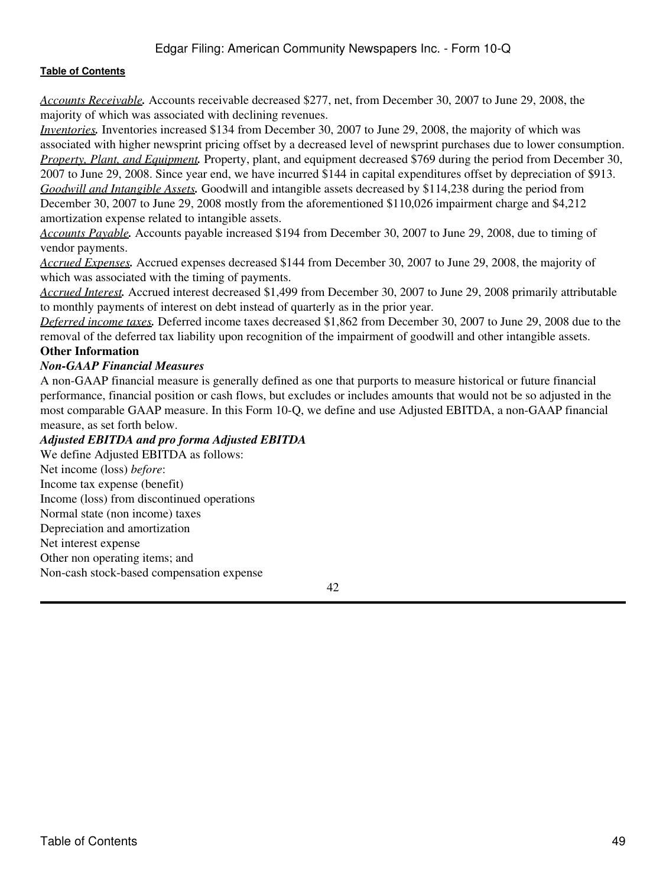*Accounts Receivable.* Accounts receivable decreased $277, net, from December 30, 2007 to June 29, 2008, the majority of which was associated with declining revenues.

*Inventories.* Inventories increased $134 from December 30, 2007 to June 29, 2008, the majority of which was associated with higher newsprint pricing offset by a decreased level of newsprint purchases due to lower consumption.

*Property, Plant, and Equipment.* Property, plant, and equipment decreased $769 during the period from December 30, 2007 to June 29, 2008. Since year end, we have incurred $144 in capital expenditures offset by depreciation of $913.

*Goodwill and Intangible Assets.* Goodwill and intangible assets decreased by $114,238 during the period from December 30, 2007 to June 29, 2008 mostly from the aforementioned $110,026 impairment charge and $4,212 amortization expense related to intangible assets.

*Accounts Payable.* Accounts payable increased $194 from December 30, 2007 to June 29, 2008, due to timing of vendor payments.

*Accrued Expenses.* Accrued expenses decreased $144 from December 30, 2007 to June 29, 2008, the majority of which was associated with the timing of payments.

*Accrued Interest.* Accrued interest decreased $1,499 from December 30, 2007 to June 29, 2008 primarily attributable to monthly payments of interest on debt instead of quarterly as in the prior year.

*Deferred income taxes.* Deferred income taxes decreased $1,862 from December 30, 2007 to June 29, 2008 due to the removal of the deferred tax liability upon recognition of the impairment of goodwill and other intangible assets.

## Other Information

### *Non-GAAP Financial Measures*

A non-GAAP financial measure is generally defined as one that purports to measure historical or future financial performance, financial position or cash flows, but excludes or includes amounts that would not be so adjusted in the most comparable GAAP measure. In this Form 10-Q, we define and use Adjusted EBITDA, a non-GAAP financial measure, as set forth below.

### *Adjusted EBITDA and pro forma Adjusted EBITDA*

We define Adjusted EBITDA as follows:

Net income (loss) *before*:

Income tax expense (benefit)

Income (loss) from discontinued operations

Normal state (non income) taxes

Depreciation and amortization

Net interest expense

Other non operating items; and

Non-cash stock-based compensation expense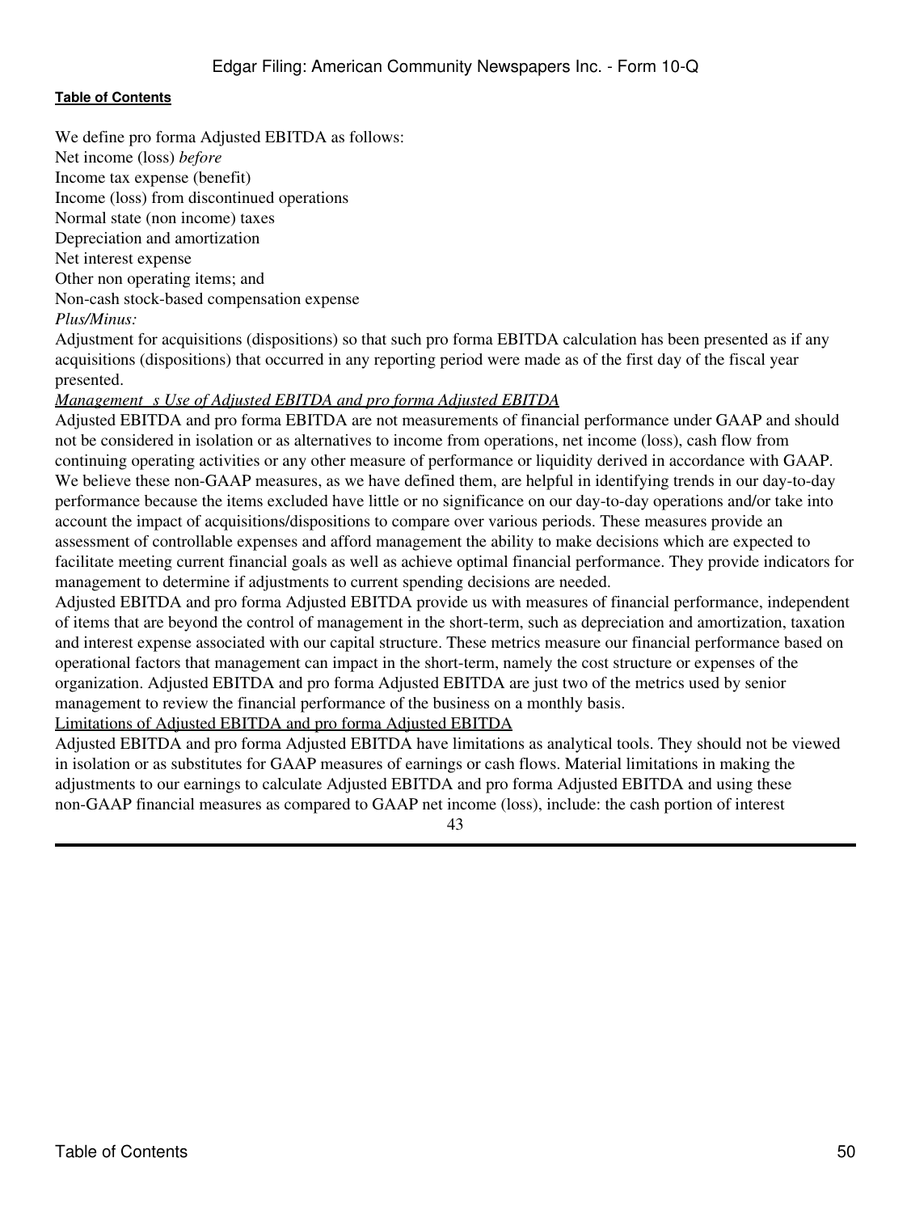We define pro forma Adjusted EBITDA as follows:

Net income (loss) *before*

Income tax expense (benefit)

Income (loss) from discontinued operations

Normal state (non income) taxes

Depreciation and amortization

Net interest expense

Other non operating items; and

Non-cash stock-based compensation expense

*Plus/Minus:*

Adjustment for acquisitions (dispositions) so that such pro forma EBITDA calculation has been presented as if any acquisitions (dispositions) that occurred in any reporting period were made as of the first day of the fiscal year presented.

*Management s Use of Adjusted EBITDA and pro forma Adjusted EBITDA*

Adjusted EBITDA and pro forma EBITDA are not measurements of financial performance under GAAP and should not be considered in isolation or as alternatives to income from operations, net income (loss), cash flow from continuing operating activities or any other measure of performance or liquidity derived in accordance with GAAP. We believe these non-GAAP measures, as we have defined them, are helpful in identifying trends in our day-to-day performance because the items excluded have little or no significance on our day-to-day operations and/or take into account the impact of acquisitions/dispositions to compare over various periods. These measures provide an assessment of controllable expenses and afford management the ability to make decisions which are expected to facilitate meeting current financial goals as well as achieve optimal financial performance. They provide indicators for management to determine if adjustments to current spending decisions are needed.

Adjusted EBITDA and pro forma Adjusted EBITDA provide us with measures of financial performance, independent of items that are beyond the control of management in the short-term, such as depreciation and amortization, taxation and interest expense associated with our capital structure. These metrics measure our financial performance based on operational factors that management can impact in the short-term, namely the cost structure or expenses of the organization. Adjusted EBITDA and pro forma Adjusted EBITDA are just two of the metrics used by senior management to review the financial performance of the business on a monthly basis.

Limitations of Adjusted EBITDA and pro forma Adjusted EBITDA

Adjusted EBITDA and pro forma Adjusted EBITDA have limitations as analytical tools. They should not be viewed in isolation or as substitutes for GAAP measures of earnings or cash flows. Material limitations in making the adjustments to our earnings to calculate Adjusted EBITDA and pro forma Adjusted EBITDA and using these non-GAAP financial measures as compared to GAAP net income (loss), include: the cash portion of interest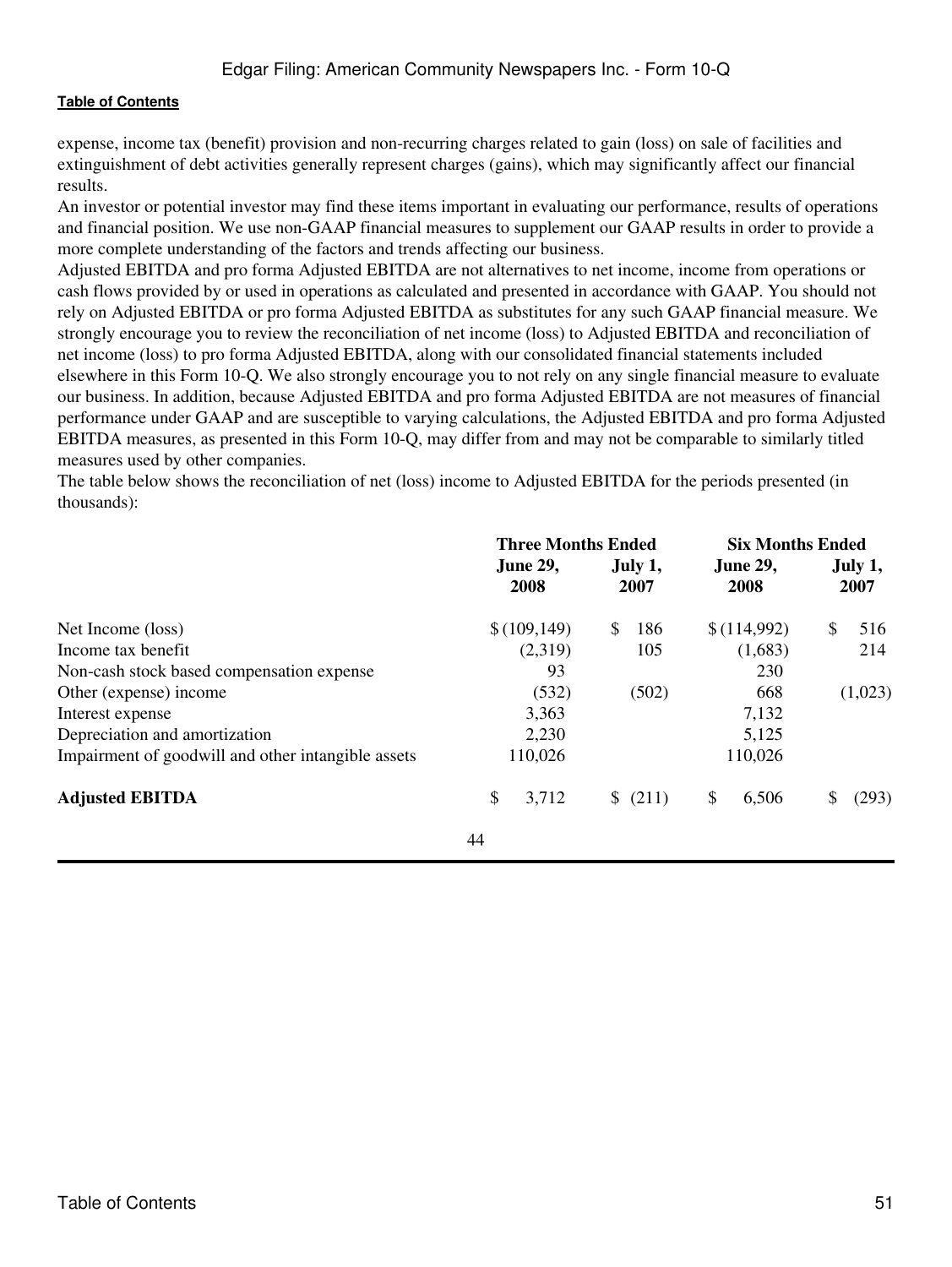expense, income tax (benefit) provision and non-recurring charges related to gain (loss) on sale of facilities and extinguishment of debt activities generally represent charges (gains), which may significantly affect our financial results.

An investor or potential investor may find these items important in evaluating our performance, results of operations and financial position. We use non-GAAP financial measures to supplement our GAAP results in order to provide a more complete understanding of the factors and trends affecting our business.

Adjusted EBITDA and pro forma Adjusted EBITDA are not alternatives to net income, income from operations or cash flows provided by or used in operations as calculated and presented in accordance with GAAP. You should not rely on Adjusted EBITDA or pro forma Adjusted EBITDA as substitutes for any such GAAP financial measure. We strongly encourage you to review the reconciliation of net income (loss) to Adjusted EBITDA and reconciliation of net income (loss) to pro forma Adjusted EBITDA, along with our consolidated financial statements included elsewhere in this Form 10-Q. We also strongly encourage you to not rely on any single financial measure to evaluate our business. In addition, because Adjusted EBITDA and pro forma Adjusted EBITDA are not measures of financial performance under GAAP and are susceptible to varying calculations, the Adjusted EBITDA and pro forma Adjusted EBITDA measures, as presented in this Form 10-Q, may differ from and may not be comparable to similarly titled measures used by other companies.

The table below shows the reconciliation of net (loss) income to Adjusted EBITDA for the periods presented (in thousands):

| | Three Months Ended | | Six Months Ended | |
|---|---|---|---|---|
| | **June 29, 2008** | **July 1, 2007** | **June 29, 2008** | **July 1, 2007** |
| Net Income (loss) | $ (109,149) | $ 186 | $ (114,992) | $ 516 |
| Income tax benefit | (2,319) | 105 | (1,683) | 214 |
| Non-cash stock based compensation expense | 93 | | 230 | |
| Other (expense) income | (532) | (502) | 668 | (1,023) |
| Interest expense | 3,363 | | 7,132 | |
| Depreciation and amortization | 2,230 | | 5,125 | |
| Impairment of goodwill and other intangible assets | 110,026 | | 110,026 | |
| **Adjusted EBITDA** | $ 3,712 | $ (211) | $ 6,506 | $ (293) |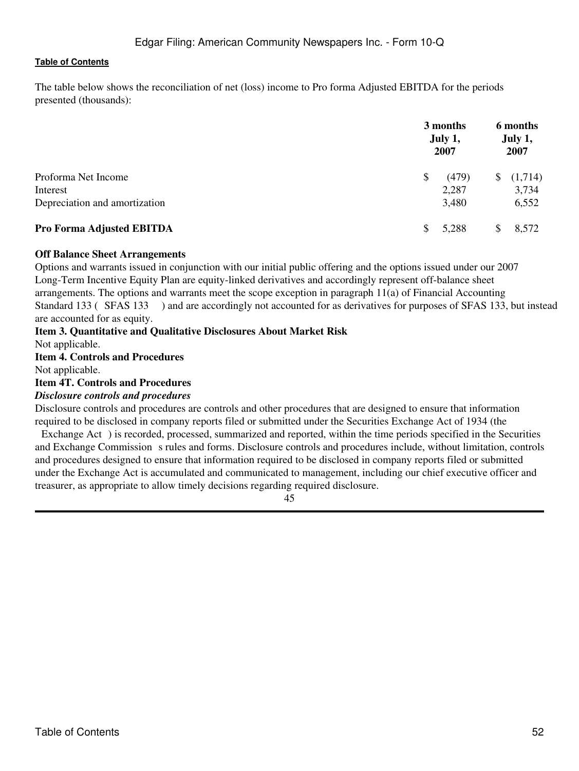The table below shows the reconciliation of net (loss) income to Pro forma Adjusted EBITDA for the periods presented (thousands):

| | 3 months July 1, 2007 | 6 months July 1, 2007 |
|---|---|---|
| Proforma Net Income | $ (479) | $ (1,714) |
| Interest | 2,287 | 3,734 |
| Depreciation and amortization | 3,480 | 6,552 |
| **Pro Forma Adjusted EBITDA** | $ 5,288 | $ 8,572 |

**Off Balance Sheet Arrangements**

Options and warrants issued in conjunction with our initial public offering and the options issued under our 2007 Long-Term Incentive Equity Plan are equity-linked derivatives and accordingly represent off-balance sheet arrangements. The options and warrants meet the scope exception in paragraph 11(a) of Financial Accounting Standard 133 ( SFAS 133 ) and are accordingly not accounted for as derivatives for purposes of SFAS 133, but instead are accounted for as equity.

**Item 3. Quantitative and Qualitative Disclosures About Market Risk**

Not applicable.

**Item 4. Controls and Procedures**

Not applicable.

**Item 4T. Controls and Procedures**

***Disclosure controls and procedures***

Disclosure controls and procedures are controls and other procedures that are designed to ensure that information required to be disclosed in company reports filed or submitted under the Securities Exchange Act of 1934 (the Exchange Act ) is recorded, processed, summarized and reported, within the time periods specified in the Securities and Exchange Commission s rules and forms. Disclosure controls and procedures include, without limitation, controls and procedures designed to ensure that information required to be disclosed in company reports filed or submitted under the Exchange Act is accumulated and communicated to management, including our chief executive officer and treasurer, as appropriate to allow timely decisions regarding required disclosure.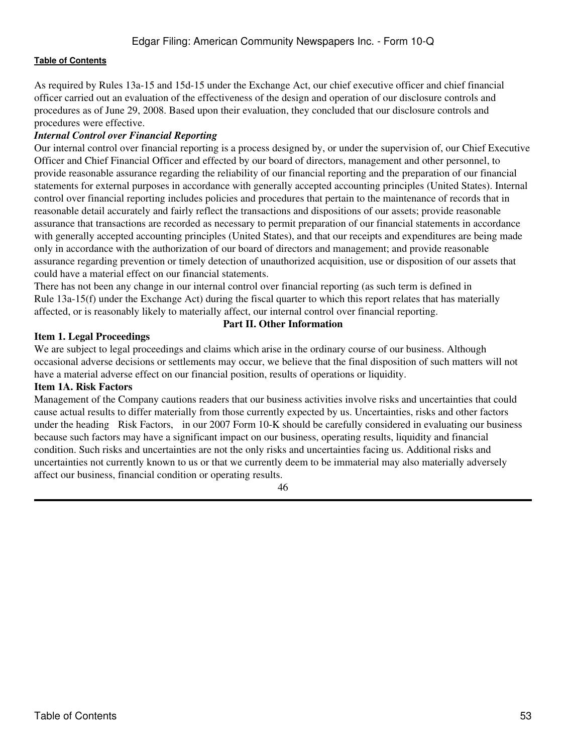As required by Rules 13a-15 and 15d-15 under the Exchange Act, our chief executive officer and chief financial officer carried out an evaluation of the effectiveness of the design and operation of our disclosure controls and procedures as of June 29, 2008. Based upon their evaluation, they concluded that our disclosure controls and procedures were effective.

***Internal Control over Financial Reporting***

Our internal control over financial reporting is a process designed by, or under the supervision of, our Chief Executive Officer and Chief Financial Officer and effected by our board of directors, management and other personnel, to provide reasonable assurance regarding the reliability of our financial reporting and the preparation of our financial statements for external purposes in accordance with generally accepted accounting principles (United States). Internal control over financial reporting includes policies and procedures that pertain to the maintenance of records that in reasonable detail accurately and fairly reflect the transactions and dispositions of our assets; provide reasonable assurance that transactions are recorded as necessary to permit preparation of our financial statements in accordance with generally accepted accounting principles (United States), and that our receipts and expenditures are being made only in accordance with the authorization of our board of directors and management; and provide reasonable assurance regarding prevention or timely detection of unauthorized acquisition, use or disposition of our assets that could have a material effect on our financial statements.

There has not been any change in our internal control over financial reporting (as such term is defined in Rule 13a-15(f) under the Exchange Act) during the fiscal quarter to which this report relates that has materially affected, or is reasonably likely to materially affect, our internal control over financial reporting.

## Part II. Other Information

### Item 1. Legal Proceedings

We are subject to legal proceedings and claims which arise in the ordinary course of our business. Although occasional adverse decisions or settlements may occur, we believe that the final disposition of such matters will not have a material adverse effect on our financial position, results of operations or liquidity.

### Item 1A. Risk Factors

Management of the Company cautions readers that our business activities involve risks and uncertainties that could cause actual results to differ materially from those currently expected by us. Uncertainties, risks and other factors under the heading Risk Factors, in our 2007 Form 10-K should be carefully considered in evaluating our business because such factors may have a significant impact on our business, operating results, liquidity and financial condition. Such risks and uncertainties are not the only risks and uncertainties facing us. Additional risks and uncertainties not currently known to us or that we currently deem to be immaterial may also materially adversely affect our business, financial condition or operating results.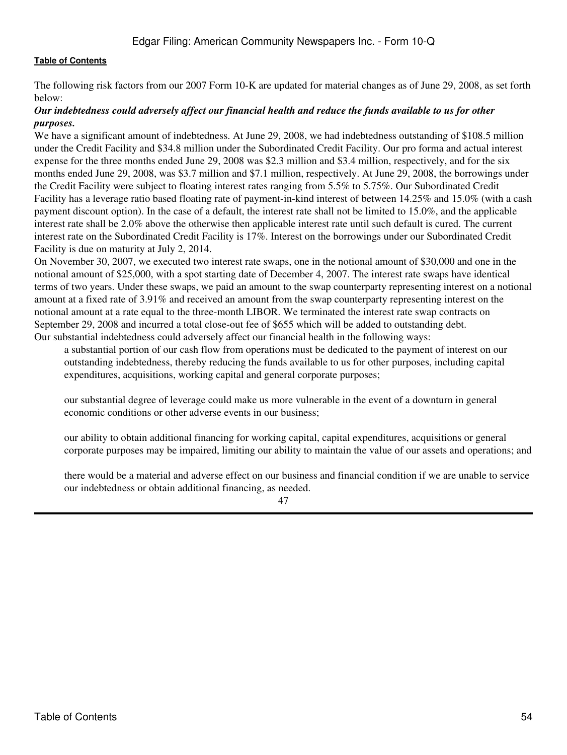The following risk factors from our 2007 Form 10-K are updated for material changes as of June 29, 2008, as set forth below:

***Our indebtedness could adversely affect our financial health and reduce the funds available to us for other purposes.***

We have a significant amount of indebtedness. At June 29, 2008, we had indebtedness outstanding of $108.5 million under the Credit Facility and $34.8 million under the Subordinated Credit Facility. Our pro forma and actual interest expense for the three months ended June 29, 2008 was $2.3 million and $3.4 million, respectively, and for the six months ended June 29, 2008, was $3.7 million and $7.1 million, respectively. At June 29, 2008, the borrowings under the Credit Facility were subject to floating interest rates ranging from 5.5% to 5.75%. Our Subordinated Credit Facility has a leverage ratio based floating rate of payment-in-kind interest of between 14.25% and 15.0% (with a cash payment discount option). In the case of a default, the interest rate shall not be limited to 15.0%, and the applicable interest rate shall be 2.0% above the otherwise then applicable interest rate until such default is cured. The current interest rate on the Subordinated Credit Facility is 17%. Interest on the borrowings under our Subordinated Credit Facility is due on maturity at July 2, 2014.

On November 30, 2007, we executed two interest rate swaps, one in the notional amount of $30,000 and one in the notional amount of $25,000, with a spot starting date of December 4, 2007. The interest rate swaps have identical terms of two years. Under these swaps, we paid an amount to the swap counterparty representing interest on a notional amount at a fixed rate of 3.91% and received an amount from the swap counterparty representing interest on the notional amount at a rate equal to the three-month LIBOR. We terminated the interest rate swap contracts on September 29, 2008 and incurred a total close-out fee of $655 which will be added to outstanding debt.

Our substantial indebtedness could adversely affect our financial health in the following ways:

- a substantial portion of our cash flow from operations must be dedicated to the payment of interest on our outstanding indebtedness, thereby reducing the funds available to us for other purposes, including capital expenditures, acquisitions, working capital and general corporate purposes;

- our substantial degree of leverage could make us more vulnerable in the event of a downturn in general economic conditions or other adverse events in our business;

- our ability to obtain additional financing for working capital, capital expenditures, acquisitions or general corporate purposes may be impaired, limiting our ability to maintain the value of our assets and operations; and

- there would be a material and adverse effect on our business and financial condition if we are unable to service our indebtedness or obtain additional financing, as needed.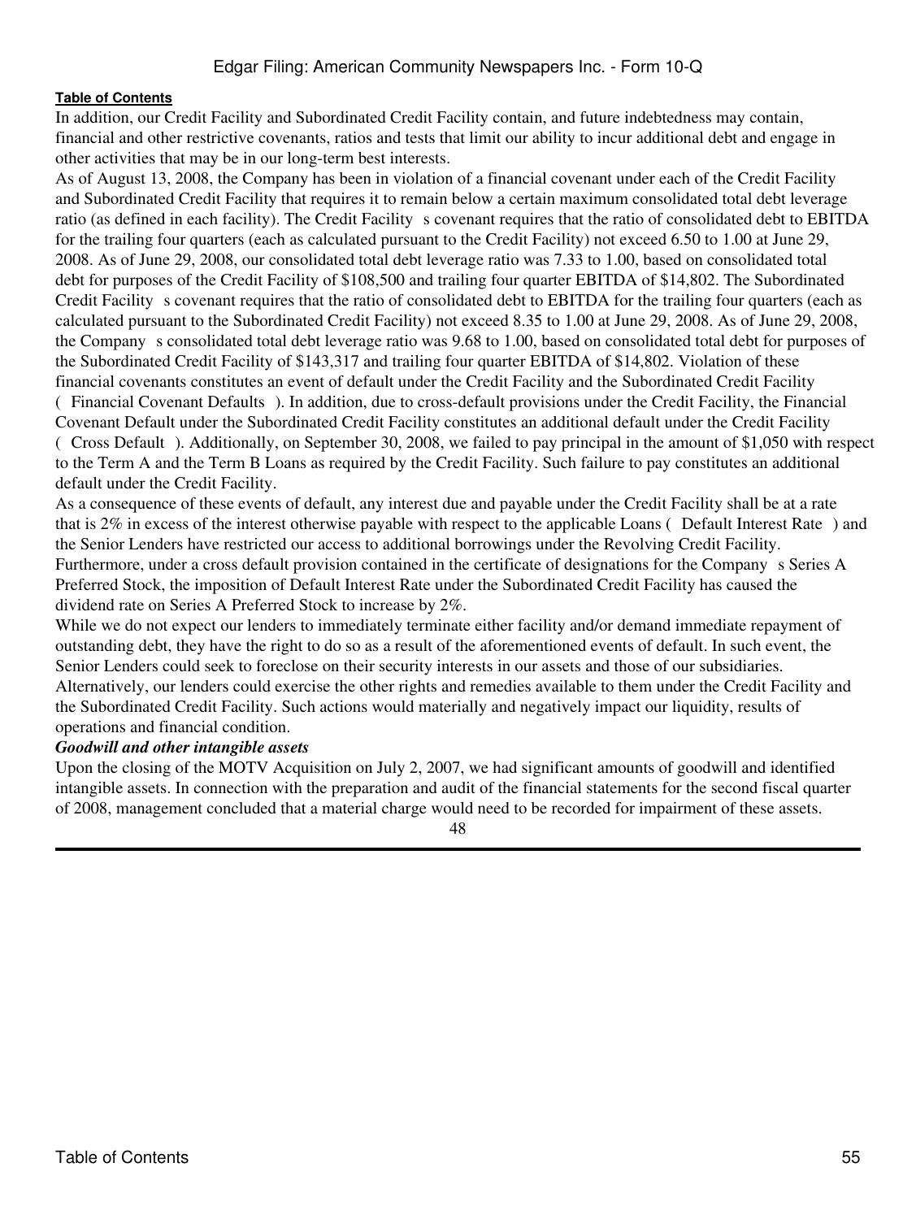In addition, our Credit Facility and Subordinated Credit Facility contain, and future indebtedness may contain, financial and other restrictive covenants, ratios and tests that limit our ability to incur additional debt and engage in other activities that may be in our long-term best interests.

As of August 13, 2008, the Company has been in violation of a financial covenant under each of the Credit Facility and Subordinated Credit Facility that requires it to remain below a certain maximum consolidated total debt leverage ratio (as defined in each facility). The Credit Facility s covenant requires that the ratio of consolidated debt to EBITDA for the trailing four quarters (each as calculated pursuant to the Credit Facility) not exceed 6.50 to 1.00 at June 29, 2008. As of June 29, 2008, our consolidated total debt leverage ratio was 7.33 to 1.00, based on consolidated total debt for purposes of the Credit Facility of $108,500 and trailing four quarter EBITDA of $14,802. The Subordinated Credit Facility s covenant requires that the ratio of consolidated debt to EBITDA for the trailing four quarters (each as calculated pursuant to the Subordinated Credit Facility) not exceed 8.35 to 1.00 at June 29, 2008. As of June 29, 2008, the Company s consolidated total debt leverage ratio was 9.68 to 1.00, based on consolidated total debt for purposes of the Subordinated Credit Facility of $143,317 and trailing four quarter EBITDA of $14,802. Violation of these financial covenants constitutes an event of default under the Credit Facility and the Subordinated Credit Facility ( Financial Covenant Defaults ). In addition, due to cross-default provisions under the Credit Facility, the Financial Covenant Default under the Subordinated Credit Facility constitutes an additional default under the Credit Facility ( Cross Default ). Additionally, on September 30, 2008, we failed to pay principal in the amount of $1,050 with respect to the Term A and the Term B Loans as required by the Credit Facility. Such failure to pay constitutes an additional default under the Credit Facility.

As a consequence of these events of default, any interest due and payable under the Credit Facility shall be at a rate that is 2% in excess of the interest otherwise payable with respect to the applicable Loans ( Default Interest Rate ) and the Senior Lenders have restricted our access to additional borrowings under the Revolving Credit Facility. Furthermore, under a cross default provision contained in the certificate of designations for the Company s Series A Preferred Stock, the imposition of Default Interest Rate under the Subordinated Credit Facility has caused the dividend rate on Series A Preferred Stock to increase by 2%.

While we do not expect our lenders to immediately terminate either facility and/or demand immediate repayment of outstanding debt, they have the right to do so as a result of the aforementioned events of default. In such event, the Senior Lenders could seek to foreclose on their security interests in our assets and those of our subsidiaries. Alternatively, our lenders could exercise the other rights and remedies available to them under the Credit Facility and the Subordinated Credit Facility. Such actions would materially and negatively impact our liquidity, results of operations and financial condition.

***Goodwill and other intangible assets***

Upon the closing of the MOTV Acquisition on July 2, 2007, we had significant amounts of goodwill and identified intangible assets. In connection with the preparation and audit of the financial statements for the second fiscal quarter of 2008, management concluded that a material charge would need to be recorded for impairment of these assets.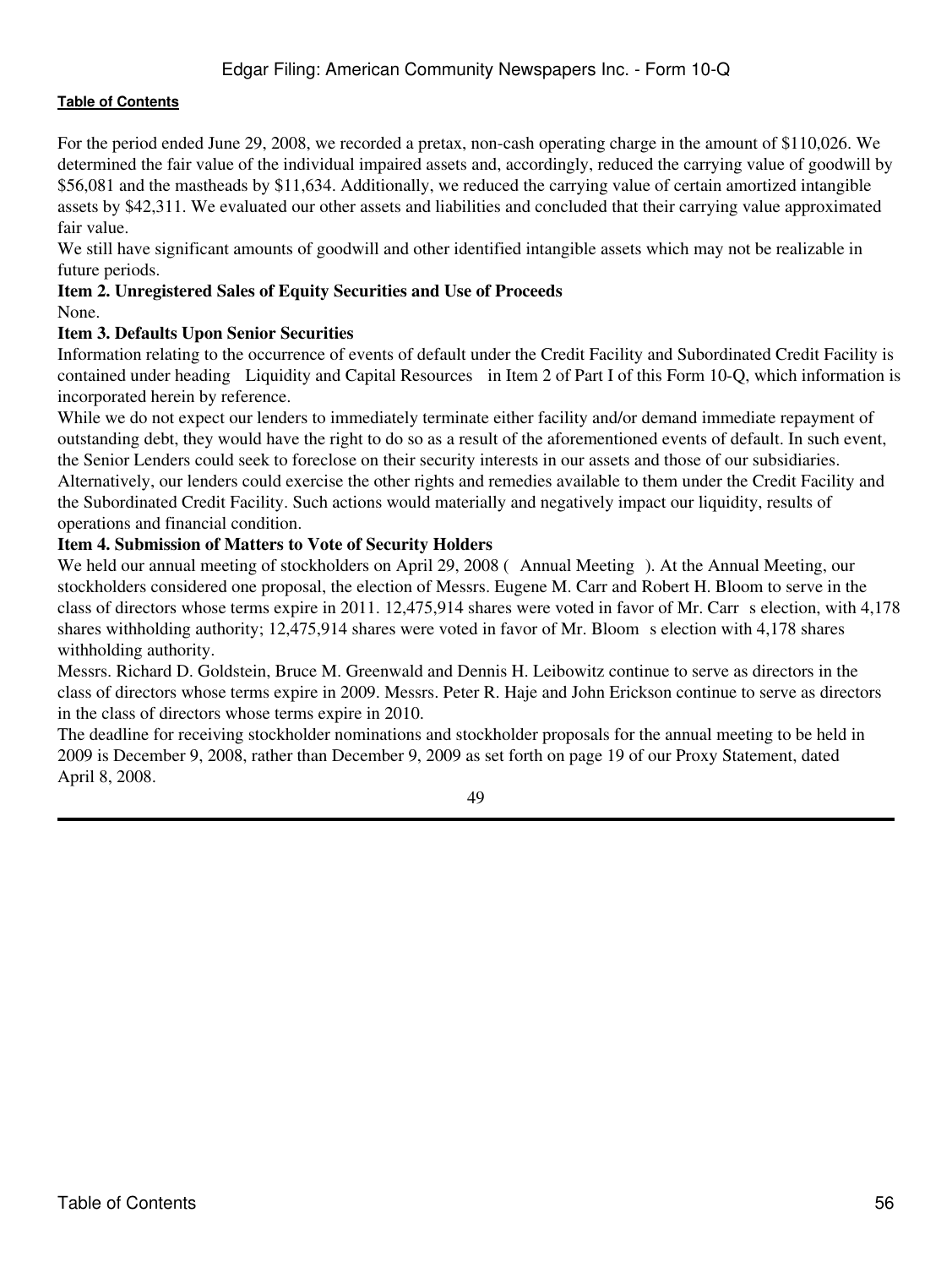[Table of Contents](#)

For the period ended June 29, 2008, we recorded a pretax, non-cash operating charge in the amount of $110,026. We determined the fair value of the individual impaired assets and, accordingly, reduced the carrying value of goodwill by $56,081 and the mastheads by $11,634. Additionally, we reduced the carrying value of certain amortized intangible assets by $42,311. We evaluated our other assets and liabilities and concluded that their carrying value approximated fair value.

We still have significant amounts of goodwill and other identified intangible assets which may not be realizable in future periods.

**Item 2. Unregistered Sales of Equity Securities and Use of Proceeds**

None.

**Item 3. Defaults Upon Senior Securities**

Information relating to the occurrence of events of default under the Credit Facility and Subordinated Credit Facility is contained under heading Liquidity and Capital Resources in Item 2 of Part I of this Form 10-Q, which information is incorporated herein by reference.

While we do not expect our lenders to immediately terminate either facility and/or demand immediate repayment of outstanding debt, they would have the right to do so as a result of the aforementioned events of default. In such event, the Senior Lenders could seek to foreclose on their security interests in our assets and those of our subsidiaries. Alternatively, our lenders could exercise the other rights and remedies available to them under the Credit Facility and the Subordinated Credit Facility. Such actions would materially and negatively impact our liquidity, results of operations and financial condition.

**Item 4. Submission of Matters to Vote of Security Holders**

We held our annual meeting of stockholders on April 29, 2008 ( Annual Meeting ). At the Annual Meeting, our stockholders considered one proposal, the election of Messrs. Eugene M. Carr and Robert H. Bloom to serve in the class of directors whose terms expire in 2011. 12,475,914 shares were voted in favor of Mr. Carr s election, with 4,178 shares withholding authority; 12,475,914 shares were voted in favor of Mr. Bloom s election with 4,178 shares withholding authority.

Messrs. Richard D. Goldstein, Bruce M. Greenwald and Dennis H. Leibowitz continue to serve as directors in the class of directors whose terms expire in 2009. Messrs. Peter R. Haje and John Erickson continue to serve as directors in the class of directors whose terms expire in 2010.

The deadline for receiving stockholder nominations and stockholder proposals for the annual meeting to be held in 2009 is December 9, 2008, rather than December 9, 2009 as set forth on page 19 of our Proxy Statement, dated April 8, 2008.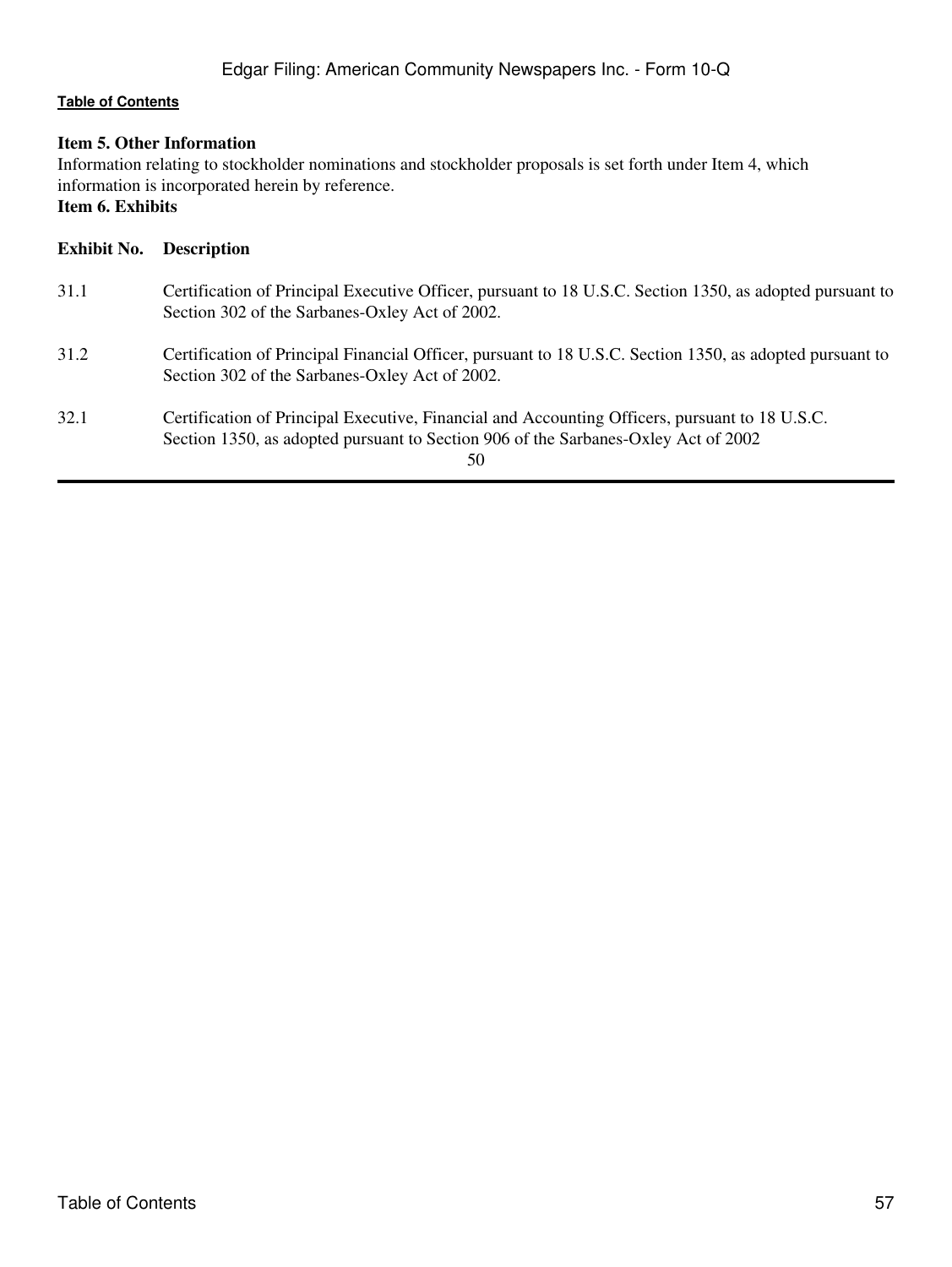**Item 5. Other Information**

Information relating to stockholder nominations and stockholder proposals is set forth under Item 4, which information is incorporated herein by reference.

**Item 6. Exhibits**

| Exhibit No. | Description |
|---|---|
| 31.1 | Certification of Principal Executive Officer, pursuant to 18 U.S.C. Section 1350, as adopted pursuant to Section 302 of the Sarbanes-Oxley Act of 2002. |
| 31.2 | Certification of Principal Financial Officer, pursuant to 18 U.S.C. Section 1350, as adopted pursuant to Section 302 of the Sarbanes-Oxley Act of 2002. |
| 32.1 | Certification of Principal Executive, Financial and Accounting Officers, pursuant to 18 U.S.C. Section 1350, as adopted pursuant to Section 906 of the Sarbanes-Oxley Act of 2002 |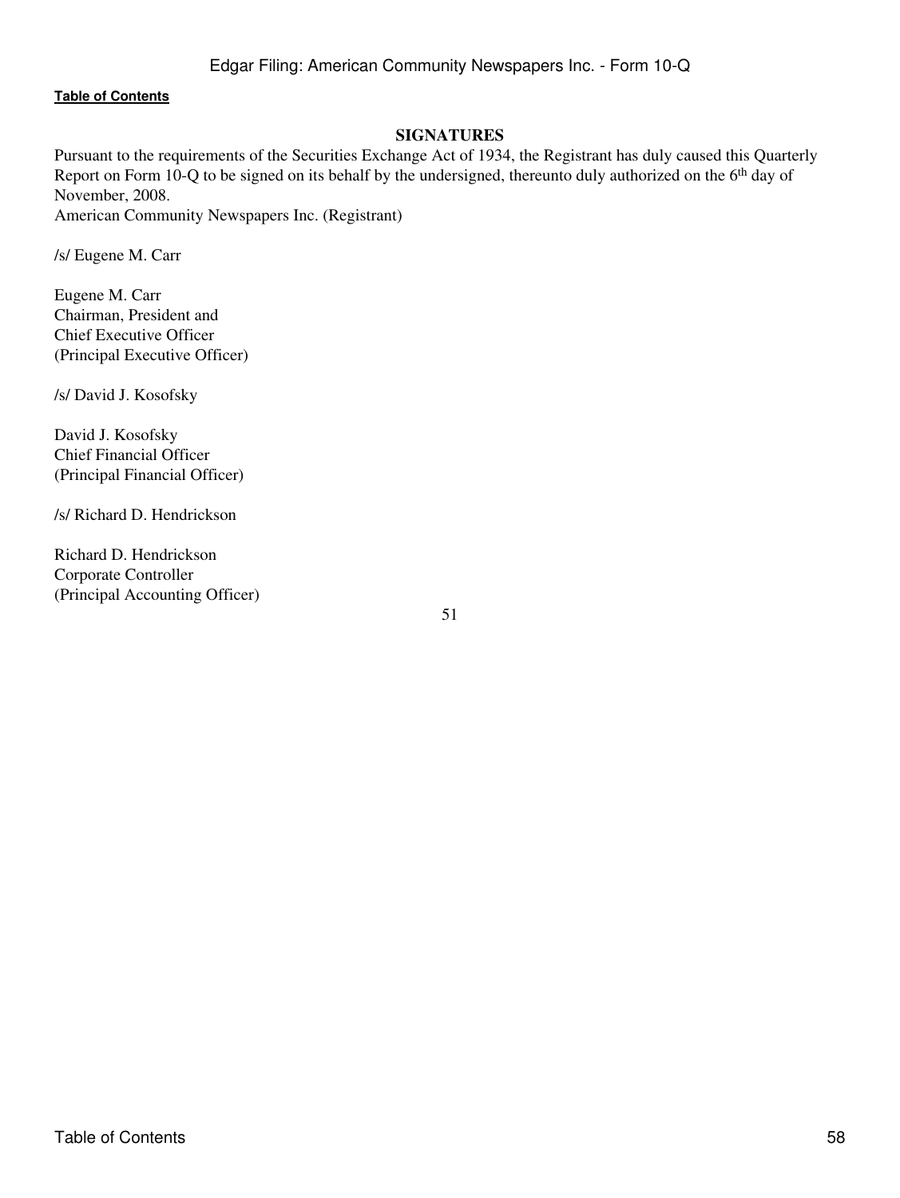## SIGNATURES

Pursuant to the requirements of the Securities Exchange Act of 1934, the Registrant has duly caused this Quarterly Report on Form 10-Q to be signed on its behalf by the undersigned, thereunto duly authorized on the 6th day of November, 2008.

American Community Newspapers Inc. (Registrant)

/s/ Eugene M. Carr

Eugene M. Carr
Chairman, President and
Chief Executive Officer
(Principal Executive Officer)

/s/ David J. Kosofsky

David J. Kosofsky
Chief Financial Officer
(Principal Financial Officer)

/s/ Richard D. Hendrickson

Richard D. Hendrickson
Corporate Controller
(Principal Accounting Officer)